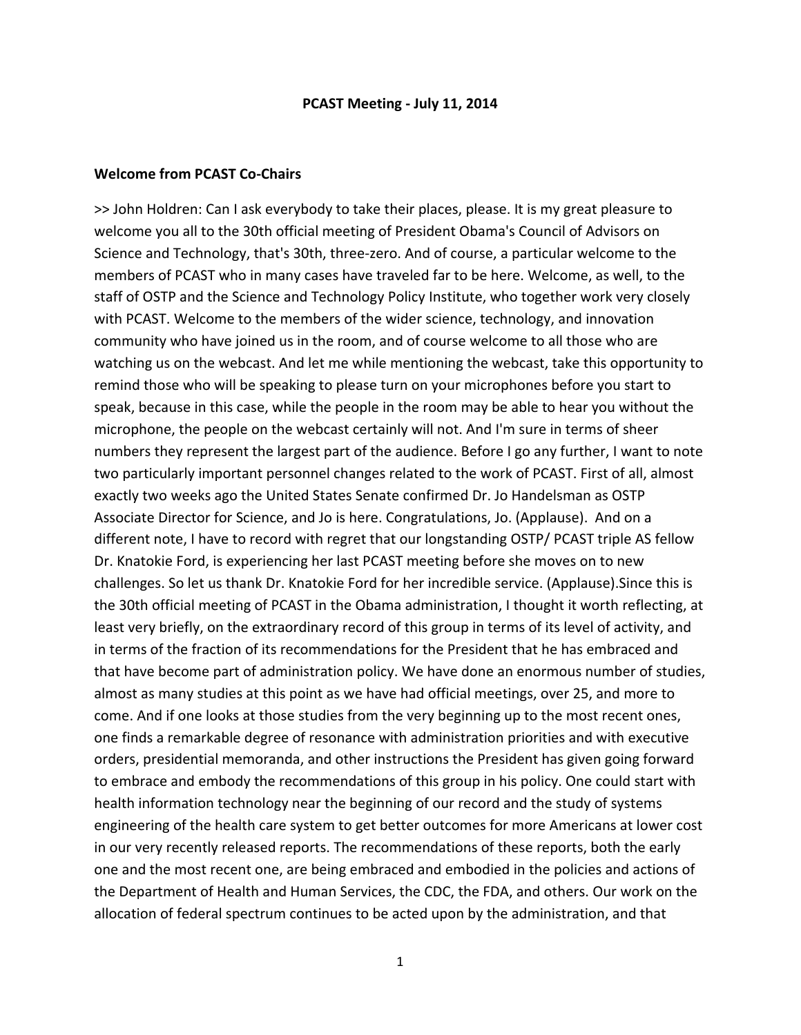# PCAST Meeting - July 11, 2014

## Welcome from PCAST Co-Chairs

>> John Holdren: Can I ask everybody to take their places, please. It is my great pleasure to welcome you all to the 30th official meeting of President Obama's Council of Advisors on Science and Technology, that's 30th, three-zero. And of course, a particular welcome to the members of PCAST who in many cases have traveled far to be here. Welcome, as well, to the staff of OSTP and the Science and Technology Policy Institute, who together work very closely with PCAST. Welcome to the members of the wider science, technology, and innovation community who have joined us in the room, and of course welcome to all those who are watching us on the webcast. And let me while mentioning the webcast, take this opportunity to remind those who will be speaking to please turn on your microphones before you start to speak, because in this case, while the people in the room may be able to hear you without the microphone, the people on the webcast certainly will not. And I'm sure in terms of sheer numbers they represent the largest part of the audience. Before I go any further, I want to note two particularly important personnel changes related to the work of PCAST. First of all, almost exactly two weeks ago the United States Senate confirmed Dr. Jo Handelsman as OSTP Associate Director for Science, and Jo is here. Congratulations, Jo. (Applause). And on a different note, I have to record with regret that our longstanding OSTP/ PCAST triple AS fellow Dr. Knatokie Ford, is experiencing her last PCAST meeting before she moves on to new challenges. So let us thank Dr. Knatokie Ford for her incredible service. (Applause).Since this is the 30th official meeting of PCAST in the Obama administration, I thought it worth reflecting, at least very briefly, on the extraordinary record of this group in terms of its level of activity, and in terms of the fraction of its recommendations for the President that he has embraced and that have become part of administration policy. We have done an enormous number of studies, almost as many studies at this point as we have had official meetings, over 25, and more to come. And if one looks at those studies from the very beginning up to the most recent ones, one finds a remarkable degree of resonance with administration priorities and with executive orders, presidential memoranda, and other instructions the President has given going forward to embrace and embody the recommendations of this group in his policy. One could start with health information technology near the beginning of our record and the study of systems engineering of the health care system to get better outcomes for more Americans at lower cost in our very recently released reports. The recommendations of these reports, both the early one and the most recent one, are being embraced and embodied in the policies and actions of the Department of Health and Human Services, the CDC, the FDA, and others. Our work on the allocation of federal spectrum continues to be acted upon by the administration, and that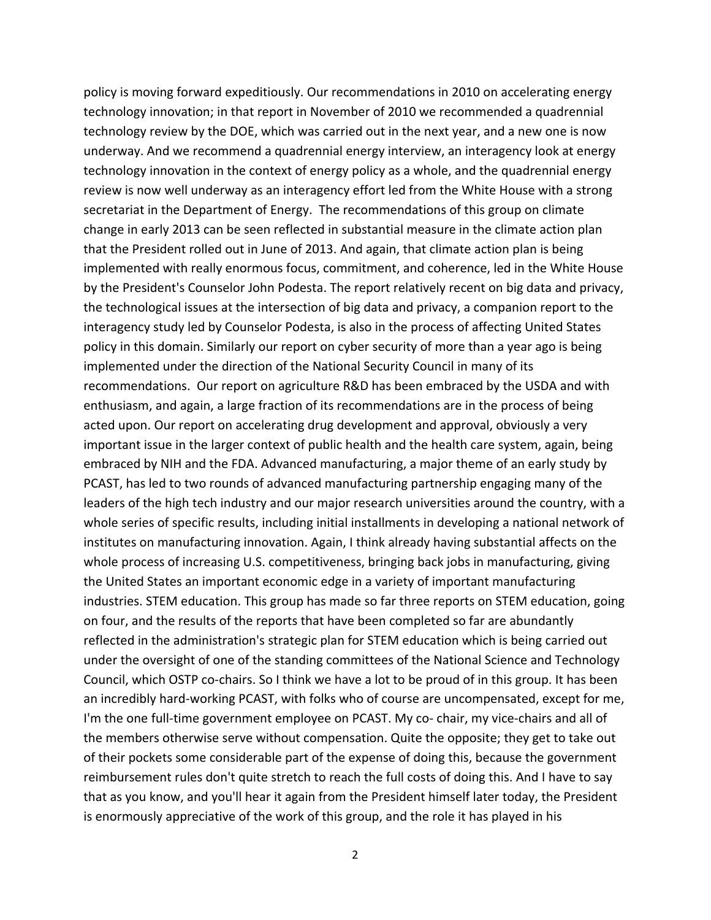policy is moving forward expeditiously. Our recommendations in 2010 on accelerating energy technology innovation; in that report in November of 2010 we recommended a quadrennial technology review by the DOE, which was carried out in the next year, and a new one is now underway. And we recommend a quadrennial energy interview, an interagency look at energy technology innovation in the context of energy policy as a whole, and the quadrennial energy review is now well underway as an interagency effort led from the White House with a strong secretariat in the Department of Energy.  The recommendations of this group on climate change in early 2013 can be seen reflected in substantial measure in the climate action plan that the President rolled out in June of 2013. And again, that climate action plan is being implemented with really enormous focus, commitment, and coherence, led in the White House by the President's Counselor John Podesta. The report relatively recent on big data and privacy, the technological issues at the intersection of big data and privacy, a companion report to the interagency study led by Counselor Podesta, is also in the process of affecting United States policy in this domain. Similarly our report on cyber security of more than a year ago is being implemented under the direction of the National Security Council in many of its recommendations.  Our report on agriculture R&D has been embraced by the USDA and with enthusiasm, and again, a large fraction of its recommendations are in the process of being acted upon. Our report on accelerating drug development and approval, obviously a very important issue in the larger context of public health and the health care system, again, being embraced by NIH and the FDA. Advanced manufacturing, a major theme of an early study by PCAST, has led to two rounds of advanced manufacturing partnership engaging many of the leaders of the high tech industry and our major research universities around the country, with a whole series of specific results, including initial installments in developing a national network of institutes on manufacturing innovation. Again, I think already having substantial affects on the whole process of increasing U.S. competitiveness, bringing back jobs in manufacturing, giving the United States an important economic edge in a variety of important manufacturing industries. STEM education. This group has made so far three reports on STEM education, going on four, and the results of the reports that have been completed so far are abundantly reflected in the administration's strategic plan for STEM education which is being carried out under the oversight of one of the standing committees of the National Science and Technology Council, which OSTP co-chairs. So I think we have a lot to be proud of in this group. It has been an incredibly hard-working PCAST, with folks who of course are uncompensated, except for me, I'm the one full-time government employee on PCAST. My co- chair, my vice-chairs and all of the members otherwise serve without compensation. Quite the opposite; they get to take out of their pockets some considerable part of the expense of doing this, because the government reimbursement rules don't quite stretch to reach the full costs of doing this. And I have to say that as you know, and you'll hear it again from the President himself later today, the President is enormously appreciative of the work of this group, and the role it has played in his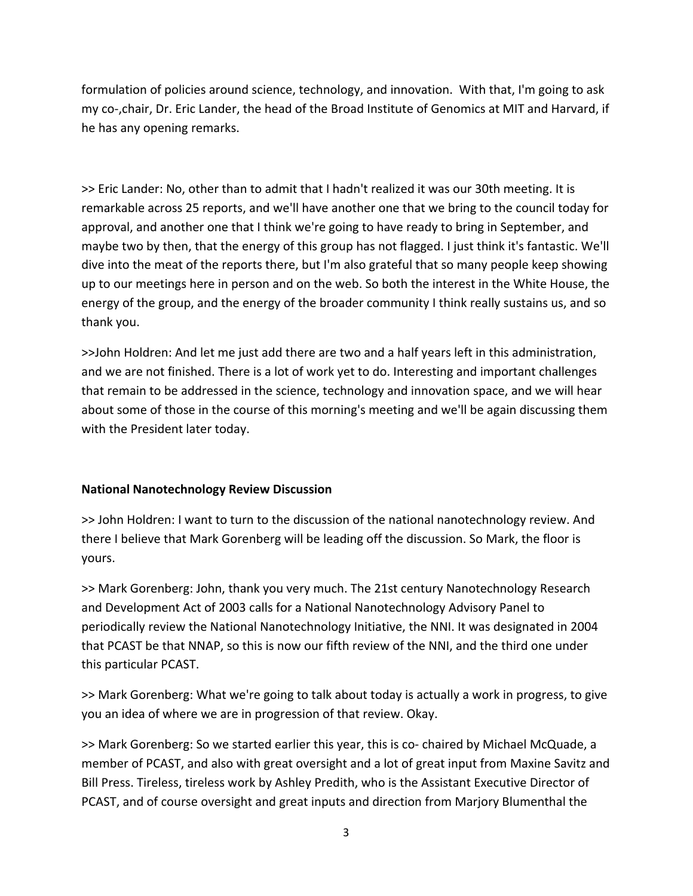formulation of policies around science, technology, and innovation. With that, I'm going to ask my co-,chair, Dr. Eric Lander, the head of the Broad Institute of Genomics at MIT and Harvard, if he has any opening remarks.

>> Eric Lander: No, other than to admit that I hadn't realized it was our 30th meeting. It is remarkable across 25 reports, and we'll have another one that we bring to the council today for approval, and another one that I think we're going to have ready to bring in September, and maybe two by then, that the energy of this group has not flagged. I just think it's fantastic. We'll dive into the meat of the reports there, but I'm also grateful that so many people keep showing up to our meetings here in person and on the web. So both the interest in the White House, the energy of the group, and the energy of the broader community I think really sustains us, and so thank you.

>>John Holdren: And let me just add there are two and a half years left in this administration, and we are not finished. There is a lot of work yet to do. Interesting and important challenges that remain to be addressed in the science, technology and innovation space, and we will hear about some of those in the course of this morning's meeting and we'll be again discussing them with the President later today.

**National Nanotechnology Review Discussion**

>> John Holdren: I want to turn to the discussion of the national nanotechnology review. And there I believe that Mark Gorenberg will be leading off the discussion. So Mark, the floor is yours.

>> Mark Gorenberg: John, thank you very much. The 21st century Nanotechnology Research and Development Act of 2003 calls for a National Nanotechnology Advisory Panel to periodically review the National Nanotechnology Initiative, the NNI. It was designated in 2004 that PCAST be that NNAP, so this is now our fifth review of the NNI, and the third one under this particular PCAST.

>> Mark Gorenberg: What we're going to talk about today is actually a work in progress, to give you an idea of where we are in progression of that review. Okay.

>> Mark Gorenberg: So we started earlier this year, this is co- chaired by Michael McQuade, a member of PCAST, and also with great oversight and a lot of great input from Maxine Savitz and Bill Press. Tireless, tireless work by Ashley Predith, who is the Assistant Executive Director of PCAST, and of course oversight and great inputs and direction from Marjory Blumenthal the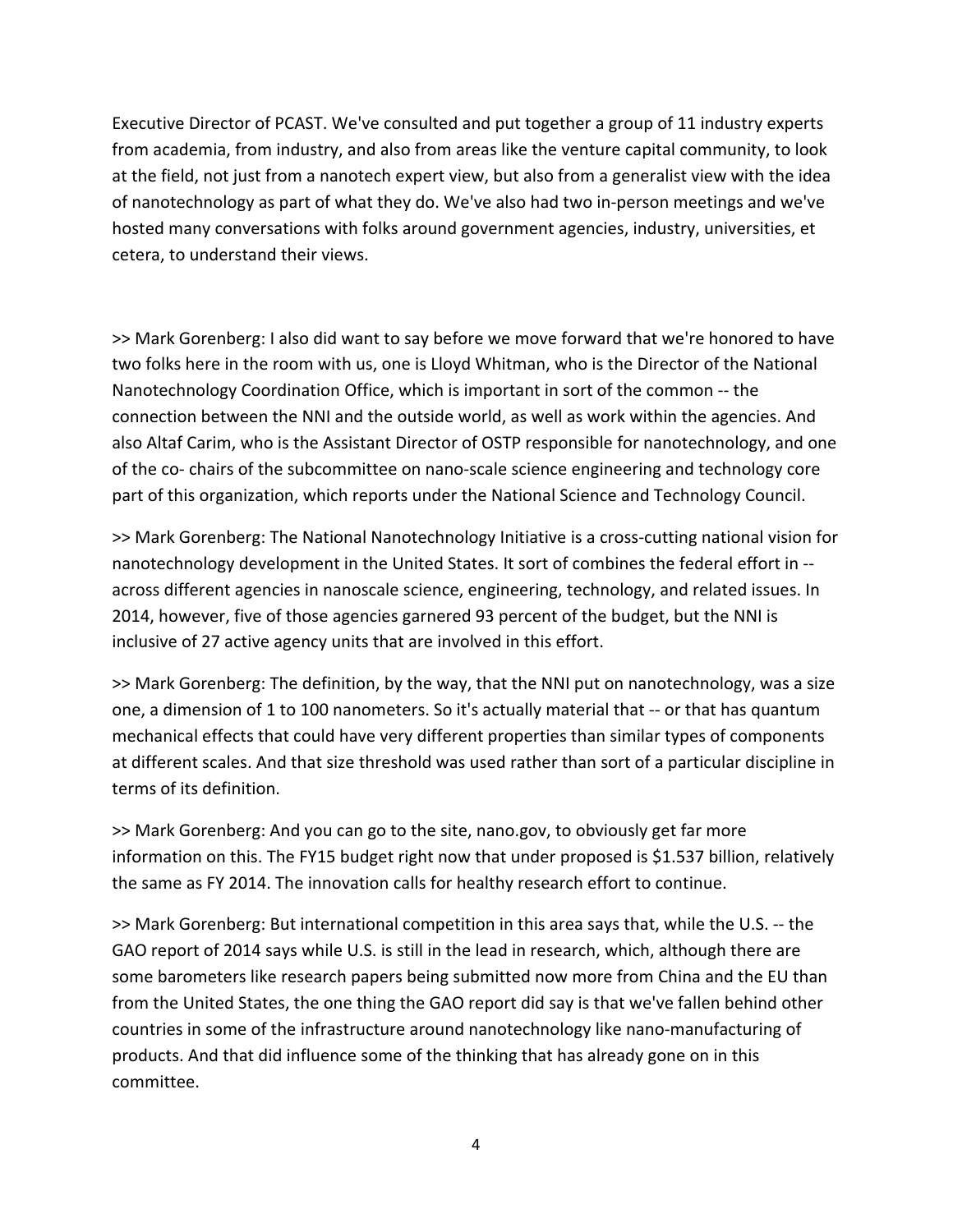Executive Director of PCAST. We've consulted and put together a group of 11 industry experts from academia, from industry, and also from areas like the venture capital community, to look at the field, not just from a nanotech expert view, but also from a generalist view with the idea of nanotechnology as part of what they do. We've also had two in-person meetings and we've hosted many conversations with folks around government agencies, industry, universities, et cetera, to understand their views.

>> Mark Gorenberg: I also did want to say before we move forward that we're honored to have two folks here in the room with us, one is Lloyd Whitman, who is the Director of the National Nanotechnology Coordination Office, which is important in sort of the common -- the connection between the NNI and the outside world, as well as work within the agencies. And also Altaf Carim, who is the Assistant Director of OSTP responsible for nanotechnology, and one of the co- chairs of the subcommittee on nano-scale science engineering and technology core part of this organization, which reports under the National Science and Technology Council.

>> Mark Gorenberg: The National Nanotechnology Initiative is a cross-cutting national vision for nanotechnology development in the United States. It sort of combines the federal effort in -- across different agencies in nanoscale science, engineering, technology, and related issues. In 2014, however, five of those agencies garnered 93 percent of the budget, but the NNI is inclusive of 27 active agency units that are involved in this effort.

>> Mark Gorenberg: The definition, by the way, that the NNI put on nanotechnology, was a size one, a dimension of 1 to 100 nanometers. So it's actually material that -- or that has quantum mechanical effects that could have very different properties than similar types of components at different scales. And that size threshold was used rather than sort of a particular discipline in terms of its definition.

>> Mark Gorenberg: And you can go to the site, nano.gov, to obviously get far more information on this. The FY15 budget right now that under proposed is $1.537 billion, relatively the same as FY 2014. The innovation calls for healthy research effort to continue.

>> Mark Gorenberg: But international competition in this area says that, while the U.S. -- the GAO report of 2014 says while U.S. is still in the lead in research, which, although there are some barometers like research papers being submitted now more from China and the EU than from the United States, the one thing the GAO report did say is that we've fallen behind other countries in some of the infrastructure around nanotechnology like nano-manufacturing of products. And that did influence some of the thinking that has already gone on in this committee.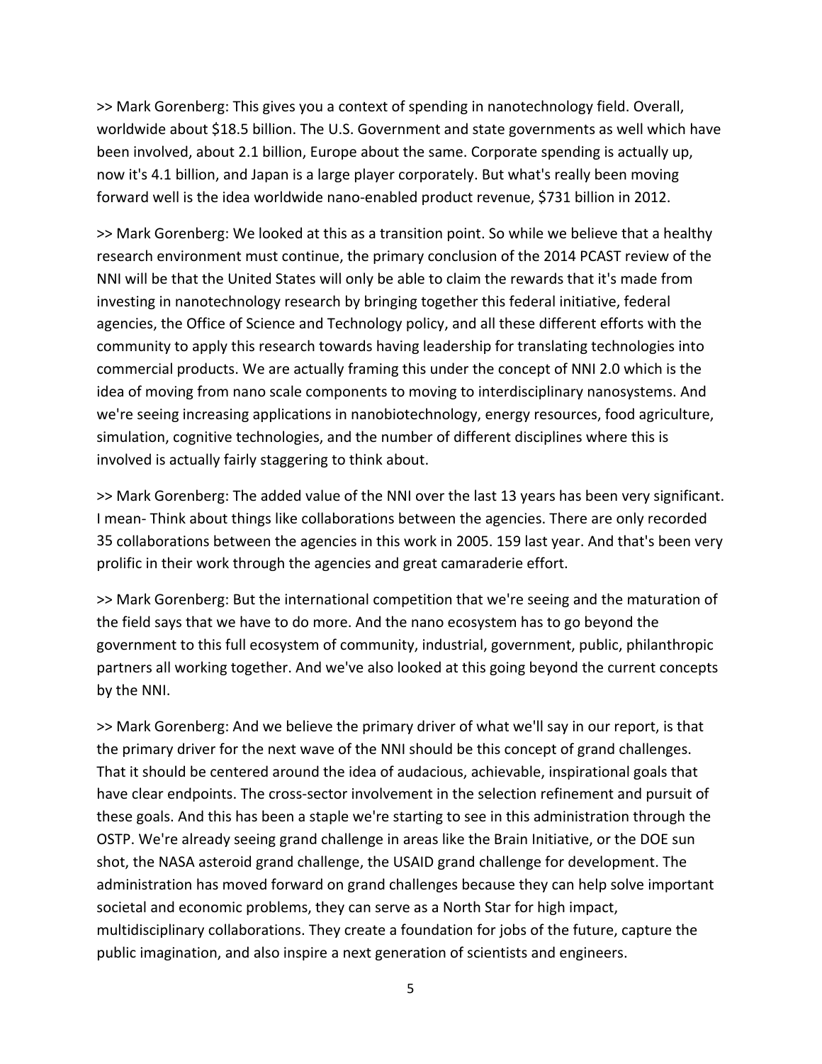>> Mark Gorenberg: This gives you a context of spending in nanotechnology field. Overall, worldwide about $18.5 billion. The U.S. Government and state governments as well which have been involved, about 2.1 billion, Europe about the same. Corporate spending is actually up, now it's 4.1 billion, and Japan is a large player corporately. But what's really been moving forward well is the idea worldwide nano-enabled product revenue, $731 billion in 2012.

>> Mark Gorenberg: We looked at this as a transition point. So while we believe that a healthy research environment must continue, the primary conclusion of the 2014 PCAST review of the NNI will be that the United States will only be able to claim the rewards that it's made from investing in nanotechnology research by bringing together this federal initiative, federal agencies, the Office of Science and Technology policy, and all these different efforts with the community to apply this research towards having leadership for translating technologies into commercial products. We are actually framing this under the concept of NNI 2.0 which is the idea of moving from nano scale components to moving to interdisciplinary nanosystems. And we're seeing increasing applications in nanobiotechnology, energy resources, food agriculture, simulation, cognitive technologies, and the number of different disciplines where this is involved is actually fairly staggering to think about.

>> Mark Gorenberg: The added value of the NNI over the last 13 years has been very significant. I mean- Think about things like collaborations between the agencies. There are only recorded 35 collaborations between the agencies in this work in 2005. 159 last year. And that's been very prolific in their work through the agencies and great camaraderie effort.

>> Mark Gorenberg: But the international competition that we're seeing and the maturation of the field says that we have to do more. And the nano ecosystem has to go beyond the government to this full ecosystem of community, industrial, government, public, philanthropic partners all working together. And we've also looked at this going beyond the current concepts by the NNI.

>> Mark Gorenberg: And we believe the primary driver of what we'll say in our report, is that the primary driver for the next wave of the NNI should be this concept of grand challenges. That it should be centered around the idea of audacious, achievable, inspirational goals that have clear endpoints. The cross-sector involvement in the selection refinement and pursuit of these goals. And this has been a staple we're starting to see in this administration through the OSTP. We're already seeing grand challenge in areas like the Brain Initiative, or the DOE sun shot, the NASA asteroid grand challenge, the USAID grand challenge for development. The administration has moved forward on grand challenges because they can help solve important societal and economic problems, they can serve as a North Star for high impact, multidisciplinary collaborations. They create a foundation for jobs of the future, capture the public imagination, and also inspire a next generation of scientists and engineers.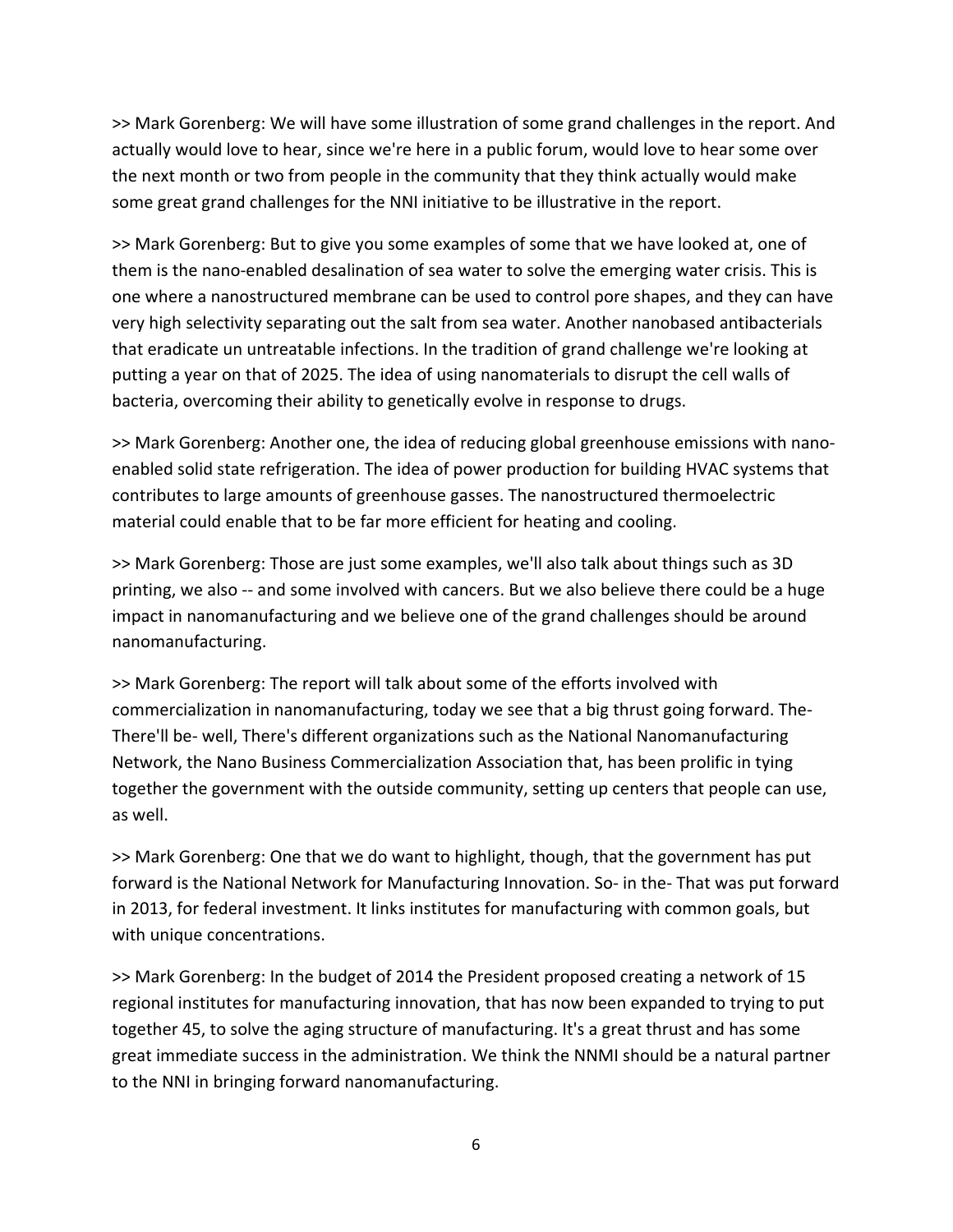>> Mark Gorenberg: We will have some illustration of some grand challenges in the report. And actually would love to hear, since we're here in a public forum, would love to hear some over the next month or two from people in the community that they think actually would make some great grand challenges for the NNI initiative to be illustrative in the report.

>> Mark Gorenberg: But to give you some examples of some that we have looked at, one of them is the nano-enabled desalination of sea water to solve the emerging water crisis. This is one where a nanostructured membrane can be used to control pore shapes, and they can have very high selectivity separating out the salt from sea water. Another nanobased antibacterials that eradicate un untreatable infections. In the tradition of grand challenge we're looking at putting a year on that of 2025. The idea of using nanomaterials to disrupt the cell walls of bacteria, overcoming their ability to genetically evolve in response to drugs.

>> Mark Gorenberg: Another one, the idea of reducing global greenhouse emissions with nano-enabled solid state refrigeration. The idea of power production for building HVAC systems that contributes to large amounts of greenhouse gasses. The nanostructured thermoelectric material could enable that to be far more efficient for heating and cooling.

>> Mark Gorenberg: Those are just some examples, we'll also talk about things such as 3D printing, we also -- and some involved with cancers. But we also believe there could be a huge impact in nanomanufacturing and we believe one of the grand challenges should be around nanomanufacturing.

>> Mark Gorenberg: The report will talk about some of the efforts involved with commercialization in nanomanufacturing, today we see that a big thrust going forward. The- There'll be- well, There's different organizations such as the National Nanomanufacturing Network, the Nano Business Commercialization Association that, has been prolific in tying together the government with the outside community, setting up centers that people can use, as well.

>> Mark Gorenberg: One that we do want to highlight, though, that the government has put forward is the National Network for Manufacturing Innovation. So- in the- That was put forward in 2013, for federal investment. It links institutes for manufacturing with common goals, but with unique concentrations.

>> Mark Gorenberg: In the budget of 2014 the President proposed creating a network of 15 regional institutes for manufacturing innovation, that has now been expanded to trying to put together 45, to solve the aging structure of manufacturing. It's a great thrust and has some great immediate success in the administration. We think the NNMI should be a natural partner to the NNI in bringing forward nanomanufacturing.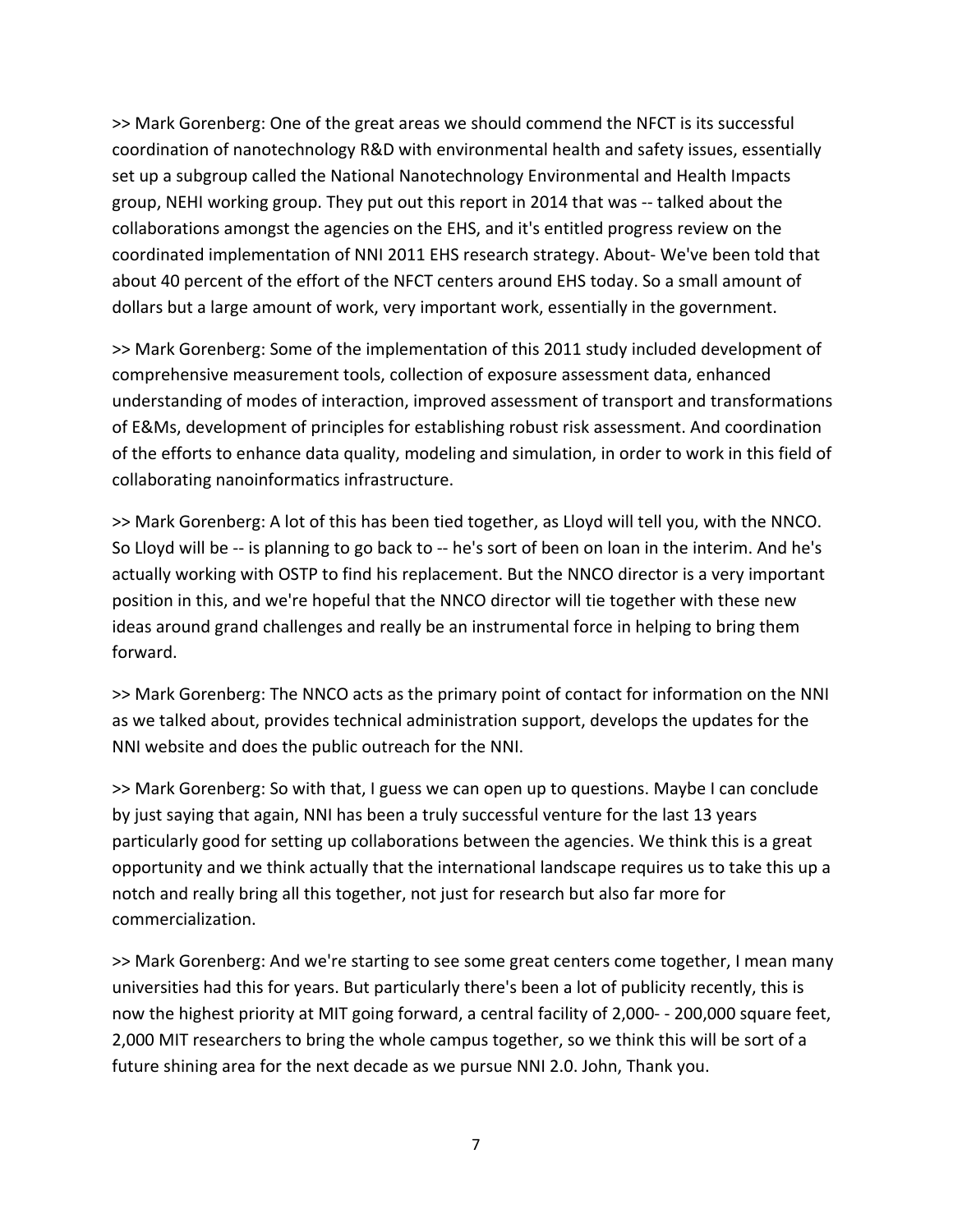>> Mark Gorenberg: One of the great areas we should commend the NFCT is its successful coordination of nanotechnology R&D with environmental health and safety issues, essentially set up a subgroup called the National Nanotechnology Environmental and Health Impacts group, NEHI working group. They put out this report in 2014 that was -- talked about the collaborations amongst the agencies on the EHS, and it's entitled progress review on the coordinated implementation of NNI 2011 EHS research strategy. About- We've been told that about 40 percent of the effort of the NFCT centers around EHS today. So a small amount of dollars but a large amount of work, very important work, essentially in the government.

>> Mark Gorenberg: Some of the implementation of this 2011 study included development of comprehensive measurement tools, collection of exposure assessment data, enhanced understanding of modes of interaction, improved assessment of transport and transformations of E&Ms, development of principles for establishing robust risk assessment. And coordination of the efforts to enhance data quality, modeling and simulation, in order to work in this field of collaborating nanoinformatics infrastructure.

>> Mark Gorenberg: A lot of this has been tied together, as Lloyd will tell you, with the NNCO. So Lloyd will be -- is planning to go back to -- he's sort of been on loan in the interim. And he's actually working with OSTP to find his replacement. But the NNCO director is a very important position in this, and we're hopeful that the NNCO director will tie together with these new ideas around grand challenges and really be an instrumental force in helping to bring them forward.

>> Mark Gorenberg: The NNCO acts as the primary point of contact for information on the NNI as we talked about, provides technical administration support, develops the updates for the NNI website and does the public outreach for the NNI.

>> Mark Gorenberg: So with that, I guess we can open up to questions. Maybe I can conclude by just saying that again, NNI has been a truly successful venture for the last 13 years particularly good for setting up collaborations between the agencies. We think this is a great opportunity and we think actually that the international landscape requires us to take this up a notch and really bring all this together, not just for research but also far more for commercialization.

>> Mark Gorenberg: And we're starting to see some great centers come together, I mean many universities had this for years. But particularly there's been a lot of publicity recently, this is now the highest priority at MIT going forward, a central facility of 2,000- - 200,000 square feet, 2,000 MIT researchers to bring the whole campus together, so we think this will be sort of a future shining area for the next decade as we pursue NNI 2.0. John, Thank you.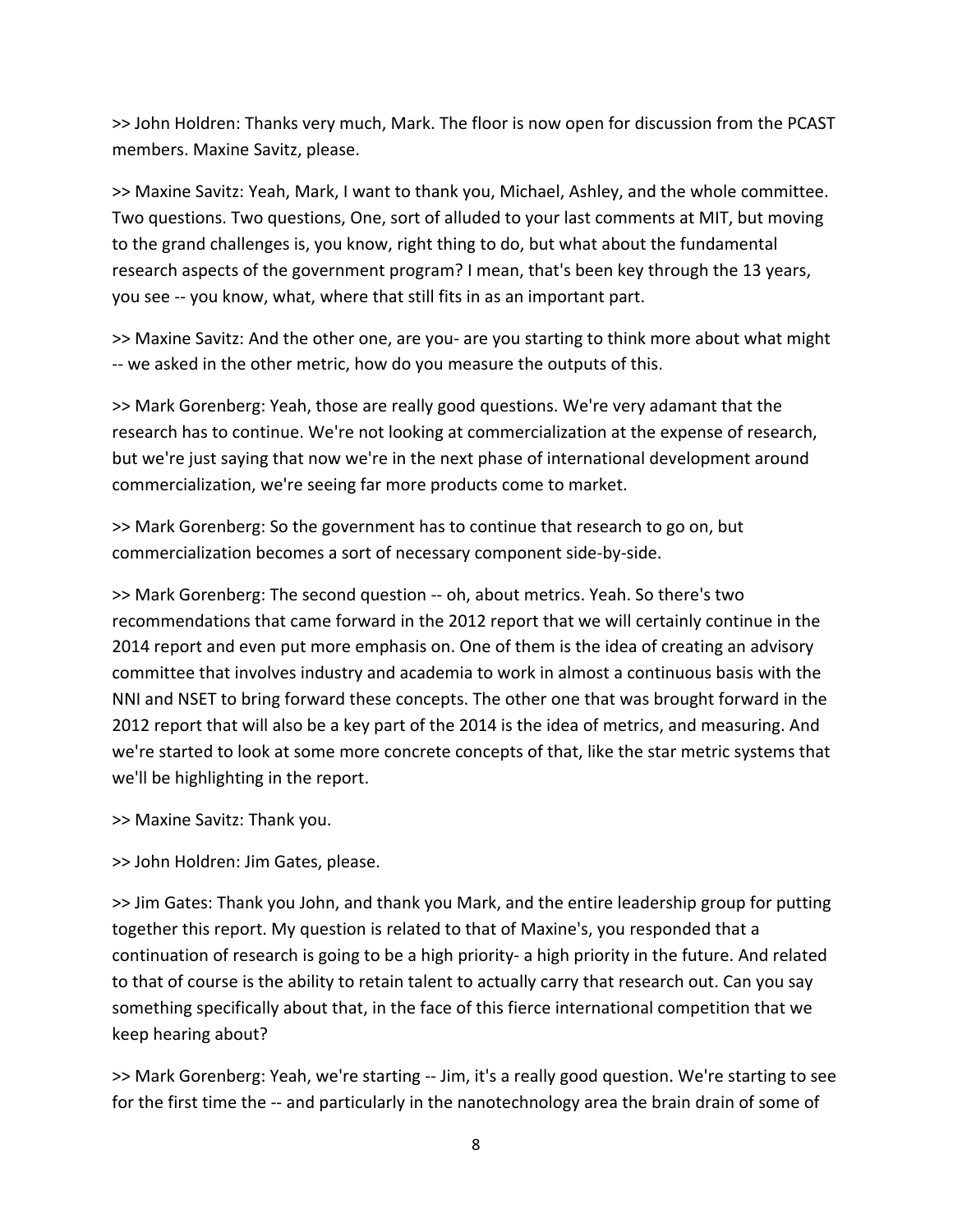>> John Holdren: Thanks very much, Mark. The floor is now open for discussion from the PCAST members. Maxine Savitz, please.

>> Maxine Savitz: Yeah, Mark, I want to thank you, Michael, Ashley, and the whole committee. Two questions. Two questions, One, sort of alluded to your last comments at MIT, but moving to the grand challenges is, you know, right thing to do, but what about the fundamental research aspects of the government program? I mean, that's been key through the 13 years, you see -- you know, what, where that still fits in as an important part.

>> Maxine Savitz: And the other one, are you- are you starting to think more about what might -- we asked in the other metric, how do you measure the outputs of this.

>> Mark Gorenberg: Yeah, those are really good questions. We're very adamant that the research has to continue. We're not looking at commercialization at the expense of research, but we're just saying that now we're in the next phase of international development around commercialization, we're seeing far more products come to market.

>> Mark Gorenberg: So the government has to continue that research to go on, but commercialization becomes a sort of necessary component side-by-side.

>> Mark Gorenberg: The second question -- oh, about metrics. Yeah. So there's two recommendations that came forward in the 2012 report that we will certainly continue in the 2014 report and even put more emphasis on. One of them is the idea of creating an advisory committee that involves industry and academia to work in almost a continuous basis with the NNI and NSET to bring forward these concepts. The other one that was brought forward in the 2012 report that will also be a key part of the 2014 is the idea of metrics, and measuring. And we're started to look at some more concrete concepts of that, like the star metric systems that we'll be highlighting in the report.

>> Maxine Savitz: Thank you.

>> John Holdren: Jim Gates, please.

>> Jim Gates: Thank you John, and thank you Mark, and the entire leadership group for putting together this report. My question is related to that of Maxine's, you responded that a continuation of research is going to be a high priority- a high priority in the future. And related to that of course is the ability to retain talent to actually carry that research out. Can you say something specifically about that, in the face of this fierce international competition that we keep hearing about?

>> Mark Gorenberg: Yeah, we're starting -- Jim, it's a really good question. We're starting to see for the first time the -- and particularly in the nanotechnology area the brain drain of some of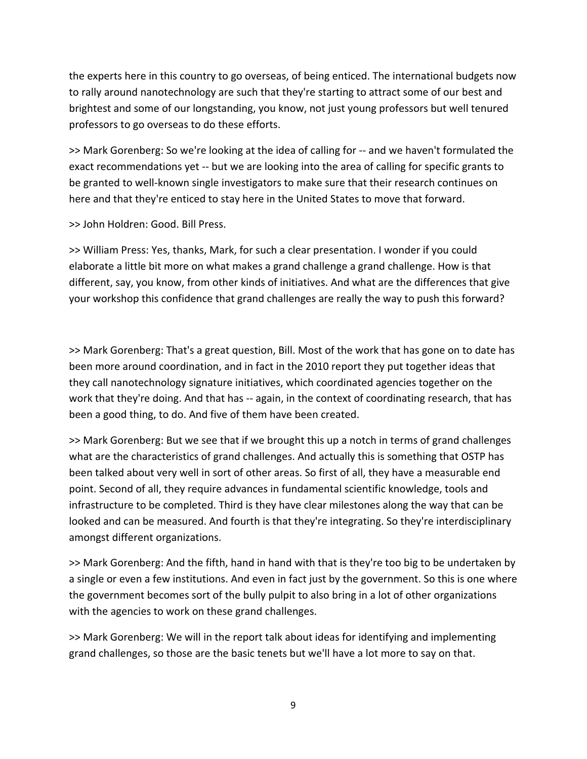the experts here in this country to go overseas, of being enticed. The international budgets now to rally around nanotechnology are such that they're starting to attract some of our best and brightest and some of our longstanding, you know, not just young professors but well tenured professors to go overseas to do these efforts.

>> Mark Gorenberg: So we're looking at the idea of calling for -- and we haven't formulated the exact recommendations yet -- but we are looking into the area of calling for specific grants to be granted to well-known single investigators to make sure that their research continues on here and that they're enticed to stay here in the United States to move that forward.

>> John Holdren: Good. Bill Press.

>> William Press: Yes, thanks, Mark, for such a clear presentation. I wonder if you could elaborate a little bit more on what makes a grand challenge a grand challenge. How is that different, say, you know, from other kinds of initiatives. And what are the differences that give your workshop this confidence that grand challenges are really the way to push this forward?

>> Mark Gorenberg: That's a great question, Bill. Most of the work that has gone on to date has been more around coordination, and in fact in the 2010 report they put together ideas that they call nanotechnology signature initiatives, which coordinated agencies together on the work that they're doing. And that has -- again, in the context of coordinating research, that has been a good thing, to do. And five of them have been created.

>> Mark Gorenberg: But we see that if we brought this up a notch in terms of grand challenges what are the characteristics of grand challenges. And actually this is something that OSTP has been talked about very well in sort of other areas. So first of all, they have a measurable end point. Second of all, they require advances in fundamental scientific knowledge, tools and infrastructure to be completed. Third is they have clear milestones along the way that can be looked and can be measured. And fourth is that they're integrating. So they're interdisciplinary amongst different organizations.

>> Mark Gorenberg: And the fifth, hand in hand with that is they're too big to be undertaken by a single or even a few institutions. And even in fact just by the government. So this is one where the government becomes sort of the bully pulpit to also bring in a lot of other organizations with the agencies to work on these grand challenges.

>> Mark Gorenberg: We will in the report talk about ideas for identifying and implementing grand challenges, so those are the basic tenets but we'll have a lot more to say on that.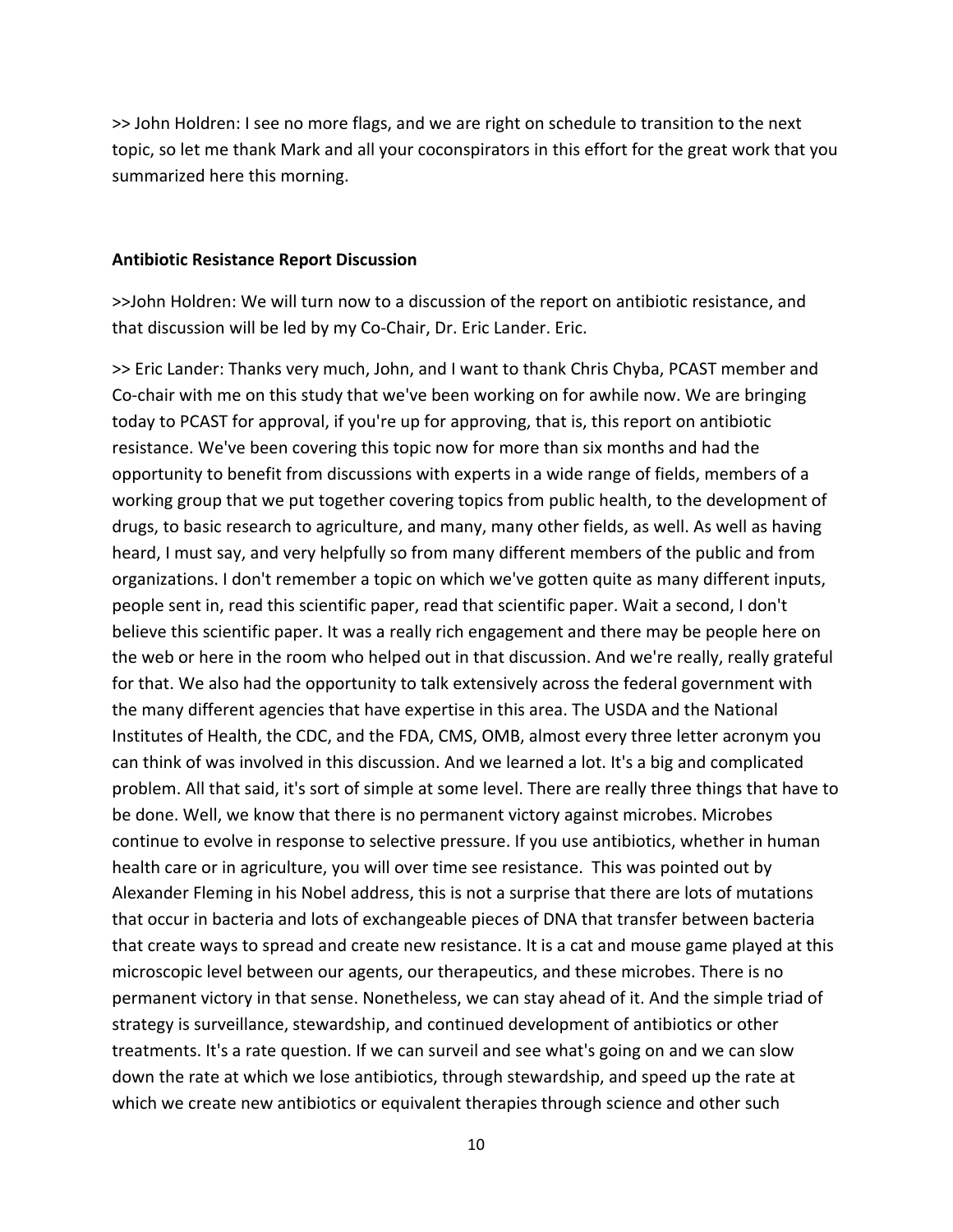>> John Holdren: I see no more flags, and we are right on schedule to transition to the next topic, so let me thank Mark and all your coconspirators in this effort for the great work that you summarized here this morning.

**Antibiotic Resistance Report Discussion**

>>John Holdren: We will turn now to a discussion of the report on antibiotic resistance, and that discussion will be led by my Co-Chair, Dr. Eric Lander. Eric.

>> Eric Lander: Thanks very much, John, and I want to thank Chris Chyba, PCAST member and Co-chair with me on this study that we've been working on for awhile now. We are bringing today to PCAST for approval, if you're up for approving, that is, this report on antibiotic resistance. We've been covering this topic now for more than six months and had the opportunity to benefit from discussions with experts in a wide range of fields, members of a working group that we put together covering topics from public health, to the development of drugs, to basic research to agriculture, and many, many other fields, as well. As well as having heard, I must say, and very helpfully so from many different members of the public and from organizations. I don't remember a topic on which we've gotten quite as many different inputs, people sent in, read this scientific paper, read that scientific paper. Wait a second, I don't believe this scientific paper. It was a really rich engagement and there may be people here on the web or here in the room who helped out in that discussion. And we're really, really grateful for that. We also had the opportunity to talk extensively across the federal government with the many different agencies that have expertise in this area. The USDA and the National Institutes of Health, the CDC, and the FDA, CMS, OMB, almost every three letter acronym you can think of was involved in this discussion. And we learned a lot. It's a big and complicated problem. All that said, it's sort of simple at some level. There are really three things that have to be done. Well, we know that there is no permanent victory against microbes. Microbes continue to evolve in response to selective pressure. If you use antibiotics, whether in human health care or in agriculture, you will over time see resistance. This was pointed out by Alexander Fleming in his Nobel address, this is not a surprise that there are lots of mutations that occur in bacteria and lots of exchangeable pieces of DNA that transfer between bacteria that create ways to spread and create new resistance. It is a cat and mouse game played at this microscopic level between our agents, our therapeutics, and these microbes. There is no permanent victory in that sense. Nonetheless, we can stay ahead of it. And the simple triad of strategy is surveillance, stewardship, and continued development of antibiotics or other treatments. It's a rate question. If we can surveil and see what's going on and we can slow down the rate at which we lose antibiotics, through stewardship, and speed up the rate at which we create new antibiotics or equivalent therapies through science and other such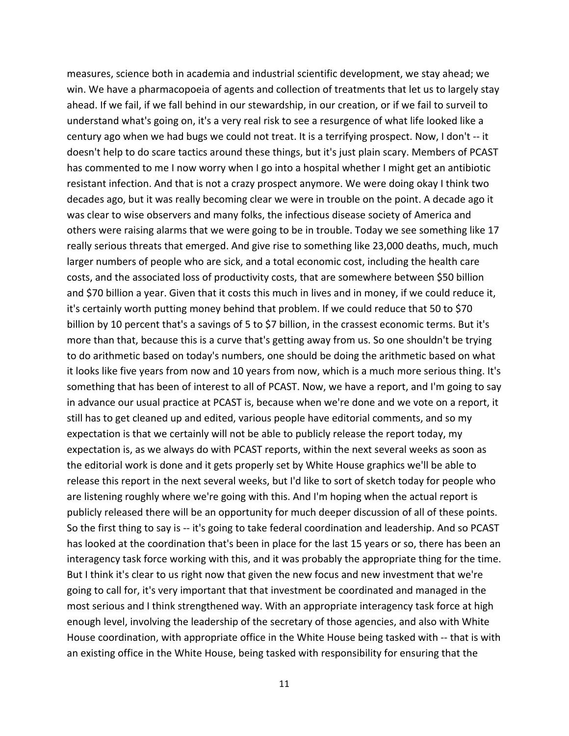measures, science both in academia and industrial scientific development, we stay ahead; we win. We have a pharmacopoeia of agents and collection of treatments that let us to largely stay ahead. If we fail, if we fall behind in our stewardship, in our creation, or if we fail to surveil to understand what's going on, it's a very real risk to see a resurgence of what life looked like a century ago when we had bugs we could not treat. It is a terrifying prospect. Now, I don't -- it doesn't help to do scare tactics around these things, but it's just plain scary. Members of PCAST has commented to me I now worry when I go into a hospital whether I might get an antibiotic resistant infection. And that is not a crazy prospect anymore. We were doing okay I think two decades ago, but it was really becoming clear we were in trouble on the point. A decade ago it was clear to wise observers and many folks, the infectious disease society of America and others were raising alarms that we were going to be in trouble. Today we see something like 17 really serious threats that emerged. And give rise to something like 23,000 deaths, much, much larger numbers of people who are sick, and a total economic cost, including the health care costs, and the associated loss of productivity costs, that are somewhere between $50 billion and $70 billion a year. Given that it costs this much in lives and in money, if we could reduce it, it's certainly worth putting money behind that problem. If we could reduce that 50 to $70 billion by 10 percent that's a savings of 5 to $7 billion, in the crassest economic terms. But it's more than that, because this is a curve that's getting away from us. So one shouldn't be trying to do arithmetic based on today's numbers, one should be doing the arithmetic based on what it looks like five years from now and 10 years from now, which is a much more serious thing. It's something that has been of interest to all of PCAST. Now, we have a report, and I'm going to say in advance our usual practice at PCAST is, because when we're done and we vote on a report, it still has to get cleaned up and edited, various people have editorial comments, and so my expectation is that we certainly will not be able to publicly release the report today, my expectation is, as we always do with PCAST reports, within the next several weeks as soon as the editorial work is done and it gets properly set by White House graphics we'll be able to release this report in the next several weeks, but I'd like to sort of sketch today for people who are listening roughly where we're going with this. And I'm hoping when the actual report is publicly released there will be an opportunity for much deeper discussion of all of these points. So the first thing to say is -- it's going to take federal coordination and leadership. And so PCAST has looked at the coordination that's been in place for the last 15 years or so, there has been an interagency task force working with this, and it was probably the appropriate thing for the time. But I think it's clear to us right now that given the new focus and new investment that we're going to call for, it's very important that that investment be coordinated and managed in the most serious and I think strengthened way. With an appropriate interagency task force at high enough level, involving the leadership of the secretary of those agencies, and also with White House coordination, with appropriate office in the White House being tasked with -- that is with an existing office in the White House, being tasked with responsibility for ensuring that the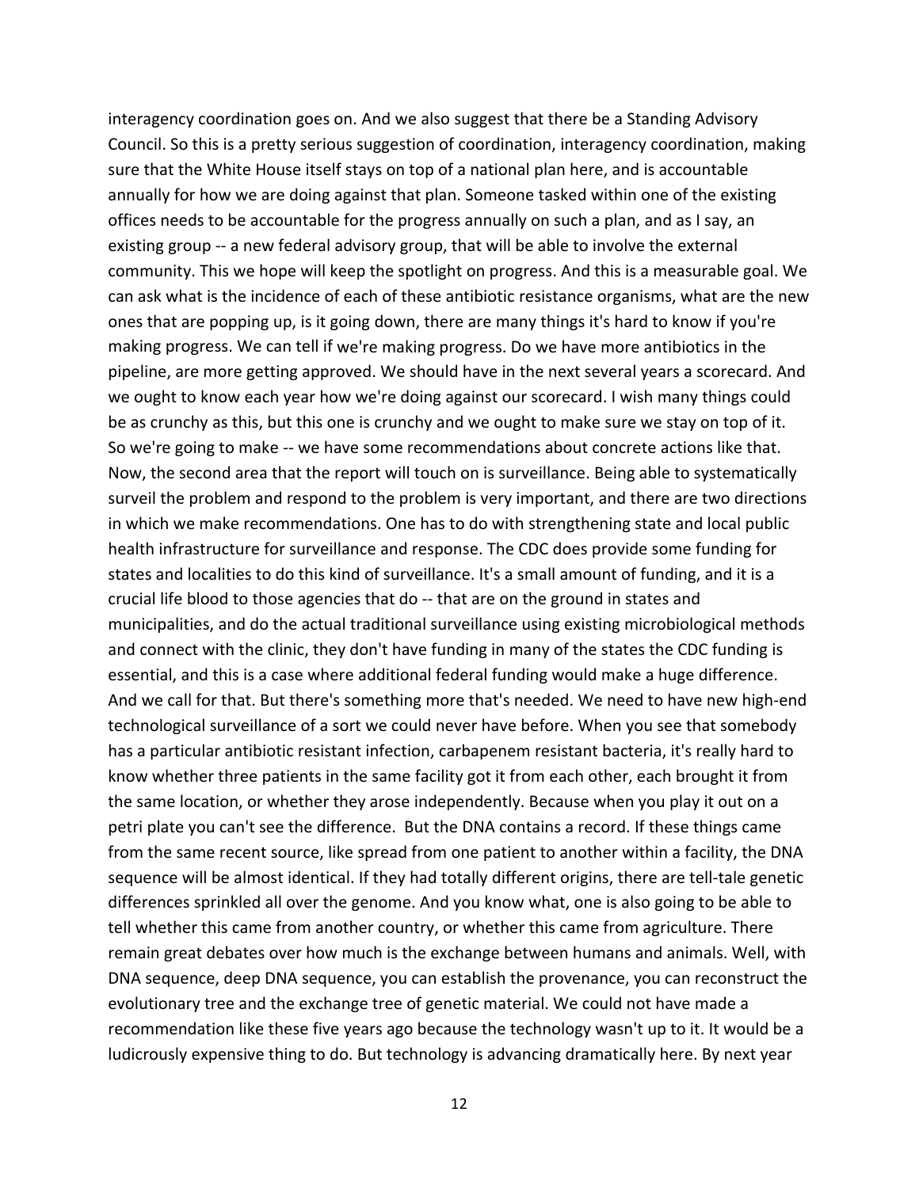interagency coordination goes on. And we also suggest that there be a Standing Advisory Council. So this is a pretty serious suggestion of coordination, interagency coordination, making sure that the White House itself stays on top of a national plan here, and is accountable annually for how we are doing against that plan. Someone tasked within one of the existing offices needs to be accountable for the progress annually on such a plan, and as I say, an existing group -- a new federal advisory group, that will be able to involve the external community. This we hope will keep the spotlight on progress. And this is a measurable goal. We can ask what is the incidence of each of these antibiotic resistance organisms, what are the new ones that are popping up, is it going down, there are many things it's hard to know if you're making progress. We can tell if we're making progress. Do we have more antibiotics in the pipeline, are more getting approved. We should have in the next several years a scorecard. And we ought to know each year how we're doing against our scorecard. I wish many things could be as crunchy as this, but this one is crunchy and we ought to make sure we stay on top of it. So we're going to make -- we have some recommendations about concrete actions like that. Now, the second area that the report will touch on is surveillance. Being able to systematically surveil the problem and respond to the problem is very important, and there are two directions in which we make recommendations. One has to do with strengthening state and local public health infrastructure for surveillance and response. The CDC does provide some funding for states and localities to do this kind of surveillance. It's a small amount of funding, and it is a crucial life blood to those agencies that do -- that are on the ground in states and municipalities, and do the actual traditional surveillance using existing microbiological methods and connect with the clinic, they don't have funding in many of the states the CDC funding is essential, and this is a case where additional federal funding would make a huge difference. And we call for that. But there's something more that's needed. We need to have new high-end technological surveillance of a sort we could never have before. When you see that somebody has a particular antibiotic resistant infection, carbapenem resistant bacteria, it's really hard to know whether three patients in the same facility got it from each other, each brought it from the same location, or whether they arose independently. Because when you play it out on a petri plate you can't see the difference. But the DNA contains a record. If these things came from the same recent source, like spread from one patient to another within a facility, the DNA sequence will be almost identical. If they had totally different origins, there are tell-tale genetic differences sprinkled all over the genome. And you know what, one is also going to be able to tell whether this came from another country, or whether this came from agriculture. There remain great debates over how much is the exchange between humans and animals. Well, with DNA sequence, deep DNA sequence, you can establish the provenance, you can reconstruct the evolutionary tree and the exchange tree of genetic material. We could not have made a recommendation like these five years ago because the technology wasn't up to it. It would be a ludicrously expensive thing to do. But technology is advancing dramatically here. By next year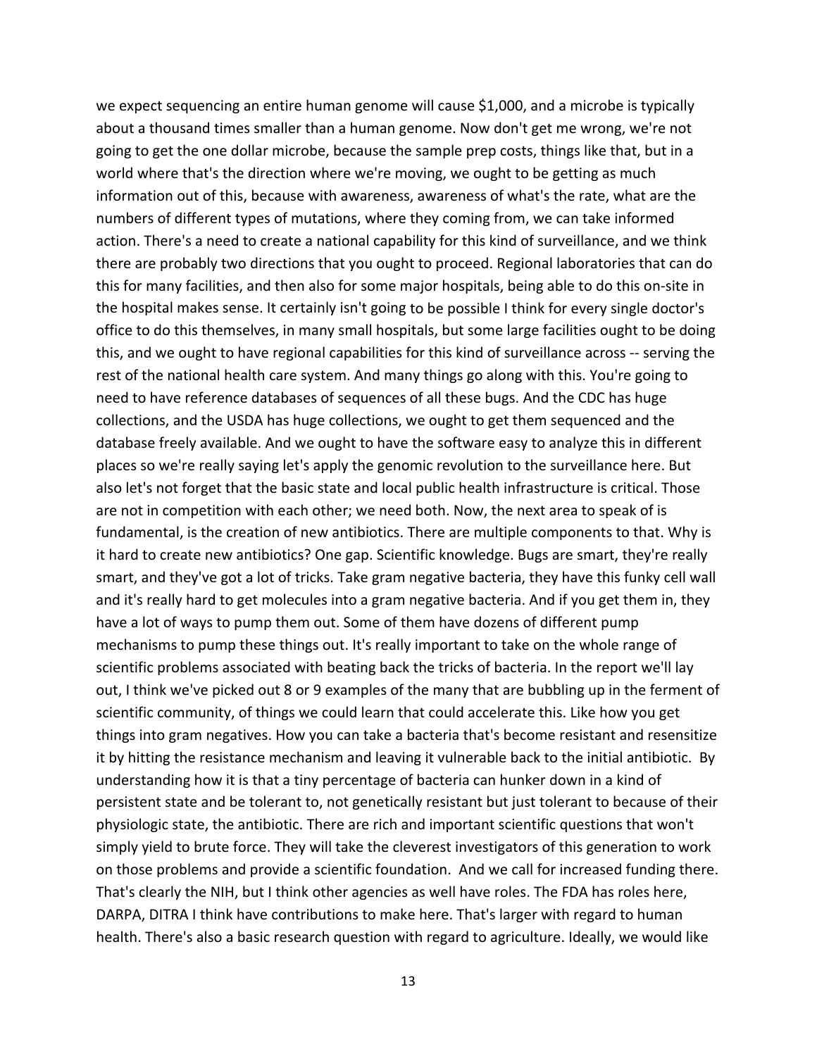we expect sequencing an entire human genome will cause $1,000, and a microbe is typically about a thousand times smaller than a human genome. Now don't get me wrong, we're not going to get the one dollar microbe, because the sample prep costs, things like that, but in a world where that's the direction where we're moving, we ought to be getting as much information out of this, because with awareness, awareness of what's the rate, what are the numbers of different types of mutations, where they coming from, we can take informed action. There's a need to create a national capability for this kind of surveillance, and we think there are probably two directions that you ought to proceed. Regional laboratories that can do this for many facilities, and then also for some major hospitals, being able to do this on-site in the hospital makes sense. It certainly isn't going to be possible I think for every single doctor's office to do this themselves, in many small hospitals, but some large facilities ought to be doing this, and we ought to have regional capabilities for this kind of surveillance across -- serving the rest of the national health care system. And many things go along with this. You're going to need to have reference databases of sequences of all these bugs. And the CDC has huge collections, and the USDA has huge collections, we ought to get them sequenced and the database freely available. And we ought to have the software easy to analyze this in different places so we're really saying let's apply the genomic revolution to the surveillance here. But also let's not forget that the basic state and local public health infrastructure is critical. Those are not in competition with each other; we need both. Now, the next area to speak of is fundamental, is the creation of new antibiotics. There are multiple components to that. Why is it hard to create new antibiotics? One gap. Scientific knowledge. Bugs are smart, they're really smart, and they've got a lot of tricks. Take gram negative bacteria, they have this funky cell wall and it's really hard to get molecules into a gram negative bacteria. And if you get them in, they have a lot of ways to pump them out. Some of them have dozens of different pump mechanisms to pump these things out. It's really important to take on the whole range of scientific problems associated with beating back the tricks of bacteria. In the report we'll lay out, I think we've picked out 8 or 9 examples of the many that are bubbling up in the ferment of scientific community, of things we could learn that could accelerate this. Like how you get things into gram negatives. How you can take a bacteria that's become resistant and resensitize it by hitting the resistance mechanism and leaving it vulnerable back to the initial antibiotic. By understanding how it is that a tiny percentage of bacteria can hunker down in a kind of persistent state and be tolerant to, not genetically resistant but just tolerant to because of their physiologic state, the antibiotic. There are rich and important scientific questions that won't simply yield to brute force. They will take the cleverest investigators of this generation to work on those problems and provide a scientific foundation. And we call for increased funding there. That's clearly the NIH, but I think other agencies as well have roles. The FDA has roles here, DARPA, DITRA I think have contributions to make here. That's larger with regard to human health. There's also a basic research question with regard to agriculture. Ideally, we would like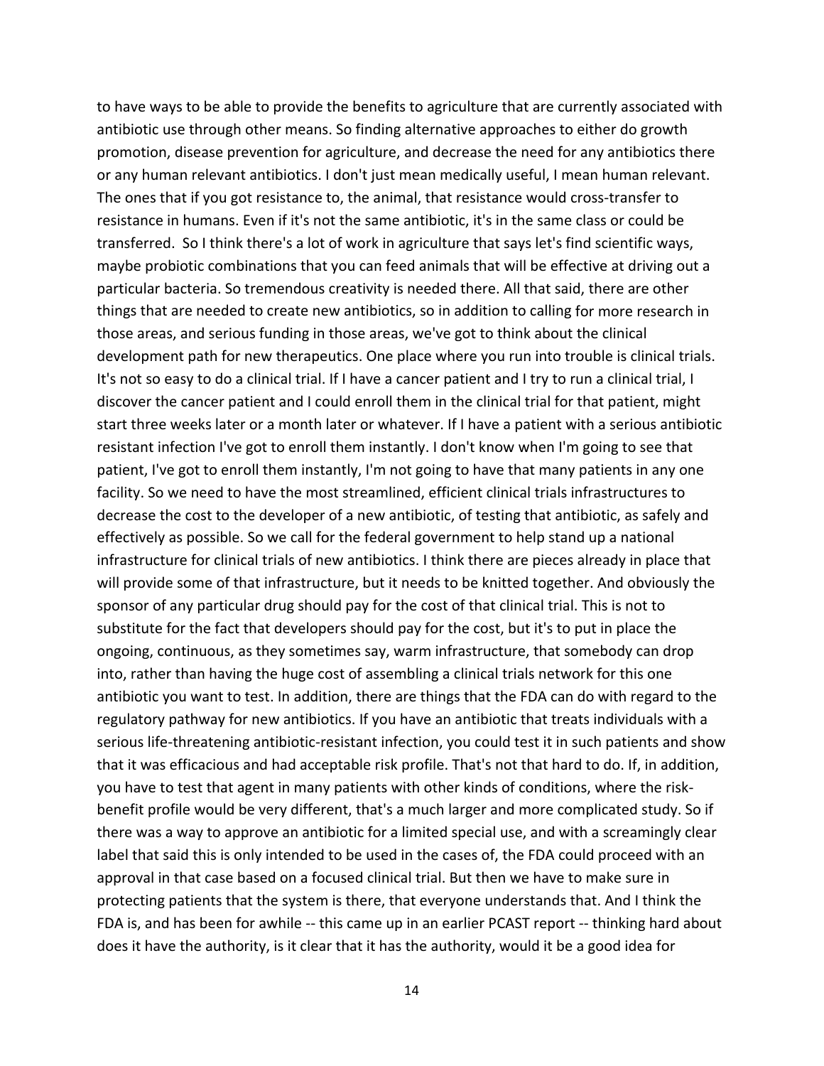to have ways to be able to provide the benefits to agriculture that are currently associated with antibiotic use through other means. So finding alternative approaches to either do growth promotion, disease prevention for agriculture, and decrease the need for any antibiotics there or any human relevant antibiotics. I don't just mean medically useful, I mean human relevant. The ones that if you got resistance to, the animal, that resistance would cross-transfer to resistance in humans. Even if it's not the same antibiotic, it's in the same class or could be transferred. So I think there's a lot of work in agriculture that says let's find scientific ways, maybe probiotic combinations that you can feed animals that will be effective at driving out a particular bacteria. So tremendous creativity is needed there. All that said, there are other things that are needed to create new antibiotics, so in addition to calling for more research in those areas, and serious funding in those areas, we've got to think about the clinical development path for new therapeutics. One place where you run into trouble is clinical trials. It's not so easy to do a clinical trial. If I have a cancer patient and I try to run a clinical trial, I discover the cancer patient and I could enroll them in the clinical trial for that patient, might start three weeks later or a month later or whatever. If I have a patient with a serious antibiotic resistant infection I've got to enroll them instantly. I don't know when I'm going to see that patient, I've got to enroll them instantly, I'm not going to have that many patients in any one facility. So we need to have the most streamlined, efficient clinical trials infrastructures to decrease the cost to the developer of a new antibiotic, of testing that antibiotic, as safely and effectively as possible. So we call for the federal government to help stand up a national infrastructure for clinical trials of new antibiotics. I think there are pieces already in place that will provide some of that infrastructure, but it needs to be knitted together. And obviously the sponsor of any particular drug should pay for the cost of that clinical trial. This is not to substitute for the fact that developers should pay for the cost, but it's to put in place the ongoing, continuous, as they sometimes say, warm infrastructure, that somebody can drop into, rather than having the huge cost of assembling a clinical trials network for this one antibiotic you want to test. In addition, there are things that the FDA can do with regard to the regulatory pathway for new antibiotics. If you have an antibiotic that treats individuals with a serious life-threatening antibiotic-resistant infection, you could test it in such patients and show that it was efficacious and had acceptable risk profile. That's not that hard to do. If, in addition, you have to test that agent in many patients with other kinds of conditions, where the risk-benefit profile would be very different, that's a much larger and more complicated study. So if there was a way to approve an antibiotic for a limited special use, and with a screamingly clear label that said this is only intended to be used in the cases of, the FDA could proceed with an approval in that case based on a focused clinical trial. But then we have to make sure in protecting patients that the system is there, that everyone understands that. And I think the FDA is, and has been for awhile -- this came up in an earlier PCAST report -- thinking hard about does it have the authority, is it clear that it has the authority, would it be a good idea for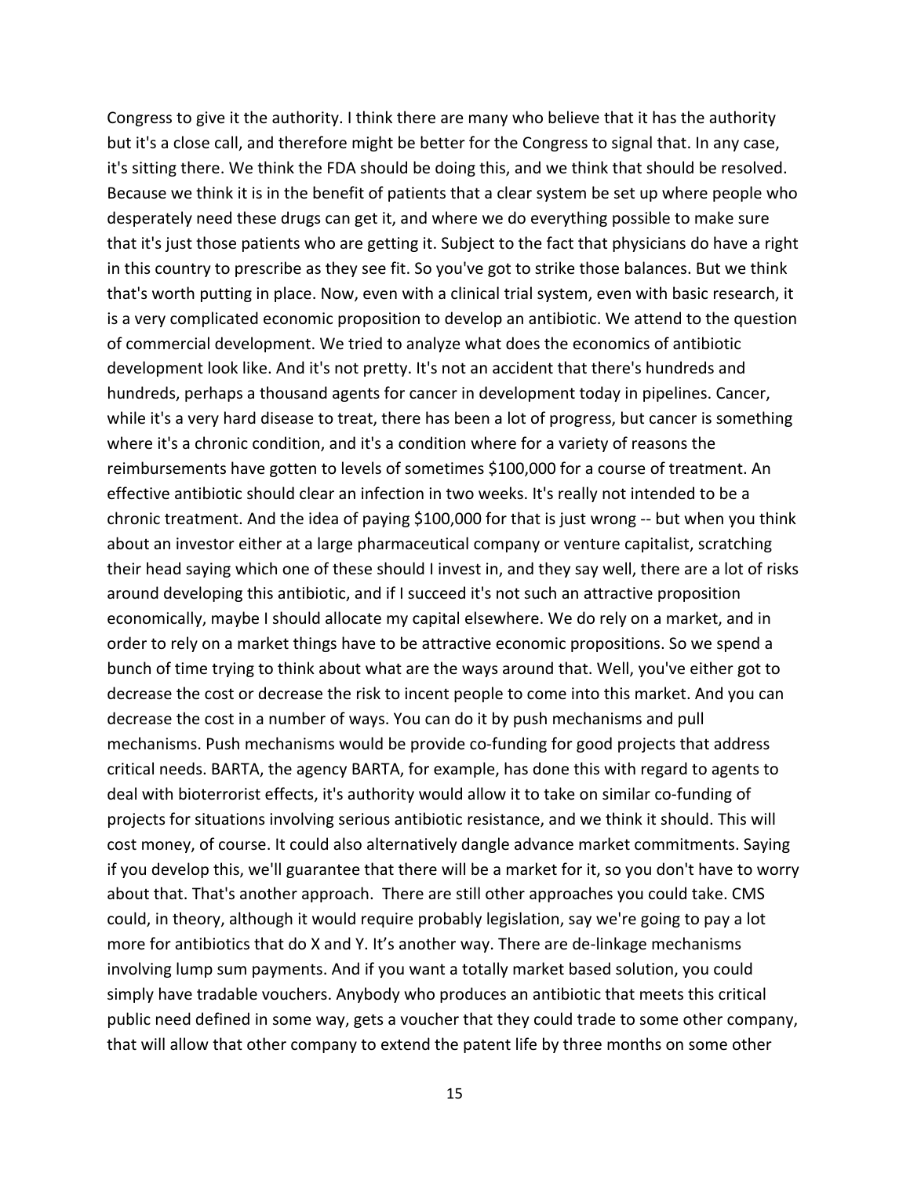Congress to give it the authority. I think there are many who believe that it has the authority but it's a close call, and therefore might be better for the Congress to signal that. In any case, it's sitting there. We think the FDA should be doing this, and we think that should be resolved. Because we think it is in the benefit of patients that a clear system be set up where people who desperately need these drugs can get it, and where we do everything possible to make sure that it's just those patients who are getting it. Subject to the fact that physicians do have a right in this country to prescribe as they see fit. So you've got to strike those balances. But we think that's worth putting in place. Now, even with a clinical trial system, even with basic research, it is a very complicated economic proposition to develop an antibiotic. We attend to the question of commercial development. We tried to analyze what does the economics of antibiotic development look like. And it's not pretty. It's not an accident that there's hundreds and hundreds, perhaps a thousand agents for cancer in development today in pipelines. Cancer, while it's a very hard disease to treat, there has been a lot of progress, but cancer is something where it's a chronic condition, and it's a condition where for a variety of reasons the reimbursements have gotten to levels of sometimes $100,000 for a course of treatment. An effective antibiotic should clear an infection in two weeks. It's really not intended to be a chronic treatment. And the idea of paying $100,000 for that is just wrong -- but when you think about an investor either at a large pharmaceutical company or venture capitalist, scratching their head saying which one of these should I invest in, and they say well, there are a lot of risks around developing this antibiotic, and if I succeed it's not such an attractive proposition economically, maybe I should allocate my capital elsewhere. We do rely on a market, and in order to rely on a market things have to be attractive economic propositions. So we spend a bunch of time trying to think about what are the ways around that. Well, you've either got to decrease the cost or decrease the risk to incent people to come into this market. And you can decrease the cost in a number of ways. You can do it by push mechanisms and pull mechanisms. Push mechanisms would be provide co-funding for good projects that address critical needs. BARTA, the agency BARTA, for example, has done this with regard to agents to deal with bioterrorist effects, it's authority would allow it to take on similar co-funding of projects for situations involving serious antibiotic resistance, and we think it should. This will cost money, of course. It could also alternatively dangle advance market commitments. Saying if you develop this, we'll guarantee that there will be a market for it, so you don't have to worry about that. That's another approach. There are still other approaches you could take. CMS could, in theory, although it would require probably legislation, say we're going to pay a lot more for antibiotics that do X and Y. It's another way. There are de-linkage mechanisms involving lump sum payments. And if you want a totally market based solution, you could simply have tradable vouchers. Anybody who produces an antibiotic that meets this critical public need defined in some way, gets a voucher that they could trade to some other company, that will allow that other company to extend the patent life by three months on some other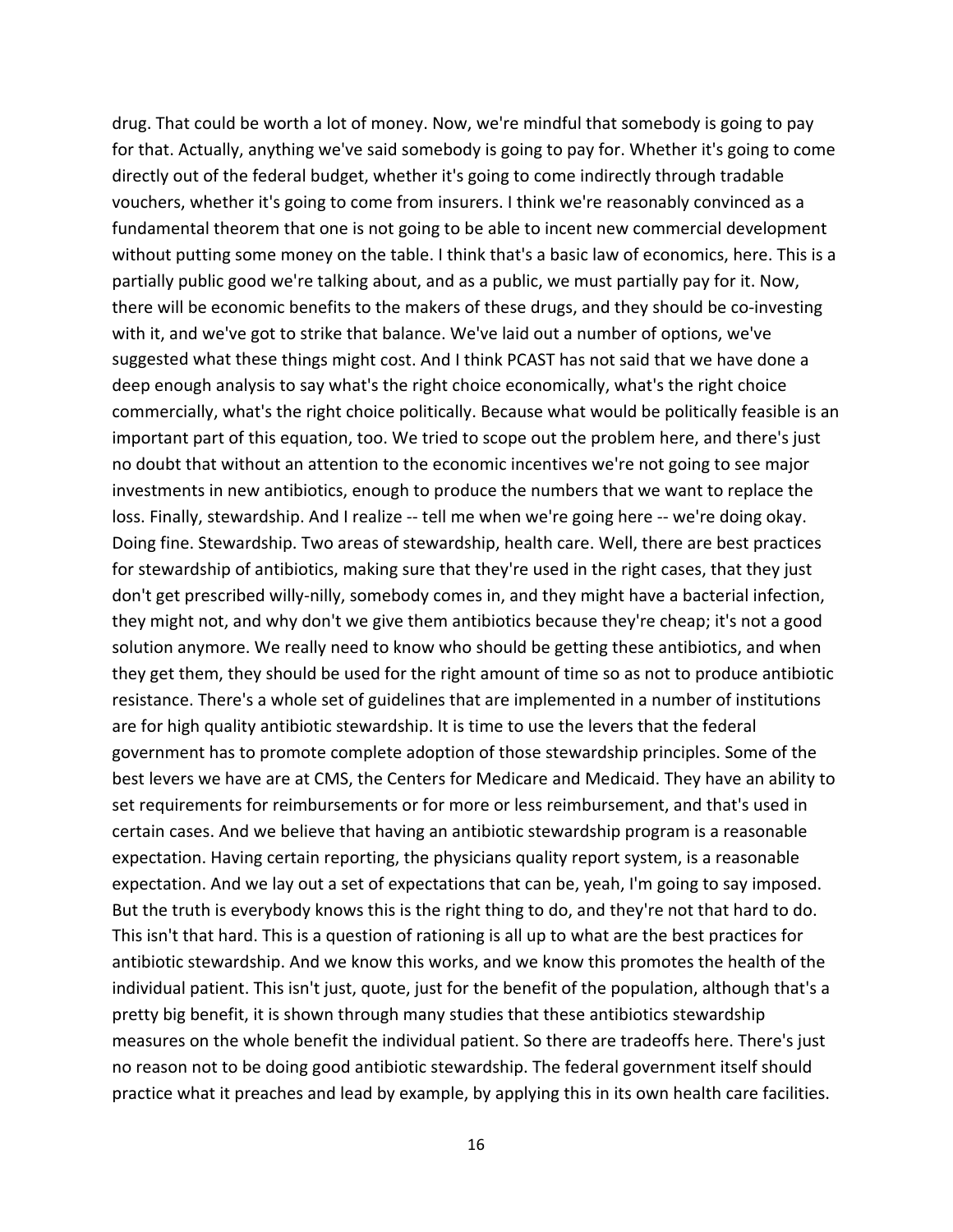drug. That could be worth a lot of money. Now, we're mindful that somebody is going to pay for that. Actually, anything we've said somebody is going to pay for. Whether it's going to come directly out of the federal budget, whether it's going to come indirectly through tradable vouchers, whether it's going to come from insurers. I think we're reasonably convinced as a fundamental theorem that one is not going to be able to incent new commercial development without putting some money on the table. I think that's a basic law of economics, here. This is a partially public good we're talking about, and as a public, we must partially pay for it. Now, there will be economic benefits to the makers of these drugs, and they should be co-investing with it, and we've got to strike that balance. We've laid out a number of options, we've suggested what these things might cost. And I think PCAST has not said that we have done a deep enough analysis to say what's the right choice economically, what's the right choice commercially, what's the right choice politically. Because what would be politically feasible is an important part of this equation, too. We tried to scope out the problem here, and there's just no doubt that without an attention to the economic incentives we're not going to see major investments in new antibiotics, enough to produce the numbers that we want to replace the loss. Finally, stewardship. And I realize -- tell me when we're going here -- we're doing okay. Doing fine. Stewardship. Two areas of stewardship, health care. Well, there are best practices for stewardship of antibiotics, making sure that they're used in the right cases, that they just don't get prescribed willy-nilly, somebody comes in, and they might have a bacterial infection, they might not, and why don't we give them antibiotics because they're cheap; it's not a good solution anymore. We really need to know who should be getting these antibiotics, and when they get them, they should be used for the right amount of time so as not to produce antibiotic resistance. There's a whole set of guidelines that are implemented in a number of institutions are for high quality antibiotic stewardship. It is time to use the levers that the federal government has to promote complete adoption of those stewardship principles. Some of the best levers we have are at CMS, the Centers for Medicare and Medicaid. They have an ability to set requirements for reimbursements or for more or less reimbursement, and that's used in certain cases. And we believe that having an antibiotic stewardship program is a reasonable expectation. Having certain reporting, the physicians quality report system, is a reasonable expectation. And we lay out a set of expectations that can be, yeah, I'm going to say imposed. But the truth is everybody knows this is the right thing to do, and they're not that hard to do. This isn't that hard. This is a question of rationing is all up to what are the best practices for antibiotic stewardship. And we know this works, and we know this promotes the health of the individual patient. This isn't just, quote, just for the benefit of the population, although that's a pretty big benefit, it is shown through many studies that these antibiotics stewardship measures on the whole benefit the individual patient. So there are tradeoffs here. There's just no reason not to be doing good antibiotic stewardship. The federal government itself should practice what it preaches and lead by example, by applying this in its own health care facilities.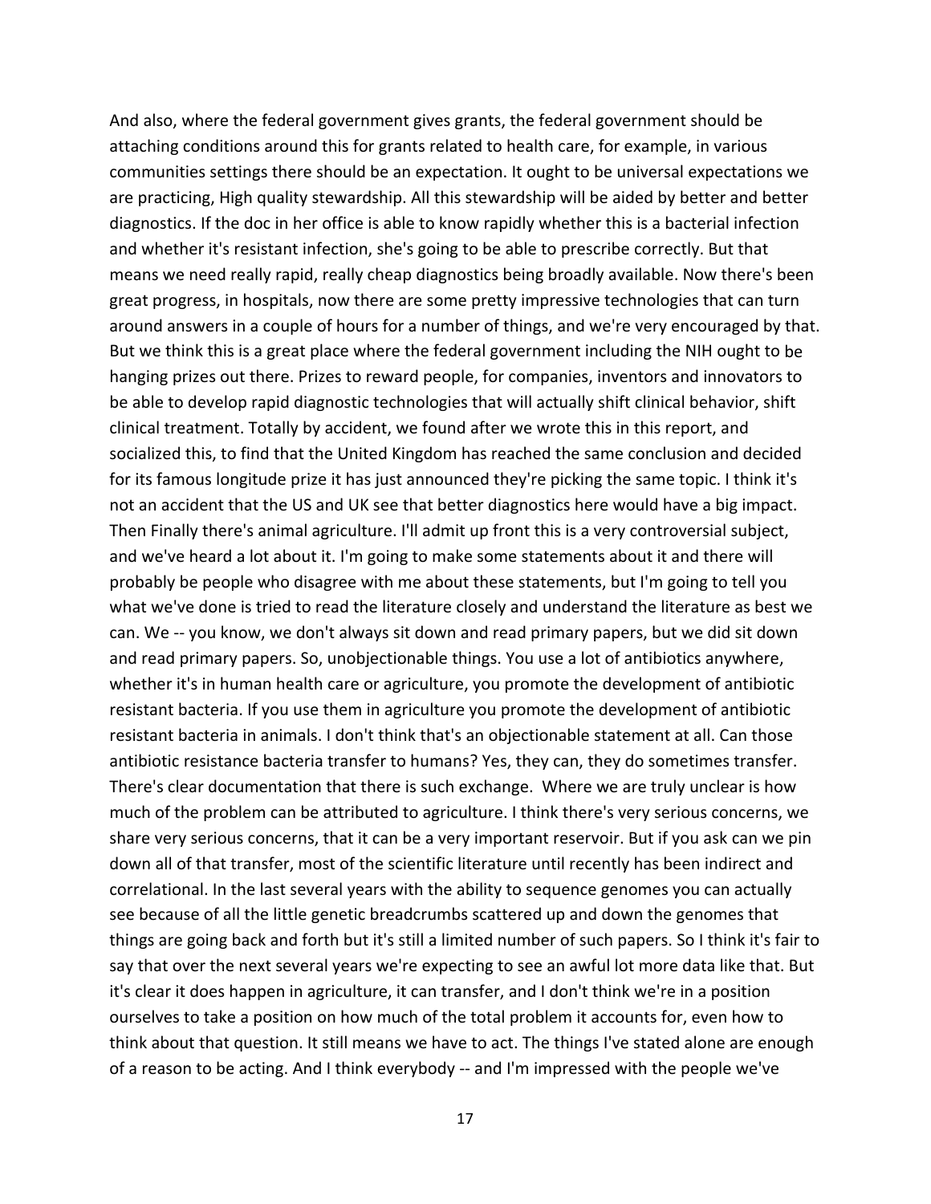And also, where the federal government gives grants, the federal government should be attaching conditions around this for grants related to health care, for example, in various communities settings there should be an expectation. It ought to be universal expectations we are practicing, High quality stewardship. All this stewardship will be aided by better and better diagnostics. If the doc in her office is able to know rapidly whether this is a bacterial infection and whether it's resistant infection, she's going to be able to prescribe correctly. But that means we need really rapid, really cheap diagnostics being broadly available. Now there's been great progress, in hospitals, now there are some pretty impressive technologies that can turn around answers in a couple of hours for a number of things, and we're very encouraged by that. But we think this is a great place where the federal government including the NIH ought to be hanging prizes out there. Prizes to reward people, for companies, inventors and innovators to be able to develop rapid diagnostic technologies that will actually shift clinical behavior, shift clinical treatment. Totally by accident, we found after we wrote this in this report, and socialized this, to find that the United Kingdom has reached the same conclusion and decided for its famous longitude prize it has just announced they're picking the same topic. I think it's not an accident that the US and UK see that better diagnostics here would have a big impact. Then Finally there's animal agriculture. I'll admit up front this is a very controversial subject, and we've heard a lot about it. I'm going to make some statements about it and there will probably be people who disagree with me about these statements, but I'm going to tell you what we've done is tried to read the literature closely and understand the literature as best we can. We -- you know, we don't always sit down and read primary papers, but we did sit down and read primary papers. So, unobjectionable things. You use a lot of antibiotics anywhere, whether it's in human health care or agriculture, you promote the development of antibiotic resistant bacteria. If you use them in agriculture you promote the development of antibiotic resistant bacteria in animals. I don't think that's an objectionable statement at all. Can those antibiotic resistance bacteria transfer to humans? Yes, they can, they do sometimes transfer. There's clear documentation that there is such exchange. Where we are truly unclear is how much of the problem can be attributed to agriculture. I think there's very serious concerns, we share very serious concerns, that it can be a very important reservoir. But if you ask can we pin down all of that transfer, most of the scientific literature until recently has been indirect and correlational. In the last several years with the ability to sequence genomes you can actually see because of all the little genetic breadcrumbs scattered up and down the genomes that things are going back and forth but it's still a limited number of such papers. So I think it's fair to say that over the next several years we're expecting to see an awful lot more data like that. But it's clear it does happen in agriculture, it can transfer, and I don't think we're in a position ourselves to take a position on how much of the total problem it accounts for, even how to think about that question. It still means we have to act. The things I've stated alone are enough of a reason to be acting. And I think everybody -- and I'm impressed with the people we've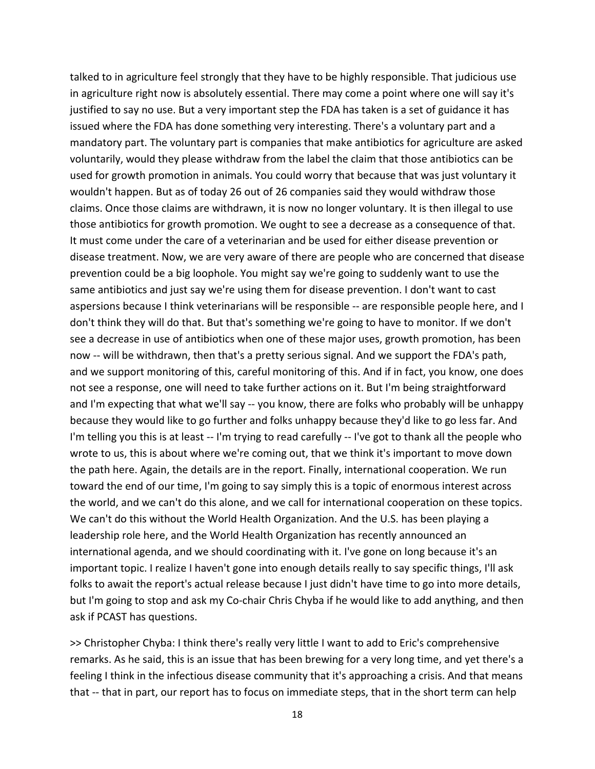talked to in agriculture feel strongly that they have to be highly responsible. That judicious use in agriculture right now is absolutely essential. There may come a point where one will say it's justified to say no use. But a very important step the FDA has taken is a set of guidance it has issued where the FDA has done something very interesting. There's a voluntary part and a mandatory part. The voluntary part is companies that make antibiotics for agriculture are asked voluntarily, would they please withdraw from the label the claim that those antibiotics can be used for growth promotion in animals. You could worry that because that was just voluntary it wouldn't happen. But as of today 26 out of 26 companies said they would withdraw those claims. Once those claims are withdrawn, it is now no longer voluntary. It is then illegal to use those antibiotics for growth promotion. We ought to see a decrease as a consequence of that. It must come under the care of a veterinarian and be used for either disease prevention or disease treatment. Now, we are very aware of there are people who are concerned that disease prevention could be a big loophole. You might say we're going to suddenly want to use the same antibiotics and just say we're using them for disease prevention. I don't want to cast aspersions because I think veterinarians will be responsible -- are responsible people here, and I don't think they will do that. But that's something we're going to have to monitor. If we don't see a decrease in use of antibiotics when one of these major uses, growth promotion, has been now -- will be withdrawn, then that's a pretty serious signal. And we support the FDA's path, and we support monitoring of this, careful monitoring of this. And if in fact, you know, one does not see a response, one will need to take further actions on it. But I'm being straightforward and I'm expecting that what we'll say -- you know, there are folks who probably will be unhappy because they would like to go further and folks unhappy because they'd like to go less far. And I'm telling you this is at least -- I'm trying to read carefully -- I've got to thank all the people who wrote to us, this is about where we're coming out, that we think it's important to move down the path here. Again, the details are in the report. Finally, international cooperation. We run toward the end of our time, I'm going to say simply this is a topic of enormous interest across the world, and we can't do this alone, and we call for international cooperation on these topics. We can't do this without the World Health Organization. And the U.S. has been playing a leadership role here, and the World Health Organization has recently announced an international agenda, and we should coordinating with it. I've gone on long because it's an important topic. I realize I haven't gone into enough details really to say specific things, I'll ask folks to await the report's actual release because I just didn't have time to go into more details, but I'm going to stop and ask my Co-chair Chris Chyba if he would like to add anything, and then ask if PCAST has questions.

>> Christopher Chyba: I think there's really very little I want to add to Eric's comprehensive remarks. As he said, this is an issue that has been brewing for a very long time, and yet there's a feeling I think in the infectious disease community that it's approaching a crisis. And that means that -- that in part, our report has to focus on immediate steps, that in the short term can help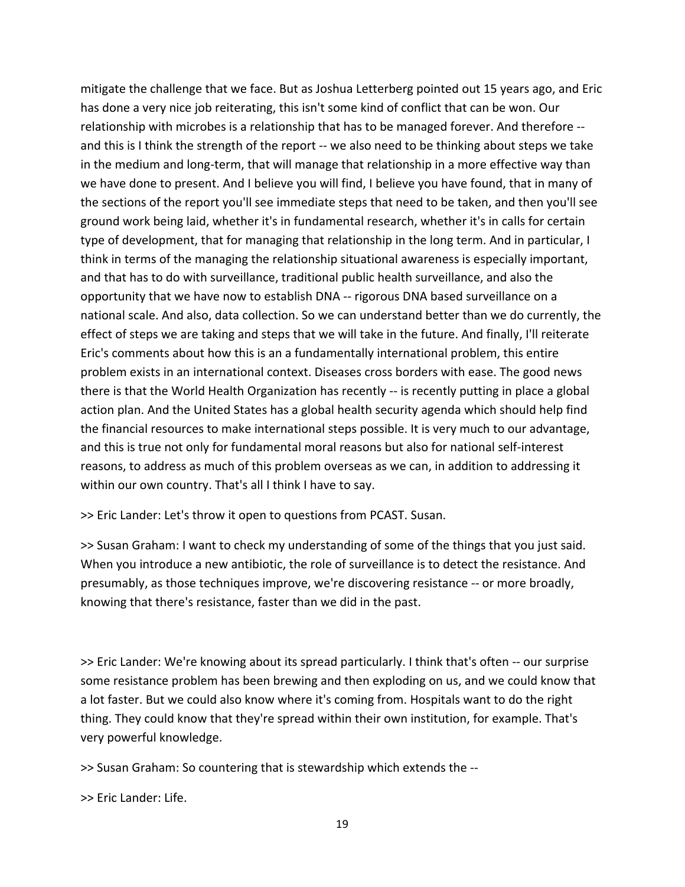mitigate the challenge that we face. But as Joshua Letterberg pointed out 15 years ago, and Eric has done a very nice job reiterating, this isn't some kind of conflict that can be won. Our relationship with microbes is a relationship that has to be managed forever. And therefore -- and this is I think the strength of the report -- we also need to be thinking about steps we take in the medium and long-term, that will manage that relationship in a more effective way than we have done to present. And I believe you will find, I believe you have found, that in many of the sections of the report you'll see immediate steps that need to be taken, and then you'll see ground work being laid, whether it's in fundamental research, whether it's in calls for certain type of development, that for managing that relationship in the long term. And in particular, I think in terms of the managing the relationship situational awareness is especially important, and that has to do with surveillance, traditional public health surveillance, and also the opportunity that we have now to establish DNA -- rigorous DNA based surveillance on a national scale. And also, data collection. So we can understand better than we do currently, the effect of steps we are taking and steps that we will take in the future. And finally, I'll reiterate Eric's comments about how this is an a fundamentally international problem, this entire problem exists in an international context. Diseases cross borders with ease. The good news there is that the World Health Organization has recently -- is recently putting in place a global action plan. And the United States has a global health security agenda which should help find the financial resources to make international steps possible. It is very much to our advantage, and this is true not only for fundamental moral reasons but also for national self-interest reasons, to address as much of this problem overseas as we can, in addition to addressing it within our own country. That's all I think I have to say.

>> Eric Lander: Let's throw it open to questions from PCAST. Susan.

>> Susan Graham: I want to check my understanding of some of the things that you just said. When you introduce a new antibiotic, the role of surveillance is to detect the resistance. And presumably, as those techniques improve, we're discovering resistance -- or more broadly, knowing that there's resistance, faster than we did in the past.

>> Eric Lander: We're knowing about its spread particularly. I think that's often -- our surprise some resistance problem has been brewing and then exploding on us, and we could know that a lot faster. But we could also know where it's coming from. Hospitals want to do the right thing. They could know that they're spread within their own institution, for example. That's very powerful knowledge.

>> Susan Graham: So countering that is stewardship which extends the --

>> Eric Lander: Life.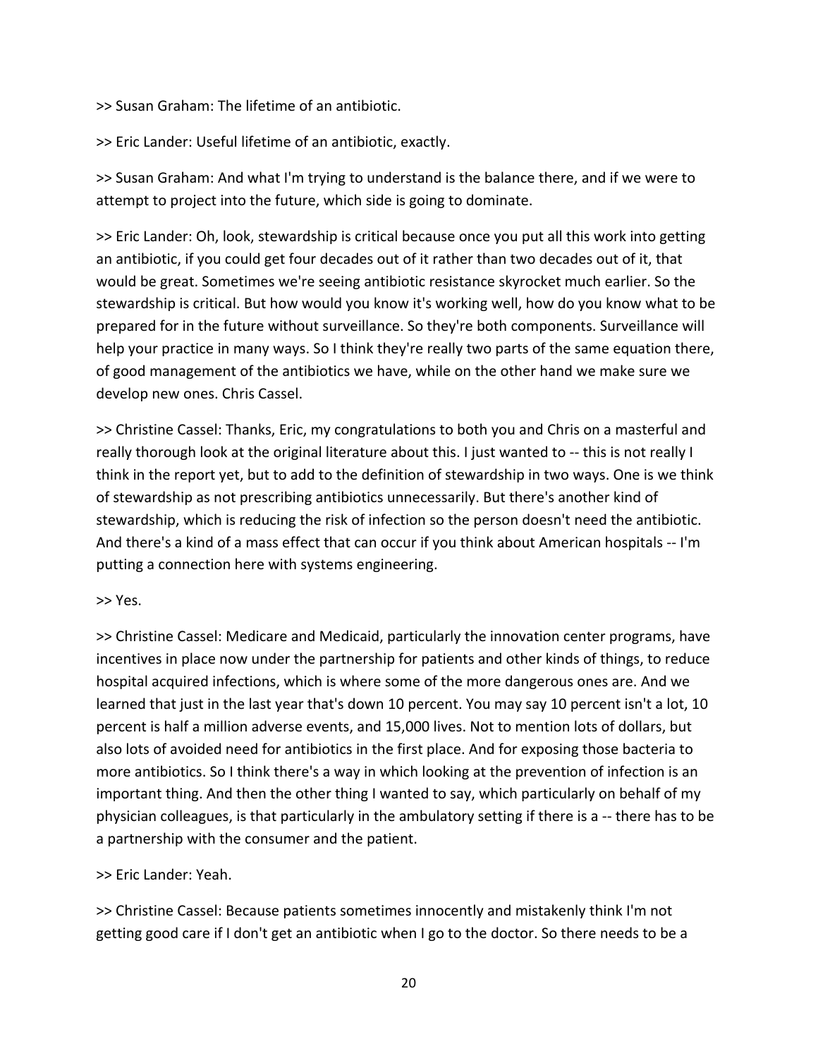>> Susan Graham: The lifetime of an antibiotic.

>> Eric Lander: Useful lifetime of an antibiotic, exactly.

>> Susan Graham: And what I'm trying to understand is the balance there, and if we were to attempt to project into the future, which side is going to dominate.

>> Eric Lander: Oh, look, stewardship is critical because once you put all this work into getting an antibiotic, if you could get four decades out of it rather than two decades out of it, that would be great. Sometimes we're seeing antibiotic resistance skyrocket much earlier. So the stewardship is critical. But how would you know it's working well, how do you know what to be prepared for in the future without surveillance. So they're both components. Surveillance will help your practice in many ways. So I think they're really two parts of the same equation there, of good management of the antibiotics we have, while on the other hand we make sure we develop new ones. Chris Cassel.

>> Christine Cassel: Thanks, Eric, my congratulations to both you and Chris on a masterful and really thorough look at the original literature about this. I just wanted to -- this is not really I think in the report yet, but to add to the definition of stewardship in two ways. One is we think of stewardship as not prescribing antibiotics unnecessarily. But there's another kind of stewardship, which is reducing the risk of infection so the person doesn't need the antibiotic. And there's a kind of a mass effect that can occur if you think about American hospitals -- I'm putting a connection here with systems engineering.

>> Yes.

>> Christine Cassel: Medicare and Medicaid, particularly the innovation center programs, have incentives in place now under the partnership for patients and other kinds of things, to reduce hospital acquired infections, which is where some of the more dangerous ones are. And we learned that just in the last year that's down 10 percent. You may say 10 percent isn't a lot, 10 percent is half a million adverse events, and 15,000 lives. Not to mention lots of dollars, but also lots of avoided need for antibiotics in the first place. And for exposing those bacteria to more antibiotics. So I think there's a way in which looking at the prevention of infection is an important thing. And then the other thing I wanted to say, which particularly on behalf of my physician colleagues, is that particularly in the ambulatory setting if there is a -- there has to be a partnership with the consumer and the patient.

>> Eric Lander: Yeah.

>> Christine Cassel: Because patients sometimes innocently and mistakenly think I'm not getting good care if I don't get an antibiotic when I go to the doctor. So there needs to be a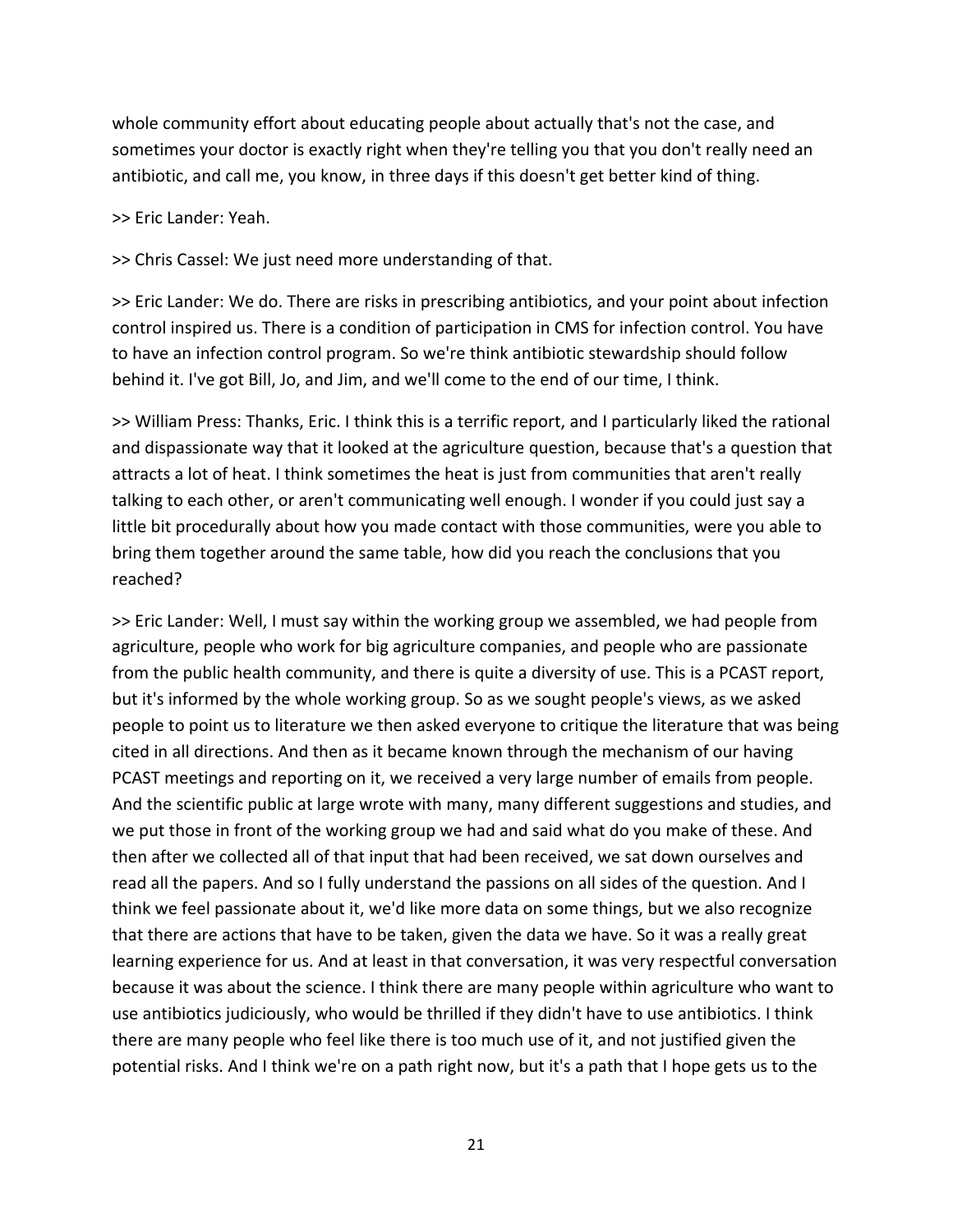whole community effort about educating people about actually that's not the case, and sometimes your doctor is exactly right when they're telling you that you don't really need an antibiotic, and call me, you know, in three days if this doesn't get better kind of thing.

>> Eric Lander: Yeah.

>> Chris Cassel: We just need more understanding of that.

>> Eric Lander: We do. There are risks in prescribing antibiotics, and your point about infection control inspired us. There is a condition of participation in CMS for infection control. You have to have an infection control program. So we're think antibiotic stewardship should follow behind it. I've got Bill, Jo, and Jim, and we'll come to the end of our time, I think.

>> William Press: Thanks, Eric. I think this is a terrific report, and I particularly liked the rational and dispassionate way that it looked at the agriculture question, because that's a question that attracts a lot of heat. I think sometimes the heat is just from communities that aren't really talking to each other, or aren't communicating well enough. I wonder if you could just say a little bit procedurally about how you made contact with those communities, were you able to bring them together around the same table, how did you reach the conclusions that you reached?

>> Eric Lander: Well, I must say within the working group we assembled, we had people from agriculture, people who work for big agriculture companies, and people who are passionate from the public health community, and there is quite a diversity of use. This is a PCAST report, but it's informed by the whole working group. So as we sought people's views, as we asked people to point us to literature we then asked everyone to critique the literature that was being cited in all directions. And then as it became known through the mechanism of our having PCAST meetings and reporting on it, we received a very large number of emails from people. And the scientific public at large wrote with many, many different suggestions and studies, and we put those in front of the working group we had and said what do you make of these. And then after we collected all of that input that had been received, we sat down ourselves and read all the papers. And so I fully understand the passions on all sides of the question. And I think we feel passionate about it, we'd like more data on some things, but we also recognize that there are actions that have to be taken, given the data we have. So it was a really great learning experience for us. And at least in that conversation, it was very respectful conversation because it was about the science. I think there are many people within agriculture who want to use antibiotics judiciously, who would be thrilled if they didn't have to use antibiotics. I think there are many people who feel like there is too much use of it, and not justified given the potential risks. And I think we're on a path right now, but it's a path that I hope gets us to the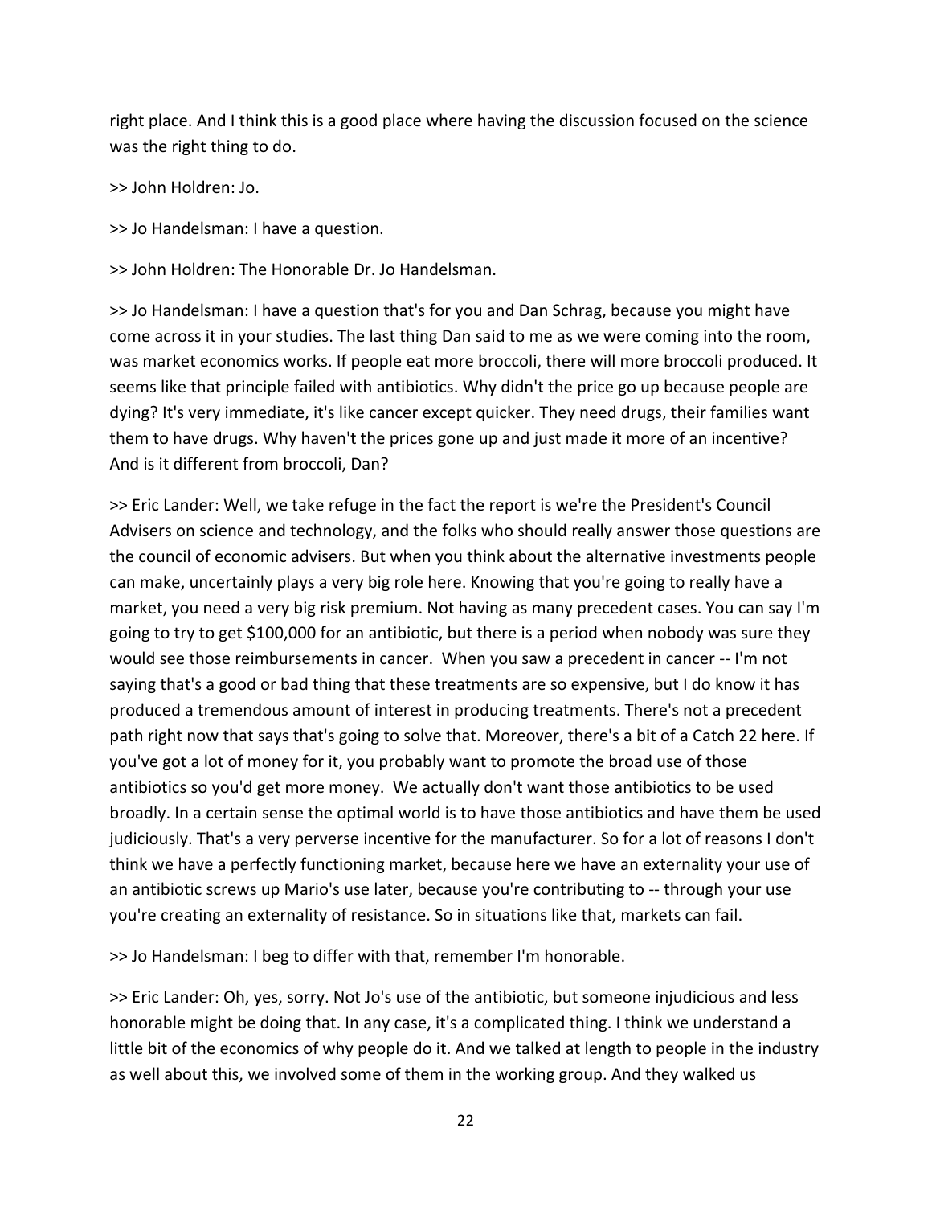right place. And I think this is a good place where having the discussion focused on the science was the right thing to do.

>> John Holdren: Jo.

>> Jo Handelsman: I have a question.

>> John Holdren: The Honorable Dr. Jo Handelsman.

>> Jo Handelsman: I have a question that's for you and Dan Schrag, because you might have come across it in your studies. The last thing Dan said to me as we were coming into the room, was market economics works. If people eat more broccoli, there will more broccoli produced. It seems like that principle failed with antibiotics. Why didn't the price go up because people are dying? It's very immediate, it's like cancer except quicker. They need drugs, their families want them to have drugs. Why haven't the prices gone up and just made it more of an incentive? And is it different from broccoli, Dan?

>> Eric Lander: Well, we take refuge in the fact the report is we're the President's Council Advisers on science and technology, and the folks who should really answer those questions are the council of economic advisers. But when you think about the alternative investments people can make, uncertainly plays a very big role here. Knowing that you're going to really have a market, you need a very big risk premium. Not having as many precedent cases. You can say I'm going to try to get $100,000 for an antibiotic, but there is a period when nobody was sure they would see those reimbursements in cancer.  When you saw a precedent in cancer -- I'm not saying that's a good or bad thing that these treatments are so expensive, but I do know it has produced a tremendous amount of interest in producing treatments. There's not a precedent path right now that says that's going to solve that. Moreover, there's a bit of a Catch 22 here. If you've got a lot of money for it, you probably want to promote the broad use of those antibiotics so you'd get more money.  We actually don't want those antibiotics to be used broadly. In a certain sense the optimal world is to have those antibiotics and have them be used judiciously. That's a very perverse incentive for the manufacturer. So for a lot of reasons I don't think we have a perfectly functioning market, because here we have an externality your use of an antibiotic screws up Mario's use later, because you're contributing to -- through your use you're creating an externality of resistance. So in situations like that, markets can fail.

>> Jo Handelsman: I beg to differ with that, remember I'm honorable.

>> Eric Lander: Oh, yes, sorry. Not Jo's use of the antibiotic, but someone injudicious and less honorable might be doing that. In any case, it's a complicated thing. I think we understand a little bit of the economics of why people do it. And we talked at length to people in the industry as well about this, we involved some of them in the working group. And they walked us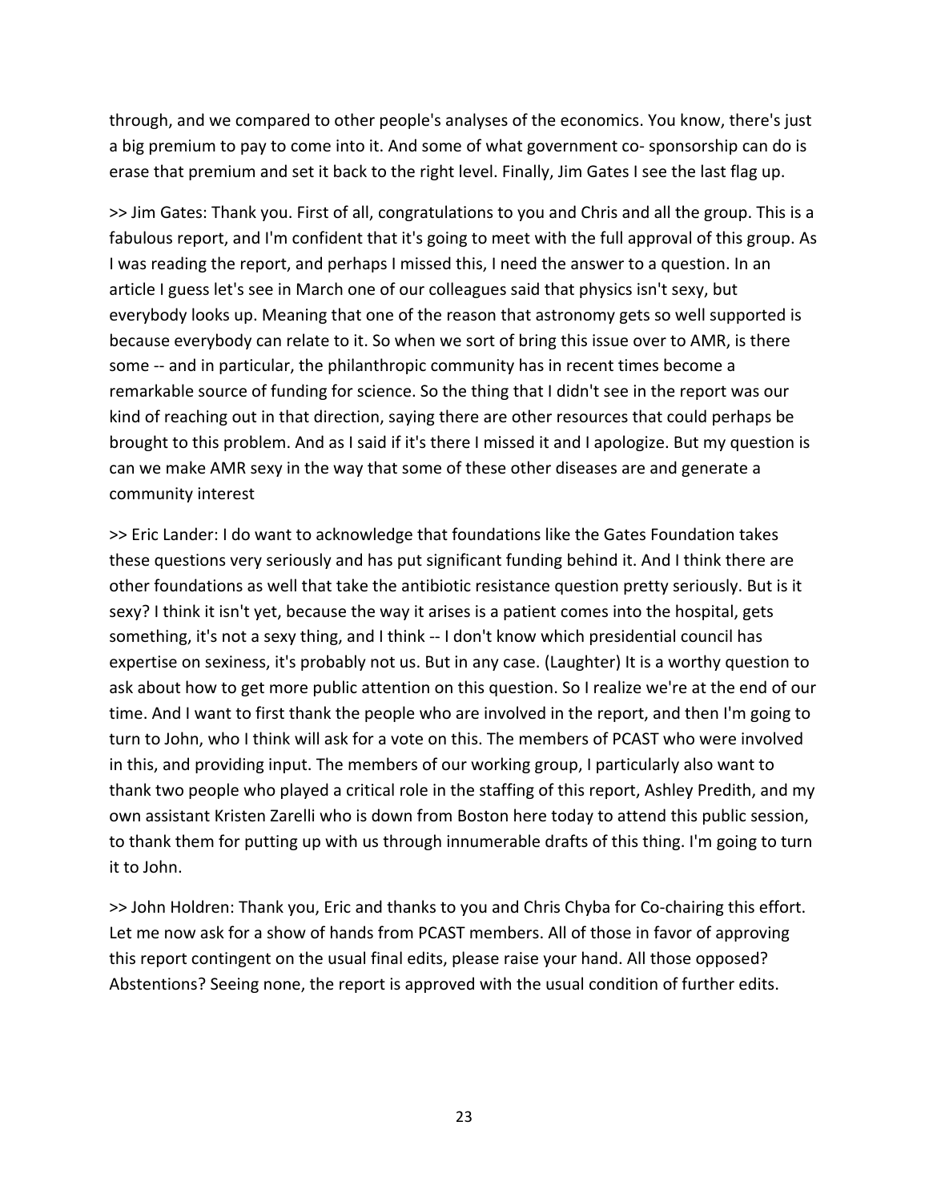through, and we compared to other people's analyses of the economics. You know, there's just a big premium to pay to come into it. And some of what government co- sponsorship can do is erase that premium and set it back to the right level. Finally, Jim Gates I see the last flag up.

>> Jim Gates: Thank you. First of all, congratulations to you and Chris and all the group. This is a fabulous report, and I'm confident that it's going to meet with the full approval of this group. As I was reading the report, and perhaps I missed this, I need the answer to a question. In an article I guess let's see in March one of our colleagues said that physics isn't sexy, but everybody looks up. Meaning that one of the reason that astronomy gets so well supported is because everybody can relate to it. So when we sort of bring this issue over to AMR, is there some -- and in particular, the philanthropic community has in recent times become a remarkable source of funding for science. So the thing that I didn't see in the report was our kind of reaching out in that direction, saying there are other resources that could perhaps be brought to this problem. And as I said if it's there I missed it and I apologize. But my question is can we make AMR sexy in the way that some of these other diseases are and generate a community interest

>> Eric Lander: I do want to acknowledge that foundations like the Gates Foundation takes these questions very seriously and has put significant funding behind it. And I think there are other foundations as well that take the antibiotic resistance question pretty seriously. But is it sexy? I think it isn't yet, because the way it arises is a patient comes into the hospital, gets something, it's not a sexy thing, and I think -- I don't know which presidential council has expertise on sexiness, it's probably not us. But in any case. (Laughter) It is a worthy question to ask about how to get more public attention on this question. So I realize we're at the end of our time. And I want to first thank the people who are involved in the report, and then I'm going to turn to John, who I think will ask for a vote on this. The members of PCAST who were involved in this, and providing input. The members of our working group, I particularly also want to thank two people who played a critical role in the staffing of this report, Ashley Predith, and my own assistant Kristen Zarelli who is down from Boston here today to attend this public session, to thank them for putting up with us through innumerable drafts of this thing. I'm going to turn it to John.

>> John Holdren: Thank you, Eric and thanks to you and Chris Chyba for Co-chairing this effort. Let me now ask for a show of hands from PCAST members. All of those in favor of approving this report contingent on the usual final edits, please raise your hand. All those opposed? Abstentions? Seeing none, the report is approved with the usual condition of further edits.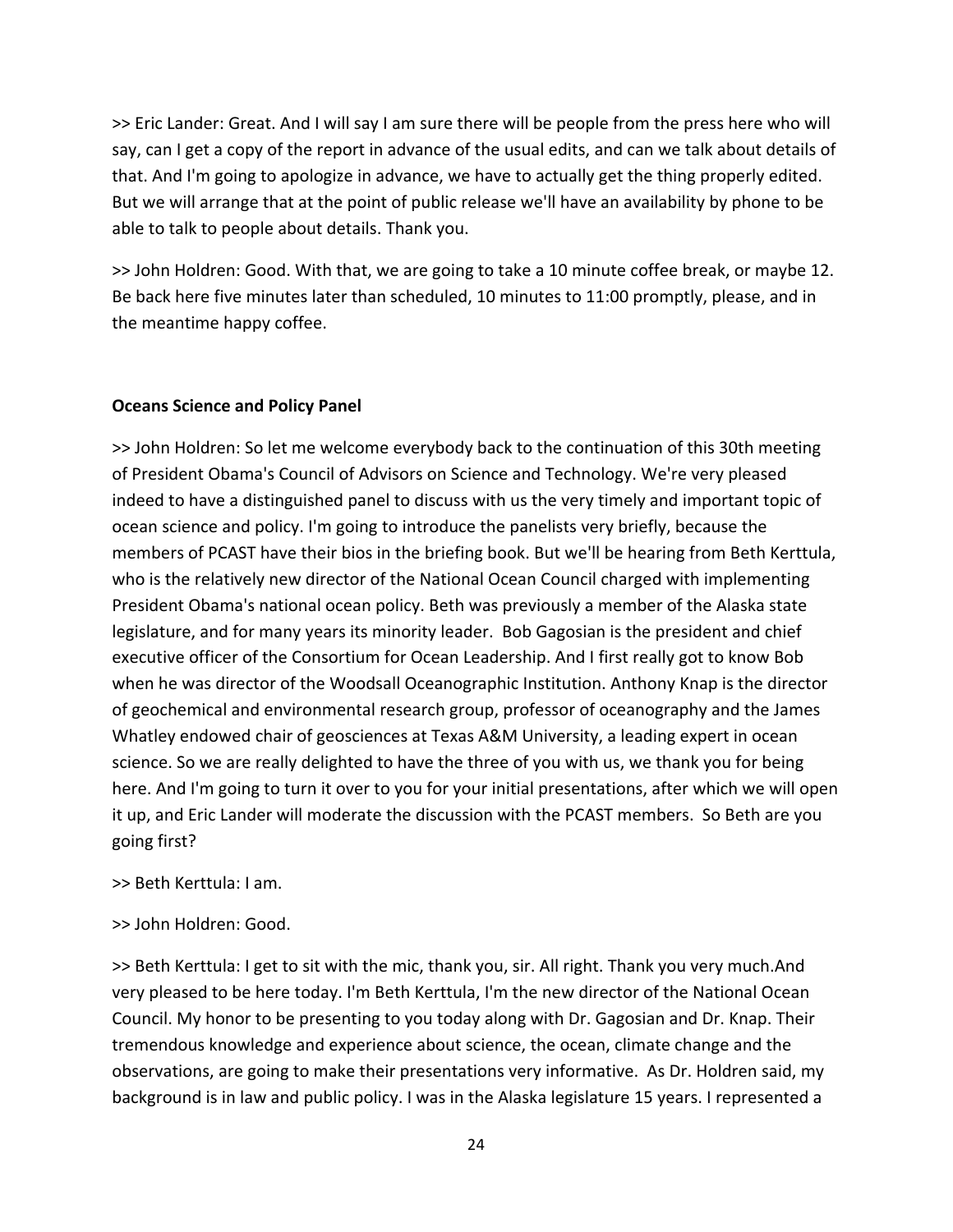>> Eric Lander: Great. And I will say I am sure there will be people from the press here who will say, can I get a copy of the report in advance of the usual edits, and can we talk about details of that. And I'm going to apologize in advance, we have to actually get the thing properly edited. But we will arrange that at the point of public release we'll have an availability by phone to be able to talk to people about details. Thank you.

>> John Holdren: Good. With that, we are going to take a 10 minute coffee break, or maybe 12. Be back here five minutes later than scheduled, 10 minutes to 11:00 promptly, please, and in the meantime happy coffee.

**Oceans Science and Policy Panel**

>> John Holdren: So let me welcome everybody back to the continuation of this 30th meeting of President Obama's Council of Advisors on Science and Technology. We're very pleased indeed to have a distinguished panel to discuss with us the very timely and important topic of ocean science and policy. I'm going to introduce the panelists very briefly, because the members of PCAST have their bios in the briefing book. But we'll be hearing from Beth Kerttula, who is the relatively new director of the National Ocean Council charged with implementing President Obama's national ocean policy. Beth was previously a member of the Alaska state legislature, and for many years its minority leader. Bob Gagosian is the president and chief executive officer of the Consortium for Ocean Leadership. And I first really got to know Bob when he was director of the Woodsall Oceanographic Institution. Anthony Knap is the director of geochemical and environmental research group, professor of oceanography and the James Whatley endowed chair of geosciences at Texas A&M University, a leading expert in ocean science. So we are really delighted to have the three of you with us, we thank you for being here. And I'm going to turn it over to you for your initial presentations, after which we will open it up, and Eric Lander will moderate the discussion with the PCAST members. So Beth are you going first?

>> Beth Kerttula: I am.

>> John Holdren: Good.

>> Beth Kerttula: I get to sit with the mic, thank you, sir. All right. Thank you very much.And very pleased to be here today. I'm Beth Kerttula, I'm the new director of the National Ocean Council. My honor to be presenting to you today along with Dr. Gagosian and Dr. Knap. Their tremendous knowledge and experience about science, the ocean, climate change and the observations, are going to make their presentations very informative. As Dr. Holdren said, my background is in law and public policy. I was in the Alaska legislature 15 years. I represented a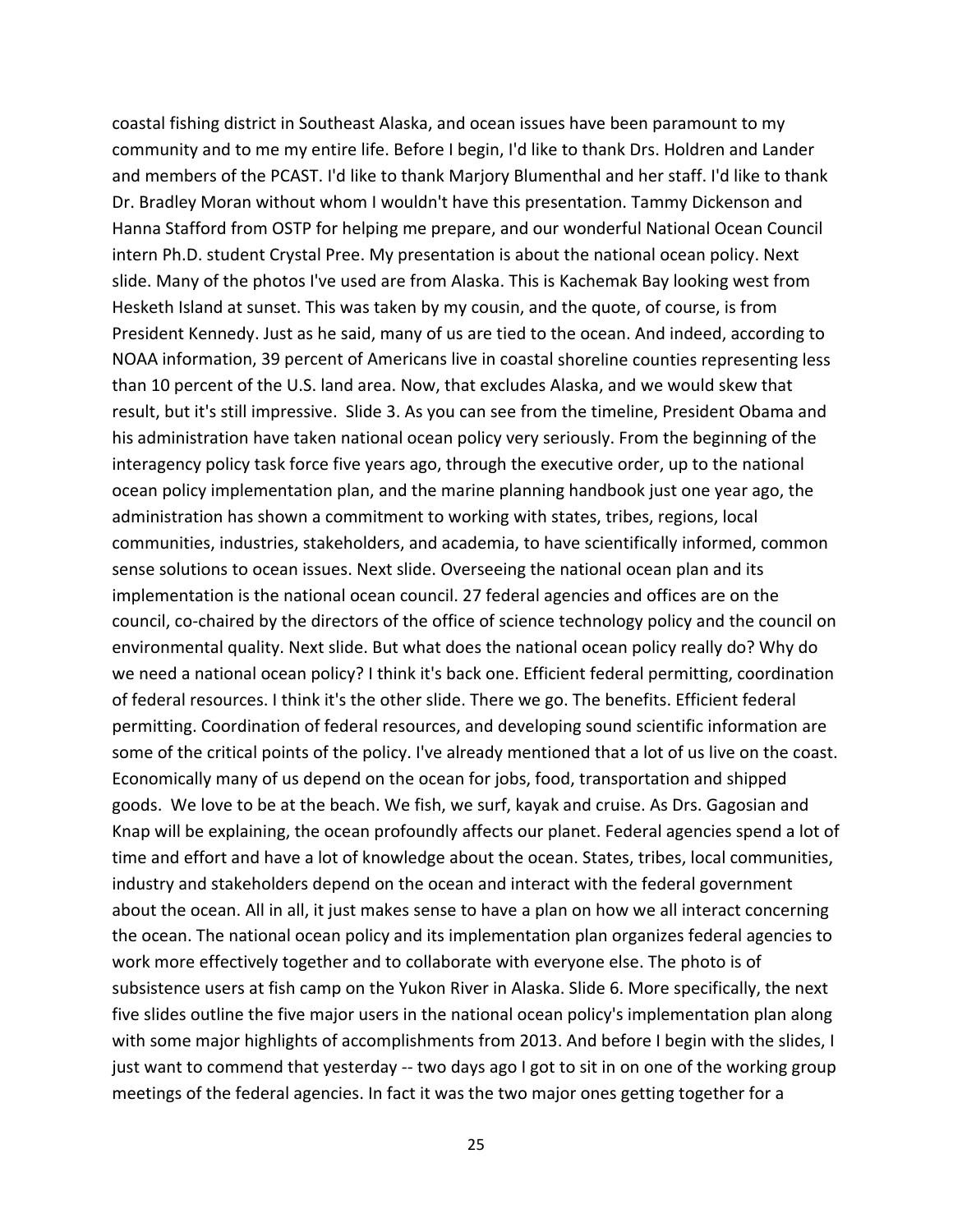coastal fishing district in Southeast Alaska, and ocean issues have been paramount to my community and to me my entire life. Before I begin, I'd like to thank Drs. Holdren and Lander and members of the PCAST. I'd like to thank Marjory Blumenthal and her staff. I'd like to thank Dr. Bradley Moran without whom I wouldn't have this presentation. Tammy Dickenson and Hanna Stafford from OSTP for helping me prepare, and our wonderful National Ocean Council intern Ph.D. student Crystal Pree. My presentation is about the national ocean policy. Next slide. Many of the photos I've used are from Alaska. This is Kachemak Bay looking west from Hesketh Island at sunset. This was taken by my cousin, and the quote, of course, is from President Kennedy. Just as he said, many of us are tied to the ocean. And indeed, according to NOAA information, 39 percent of Americans live in coastal shoreline counties representing less than 10 percent of the U.S. land area. Now, that excludes Alaska, and we would skew that result, but it's still impressive. Slide 3. As you can see from the timeline, President Obama and his administration have taken national ocean policy very seriously. From the beginning of the interagency policy task force five years ago, through the executive order, up to the national ocean policy implementation plan, and the marine planning handbook just one year ago, the administration has shown a commitment to working with states, tribes, regions, local communities, industries, stakeholders, and academia, to have scientifically informed, common sense solutions to ocean issues. Next slide. Overseeing the national ocean plan and its implementation is the national ocean council. 27 federal agencies and offices are on the council, co-chaired by the directors of the office of science technology policy and the council on environmental quality. Next slide. But what does the national ocean policy really do? Why do we need a national ocean policy? I think it's back one. Efficient federal permitting, coordination of federal resources. I think it's the other slide. There we go. The benefits. Efficient federal permitting. Coordination of federal resources, and developing sound scientific information are some of the critical points of the policy. I've already mentioned that a lot of us live on the coast. Economically many of us depend on the ocean for jobs, food, transportation and shipped goods. We love to be at the beach. We fish, we surf, kayak and cruise. As Drs. Gagosian and Knap will be explaining, the ocean profoundly affects our planet. Federal agencies spend a lot of time and effort and have a lot of knowledge about the ocean. States, tribes, local communities, industry and stakeholders depend on the ocean and interact with the federal government about the ocean. All in all, it just makes sense to have a plan on how we all interact concerning the ocean. The national ocean policy and its implementation plan organizes federal agencies to work more effectively together and to collaborate with everyone else. The photo is of subsistence users at fish camp on the Yukon River in Alaska. Slide 6. More specifically, the next five slides outline the five major users in the national ocean policy's implementation plan along with some major highlights of accomplishments from 2013. And before I begin with the slides, I just want to commend that yesterday -- two days ago I got to sit in on one of the working group meetings of the federal agencies. In fact it was the two major ones getting together for a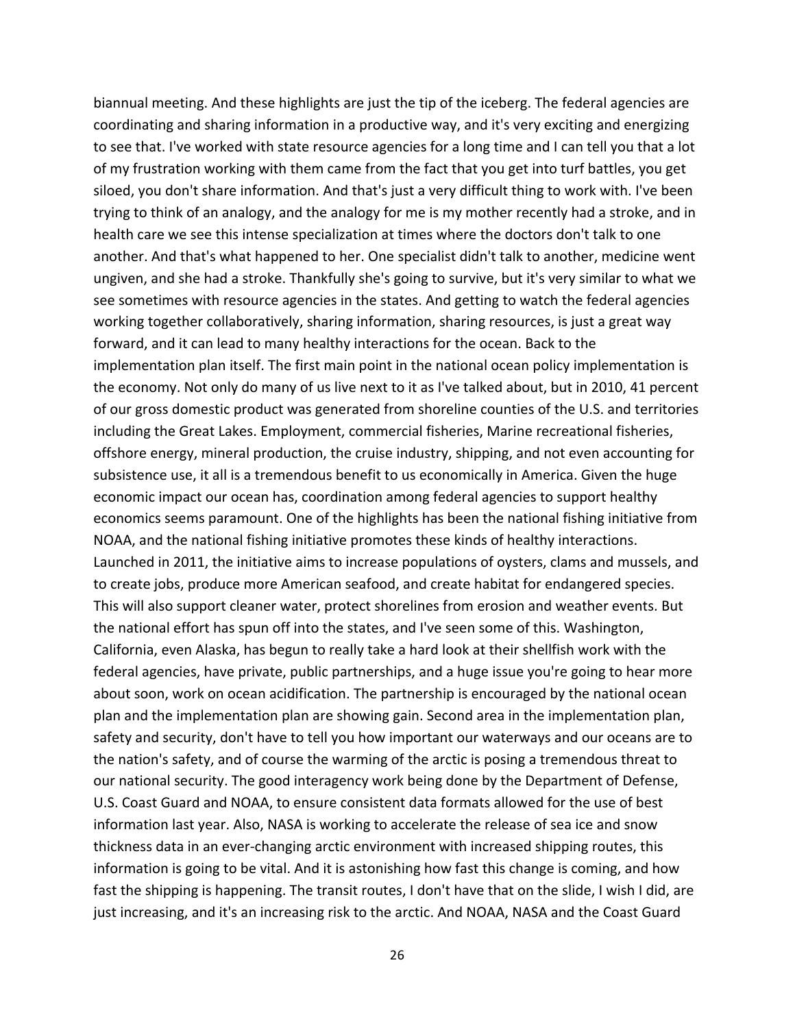biannual meeting. And these highlights are just the tip of the iceberg. The federal agencies are coordinating and sharing information in a productive way, and it's very exciting and energizing to see that. I've worked with state resource agencies for a long time and I can tell you that a lot of my frustration working with them came from the fact that you get into turf battles, you get siloed, you don't share information. And that's just a very difficult thing to work with. I've been trying to think of an analogy, and the analogy for me is my mother recently had a stroke, and in health care we see this intense specialization at times where the doctors don't talk to one another. And that's what happened to her. One specialist didn't talk to another, medicine went ungiven, and she had a stroke. Thankfully she's going to survive, but it's very similar to what we see sometimes with resource agencies in the states. And getting to watch the federal agencies working together collaboratively, sharing information, sharing resources, is just a great way forward, and it can lead to many healthy interactions for the ocean. Back to the implementation plan itself. The first main point in the national ocean policy implementation is the economy. Not only do many of us live next to it as I've talked about, but in 2010, 41 percent of our gross domestic product was generated from shoreline counties of the U.S. and territories including the Great Lakes. Employment, commercial fisheries, Marine recreational fisheries, offshore energy, mineral production, the cruise industry, shipping, and not even accounting for subsistence use, it all is a tremendous benefit to us economically in America. Given the huge economic impact our ocean has, coordination among federal agencies to support healthy economics seems paramount. One of the highlights has been the national fishing initiative from NOAA, and the national fishing initiative promotes these kinds of healthy interactions. Launched in 2011, the initiative aims to increase populations of oysters, clams and mussels, and to create jobs, produce more American seafood, and create habitat for endangered species. This will also support cleaner water, protect shorelines from erosion and weather events. But the national effort has spun off into the states, and I've seen some of this. Washington, California, even Alaska, has begun to really take a hard look at their shellfish work with the federal agencies, have private, public partnerships, and a huge issue you're going to hear more about soon, work on ocean acidification. The partnership is encouraged by the national ocean plan and the implementation plan are showing gain. Second area in the implementation plan, safety and security, don't have to tell you how important our waterways and our oceans are to the nation's safety, and of course the warming of the arctic is posing a tremendous threat to our national security. The good interagency work being done by the Department of Defense, U.S. Coast Guard and NOAA, to ensure consistent data formats allowed for the use of best information last year. Also, NASA is working to accelerate the release of sea ice and snow thickness data in an ever-changing arctic environment with increased shipping routes, this information is going to be vital. And it is astonishing how fast this change is coming, and how fast the shipping is happening. The transit routes, I don't have that on the slide, I wish I did, are just increasing, and it's an increasing risk to the arctic. And NOAA, NASA and the Coast Guard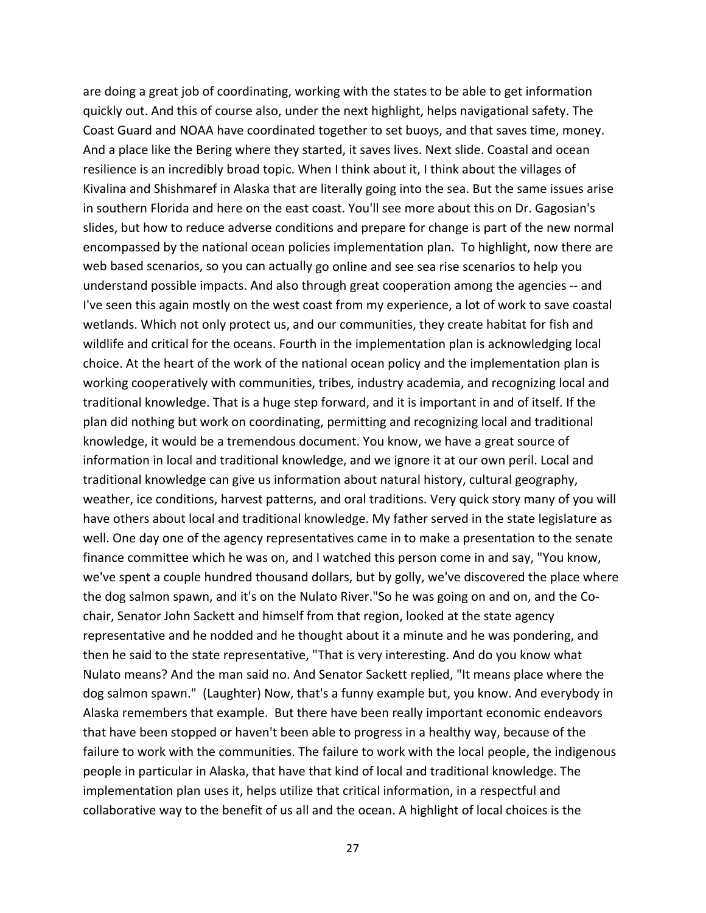are doing a great job of coordinating, working with the states to be able to get information quickly out. And this of course also, under the next highlight, helps navigational safety. The Coast Guard and NOAA have coordinated together to set buoys, and that saves time, money. And a place like the Bering where they started, it saves lives. Next slide. Coastal and ocean resilience is an incredibly broad topic. When I think about it, I think about the villages of Kivalina and Shishmaref in Alaska that are literally going into the sea. But the same issues arise in southern Florida and here on the east coast. You'll see more about this on Dr. Gagosian's slides, but how to reduce adverse conditions and prepare for change is part of the new normal encompassed by the national ocean policies implementation plan. To highlight, now there are web based scenarios, so you can actually go online and see sea rise scenarios to help you understand possible impacts. And also through great cooperation among the agencies -- and I've seen this again mostly on the west coast from my experience, a lot of work to save coastal wetlands. Which not only protect us, and our communities, they create habitat for fish and wildlife and critical for the oceans. Fourth in the implementation plan is acknowledging local choice. At the heart of the work of the national ocean policy and the implementation plan is working cooperatively with communities, tribes, industry academia, and recognizing local and traditional knowledge. That is a huge step forward, and it is important in and of itself. If the plan did nothing but work on coordinating, permitting and recognizing local and traditional knowledge, it would be a tremendous document. You know, we have a great source of information in local and traditional knowledge, and we ignore it at our own peril. Local and traditional knowledge can give us information about natural history, cultural geography, weather, ice conditions, harvest patterns, and oral traditions. Very quick story many of you will have others about local and traditional knowledge. My father served in the state legislature as well. One day one of the agency representatives came in to make a presentation to the senate finance committee which he was on, and I watched this person come in and say, "You know, we've spent a couple hundred thousand dollars, but by golly, we've discovered the place where the dog salmon spawn, and it's on the Nulato River."So he was going on and on, and the Co-chair, Senator John Sackett and himself from that region, looked at the state agency representative and he nodded and he thought about it a minute and he was pondering, and then he said to the state representative, "That is very interesting. And do you know what Nulato means? And the man said no. And Senator Sackett replied, "It means place where the dog salmon spawn." (Laughter) Now, that's a funny example but, you know. And everybody in Alaska remembers that example. But there have been really important economic endeavors that have been stopped or haven't been able to progress in a healthy way, because of the failure to work with the communities. The failure to work with the local people, the indigenous people in particular in Alaska, that have that kind of local and traditional knowledge. The implementation plan uses it, helps utilize that critical information, in a respectful and collaborative way to the benefit of us all and the ocean. A highlight of local choices is the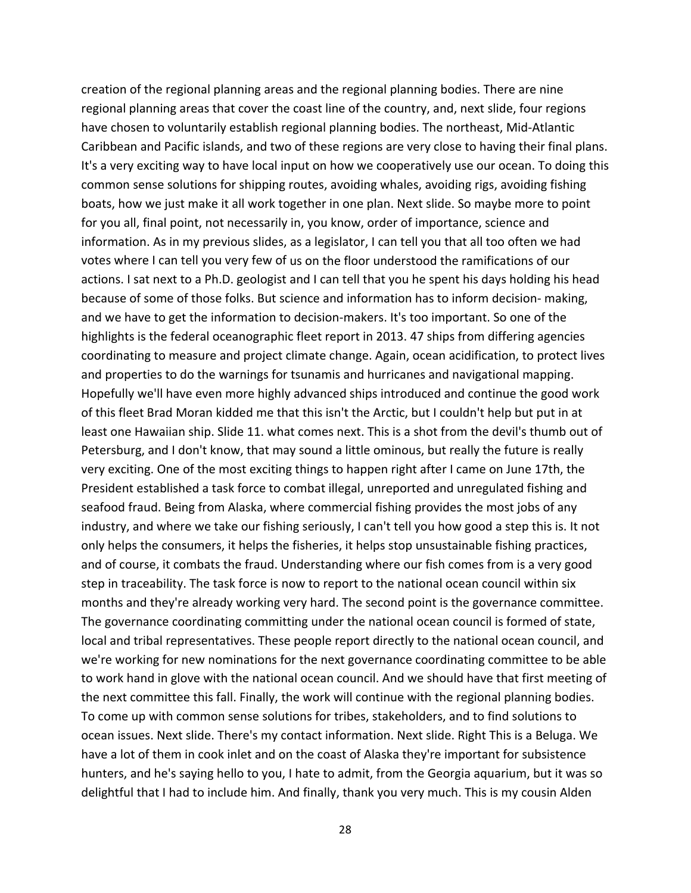creation of the regional planning areas and the regional planning bodies. There are nine regional planning areas that cover the coast line of the country, and, next slide, four regions have chosen to voluntarily establish regional planning bodies. The northeast, Mid-Atlantic Caribbean and Pacific islands, and two of these regions are very close to having their final plans. It's a very exciting way to have local input on how we cooperatively use our ocean. To doing this common sense solutions for shipping routes, avoiding whales, avoiding rigs, avoiding fishing boats, how we just make it all work together in one plan. Next slide. So maybe more to point for you all, final point, not necessarily in, you know, order of importance, science and information. As in my previous slides, as a legislator, I can tell you that all too often we had votes where I can tell you very few of us on the floor understood the ramifications of our actions. I sat next to a Ph.D. geologist and I can tell that you he spent his days holding his head because of some of those folks. But science and information has to inform decision- making, and we have to get the information to decision-makers. It's too important. So one of the highlights is the federal oceanographic fleet report in 2013. 47 ships from differing agencies coordinating to measure and project climate change. Again, ocean acidification, to protect lives and properties to do the warnings for tsunamis and hurricanes and navigational mapping. Hopefully we'll have even more highly advanced ships introduced and continue the good work of this fleet Brad Moran kidded me that this isn't the Arctic, but I couldn't help but put in at least one Hawaiian ship. Slide 11. what comes next. This is a shot from the devil's thumb out of Petersburg, and I don't know, that may sound a little ominous, but really the future is really very exciting. One of the most exciting things to happen right after I came on June 17th, the President established a task force to combat illegal, unreported and unregulated fishing and seafood fraud. Being from Alaska, where commercial fishing provides the most jobs of any industry, and where we take our fishing seriously, I can't tell you how good a step this is. It not only helps the consumers, it helps the fisheries, it helps stop unsustainable fishing practices, and of course, it combats the fraud. Understanding where our fish comes from is a very good step in traceability. The task force is now to report to the national ocean council within six months and they're already working very hard. The second point is the governance committee. The governance coordinating committing under the national ocean council is formed of state, local and tribal representatives. These people report directly to the national ocean council, and we're working for new nominations for the next governance coordinating committee to be able to work hand in glove with the national ocean council. And we should have that first meeting of the next committee this fall. Finally, the work will continue with the regional planning bodies. To come up with common sense solutions for tribes, stakeholders, and to find solutions to ocean issues. Next slide. There's my contact information. Next slide. Right This is a Beluga. We have a lot of them in cook inlet and on the coast of Alaska they're important for subsistence hunters, and he's saying hello to you, I hate to admit, from the Georgia aquarium, but it was so delightful that I had to include him. And finally, thank you very much. This is my cousin Alden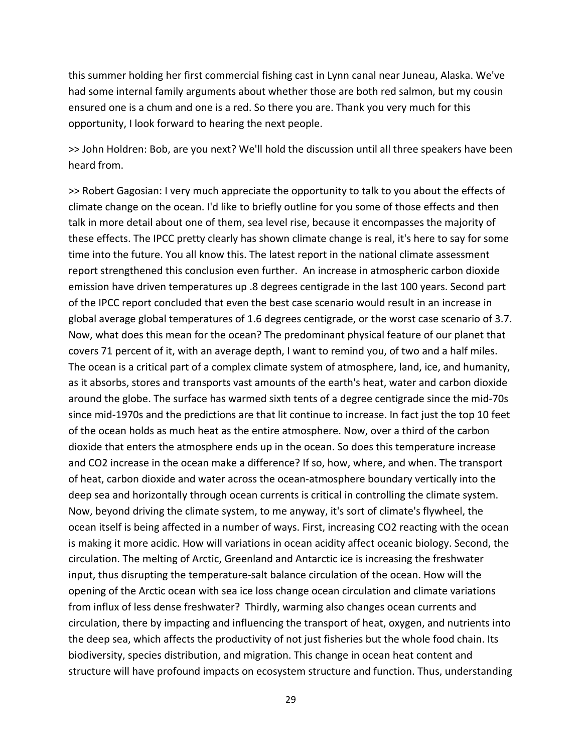this summer holding her first commercial fishing cast in Lynn canal near Juneau, Alaska. We've had some internal family arguments about whether those are both red salmon, but my cousin ensured one is a chum and one is a red. So there you are. Thank you very much for this opportunity, I look forward to hearing the next people.

>> John Holdren: Bob, are you next? We'll hold the discussion until all three speakers have been heard from.

>> Robert Gagosian: I very much appreciate the opportunity to talk to you about the effects of climate change on the ocean. I'd like to briefly outline for you some of those effects and then talk in more detail about one of them, sea level rise, because it encompasses the majority of these effects. The IPCC pretty clearly has shown climate change is real, it's here to say for some time into the future. You all know this. The latest report in the national climate assessment report strengthened this conclusion even further. An increase in atmospheric carbon dioxide emission have driven temperatures up .8 degrees centigrade in the last 100 years. Second part of the IPCC report concluded that even the best case scenario would result in an increase in global average global temperatures of 1.6 degrees centigrade, or the worst case scenario of 3.7. Now, what does this mean for the ocean? The predominant physical feature of our planet that covers 71 percent of it, with an average depth, I want to remind you, of two and a half miles. The ocean is a critical part of a complex climate system of atmosphere, land, ice, and humanity, as it absorbs, stores and transports vast amounts of the earth's heat, water and carbon dioxide around the globe. The surface has warmed sixth tents of a degree centigrade since the mid-70s since mid-1970s and the predictions are that lit continue to increase. In fact just the top 10 feet of the ocean holds as much heat as the entire atmosphere. Now, over a third of the carbon dioxide that enters the atmosphere ends up in the ocean. So does this temperature increase and CO2 increase in the ocean make a difference? If so, how, where, and when. The transport of heat, carbon dioxide and water across the ocean-atmosphere boundary vertically into the deep sea and horizontally through ocean currents is critical in controlling the climate system. Now, beyond driving the climate system, to me anyway, it's sort of climate's flywheel, the ocean itself is being affected in a number of ways. First, increasing CO2 reacting with the ocean is making it more acidic. How will variations in ocean acidity affect oceanic biology. Second, the circulation. The melting of Arctic, Greenland and Antarctic ice is increasing the freshwater input, thus disrupting the temperature-salt balance circulation of the ocean. How will the opening of the Arctic ocean with sea ice loss change ocean circulation and climate variations from influx of less dense freshwater? Thirdly, warming also changes ocean currents and circulation, there by impacting and influencing the transport of heat, oxygen, and nutrients into the deep sea, which affects the productivity of not just fisheries but the whole food chain. Its biodiversity, species distribution, and migration. This change in ocean heat content and structure will have profound impacts on ecosystem structure and function. Thus, understanding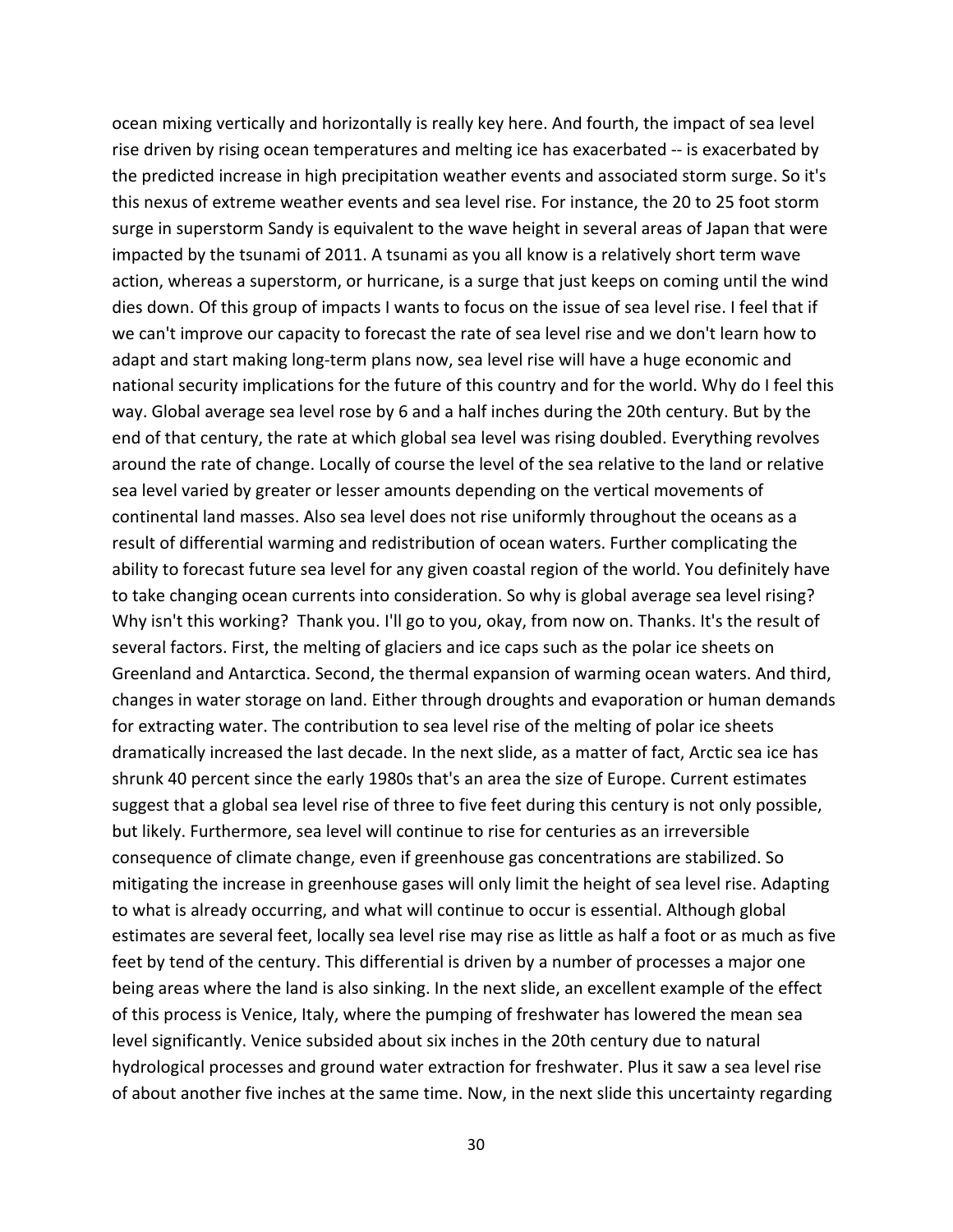ocean mixing vertically and horizontally is really key here. And fourth, the impact of sea level rise driven by rising ocean temperatures and melting ice has exacerbated -- is exacerbated by the predicted increase in high precipitation weather events and associated storm surge. So it's this nexus of extreme weather events and sea level rise. For instance, the 20 to 25 foot storm surge in superstorm Sandy is equivalent to the wave height in several areas of Japan that were impacted by the tsunami of 2011. A tsunami as you all know is a relatively short term wave action, whereas a superstorm, or hurricane, is a surge that just keeps on coming until the wind dies down. Of this group of impacts I wants to focus on the issue of sea level rise. I feel that if we can't improve our capacity to forecast the rate of sea level rise and we don't learn how to adapt and start making long-term plans now, sea level rise will have a huge economic and national security implications for the future of this country and for the world. Why do I feel this way. Global average sea level rose by 6 and a half inches during the 20th century. But by the end of that century, the rate at which global sea level was rising doubled. Everything revolves around the rate of change. Locally of course the level of the sea relative to the land or relative sea level varied by greater or lesser amounts depending on the vertical movements of continental land masses. Also sea level does not rise uniformly throughout the oceans as a result of differential warming and redistribution of ocean waters. Further complicating the ability to forecast future sea level for any given coastal region of the world. You definitely have to take changing ocean currents into consideration. So why is global average sea level rising? Why isn't this working? Thank you. I'll go to you, okay, from now on. Thanks. It's the result of several factors. First, the melting of glaciers and ice caps such as the polar ice sheets on Greenland and Antarctica. Second, the thermal expansion of warming ocean waters. And third, changes in water storage on land. Either through droughts and evaporation or human demands for extracting water. The contribution to sea level rise of the melting of polar ice sheets dramatically increased the last decade. In the next slide, as a matter of fact, Arctic sea ice has shrunk 40 percent since the early 1980s that's an area the size of Europe. Current estimates suggest that a global sea level rise of three to five feet during this century is not only possible, but likely. Furthermore, sea level will continue to rise for centuries as an irreversible consequence of climate change, even if greenhouse gas concentrations are stabilized. So mitigating the increase in greenhouse gases will only limit the height of sea level rise. Adapting to what is already occurring, and what will continue to occur is essential. Although global estimates are several feet, locally sea level rise may rise as little as half a foot or as much as five feet by tend of the century. This differential is driven by a number of processes a major one being areas where the land is also sinking. In the next slide, an excellent example of the effect of this process is Venice, Italy, where the pumping of freshwater has lowered the mean sea level significantly. Venice subsided about six inches in the 20th century due to natural hydrological processes and ground water extraction for freshwater. Plus it saw a sea level rise of about another five inches at the same time. Now, in the next slide this uncertainty regarding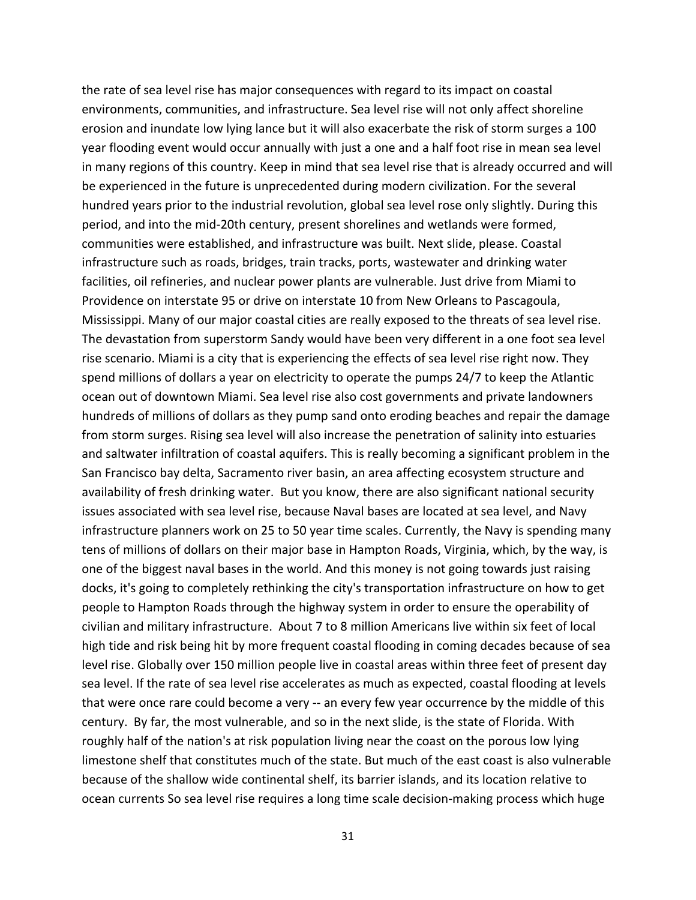the rate of sea level rise has major consequences with regard to its impact on coastal environments, communities, and infrastructure. Sea level rise will not only affect shoreline erosion and inundate low lying lance but it will also exacerbate the risk of storm surges a 100 year flooding event would occur annually with just a one and a half foot rise in mean sea level in many regions of this country. Keep in mind that sea level rise that is already occurred and will be experienced in the future is unprecedented during modern civilization. For the several hundred years prior to the industrial revolution, global sea level rose only slightly. During this period, and into the mid-20th century, present shorelines and wetlands were formed, communities were established, and infrastructure was built. Next slide, please. Coastal infrastructure such as roads, bridges, train tracks, ports, wastewater and drinking water facilities, oil refineries, and nuclear power plants are vulnerable. Just drive from Miami to Providence on interstate 95 or drive on interstate 10 from New Orleans to Pascagoula, Mississippi. Many of our major coastal cities are really exposed to the threats of sea level rise. The devastation from superstorm Sandy would have been very different in a one foot sea level rise scenario. Miami is a city that is experiencing the effects of sea level rise right now. They spend millions of dollars a year on electricity to operate the pumps 24/7 to keep the Atlantic ocean out of downtown Miami. Sea level rise also cost governments and private landowners hundreds of millions of dollars as they pump sand onto eroding beaches and repair the damage from storm surges. Rising sea level will also increase the penetration of salinity into estuaries and saltwater infiltration of coastal aquifers. This is really becoming a significant problem in the San Francisco bay delta, Sacramento river basin, an area affecting ecosystem structure and availability of fresh drinking water. But you know, there are also significant national security issues associated with sea level rise, because Naval bases are located at sea level, and Navy infrastructure planners work on 25 to 50 year time scales. Currently, the Navy is spending many tens of millions of dollars on their major base in Hampton Roads, Virginia, which, by the way, is one of the biggest naval bases in the world. And this money is not going towards just raising docks, it's going to completely rethinking the city's transportation infrastructure on how to get people to Hampton Roads through the highway system in order to ensure the operability of civilian and military infrastructure. About 7 to 8 million Americans live within six feet of local high tide and risk being hit by more frequent coastal flooding in coming decades because of sea level rise. Globally over 150 million people live in coastal areas within three feet of present day sea level. If the rate of sea level rise accelerates as much as expected, coastal flooding at levels that were once rare could become a very -- an every few year occurrence by the middle of this century. By far, the most vulnerable, and so in the next slide, is the state of Florida. With roughly half of the nation's at risk population living near the coast on the porous low lying limestone shelf that constitutes much of the state. But much of the east coast is also vulnerable because of the shallow wide continental shelf, its barrier islands, and its location relative to ocean currents So sea level rise requires a long time scale decision-making process which huge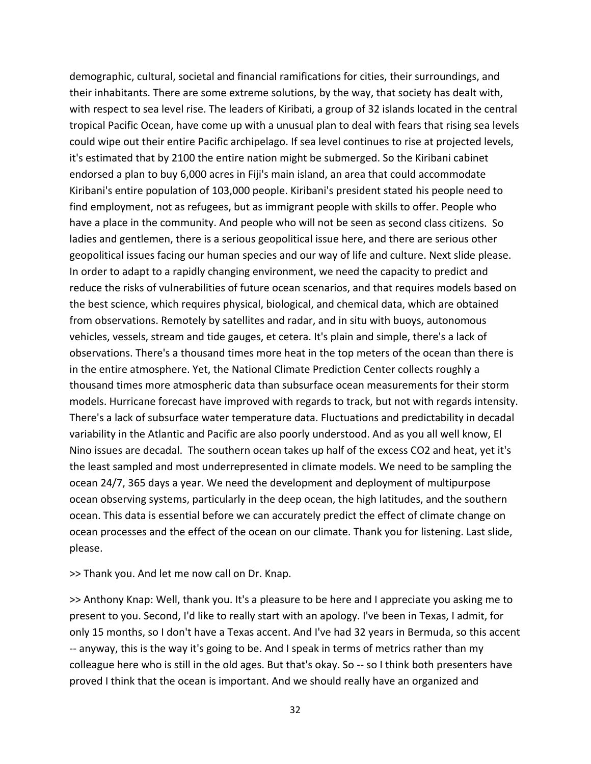demographic, cultural, societal and financial ramifications for cities, their surroundings, and their inhabitants. There are some extreme solutions, by the way, that society has dealt with, with respect to sea level rise. The leaders of Kiribati, a group of 32 islands located in the central tropical Pacific Ocean, have come up with a unusual plan to deal with fears that rising sea levels could wipe out their entire Pacific archipelago. If sea level continues to rise at projected levels, it's estimated that by 2100 the entire nation might be submerged. So the Kiribani cabinet endorsed a plan to buy 6,000 acres in Fiji's main island, an area that could accommodate Kiribani's entire population of 103,000 people. Kiribani's president stated his people need to find employment, not as refugees, but as immigrant people with skills to offer. People who have a place in the community. And people who will not be seen as second class citizens. So ladies and gentlemen, there is a serious geopolitical issue here, and there are serious other geopolitical issues facing our human species and our way of life and culture. Next slide please. In order to adapt to a rapidly changing environment, we need the capacity to predict and reduce the risks of vulnerabilities of future ocean scenarios, and that requires models based on the best science, which requires physical, biological, and chemical data, which are obtained from observations. Remotely by satellites and radar, and in situ with buoys, autonomous vehicles, vessels, stream and tide gauges, et cetera. It's plain and simple, there's a lack of observations. There's a thousand times more heat in the top meters of the ocean than there is in the entire atmosphere. Yet, the National Climate Prediction Center collects roughly a thousand times more atmospheric data than subsurface ocean measurements for their storm models. Hurricane forecast have improved with regards to track, but not with regards intensity. There's a lack of subsurface water temperature data. Fluctuations and predictability in decadal variability in the Atlantic and Pacific are also poorly understood. And as you all well know, El Nino issues are decadal. The southern ocean takes up half of the excess CO2 and heat, yet it's the least sampled and most underrepresented in climate models. We need to be sampling the ocean 24/7, 365 days a year. We need the development and deployment of multipurpose ocean observing systems, particularly in the deep ocean, the high latitudes, and the southern ocean. This data is essential before we can accurately predict the effect of climate change on ocean processes and the effect of the ocean on our climate. Thank you for listening. Last slide, please.

>> Thank you. And let me now call on Dr. Knap.

>> Anthony Knap: Well, thank you. It's a pleasure to be here and I appreciate you asking me to present to you. Second, I'd like to really start with an apology. I've been in Texas, I admit, for only 15 months, so I don't have a Texas accent. And I've had 32 years in Bermuda, so this accent -- anyway, this is the way it's going to be. And I speak in terms of metrics rather than my colleague here who is still in the old ages. But that's okay. So -- so I think both presenters have proved I think that the ocean is important. And we should really have an organized and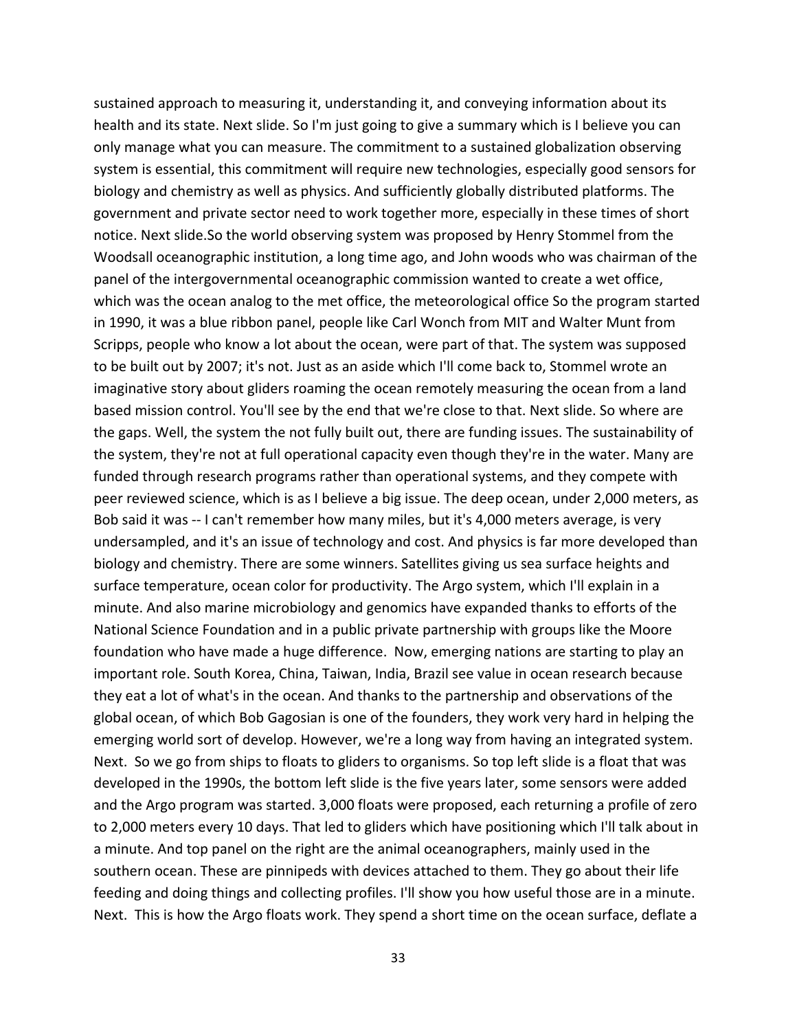sustained approach to measuring it, understanding it, and conveying information about its health and its state. Next slide. So I'm just going to give a summary which is I believe you can only manage what you can measure. The commitment to a sustained globalization observing system is essential, this commitment will require new technologies, especially good sensors for biology and chemistry as well as physics. And sufficiently globally distributed platforms. The government and private sector need to work together more, especially in these times of short notice. Next slide.So the world observing system was proposed by Henry Stommel from the Woodsall oceanographic institution, a long time ago, and John woods who was chairman of the panel of the intergovernmental oceanographic commission wanted to create a wet office, which was the ocean analog to the met office, the meteorological office So the program started in 1990, it was a blue ribbon panel, people like Carl Wonch from MIT and Walter Munt from Scripps, people who know a lot about the ocean, were part of that. The system was supposed to be built out by 2007; it's not. Just as an aside which I'll come back to, Stommel wrote an imaginative story about gliders roaming the ocean remotely measuring the ocean from a land based mission control. You'll see by the end that we're close to that. Next slide. So where are the gaps. Well, the system the not fully built out, there are funding issues. The sustainability of the system, they're not at full operational capacity even though they're in the water. Many are funded through research programs rather than operational systems, and they compete with peer reviewed science, which is as I believe a big issue. The deep ocean, under 2,000 meters, as Bob said it was -- I can't remember how many miles, but it's 4,000 meters average, is very undersampled, and it's an issue of technology and cost. And physics is far more developed than biology and chemistry. There are some winners. Satellites giving us sea surface heights and surface temperature, ocean color for productivity. The Argo system, which I'll explain in a minute. And also marine microbiology and genomics have expanded thanks to efforts of the National Science Foundation and in a public private partnership with groups like the Moore foundation who have made a huge difference. Now, emerging nations are starting to play an important role. South Korea, China, Taiwan, India, Brazil see value in ocean research because they eat a lot of what's in the ocean. And thanks to the partnership and observations of the global ocean, of which Bob Gagosian is one of the founders, they work very hard in helping the emerging world sort of develop. However, we're a long way from having an integrated system. Next. So we go from ships to floats to gliders to organisms. So top left slide is a float that was developed in the 1990s, the bottom left slide is the five years later, some sensors were added and the Argo program was started. 3,000 floats were proposed, each returning a profile of zero to 2,000 meters every 10 days. That led to gliders which have positioning which I'll talk about in a minute. And top panel on the right are the animal oceanographers, mainly used in the southern ocean. These are pinnipeds with devices attached to them. They go about their life feeding and doing things and collecting profiles. I'll show you how useful those are in a minute. Next. This is how the Argo floats work. They spend a short time on the ocean surface, deflate a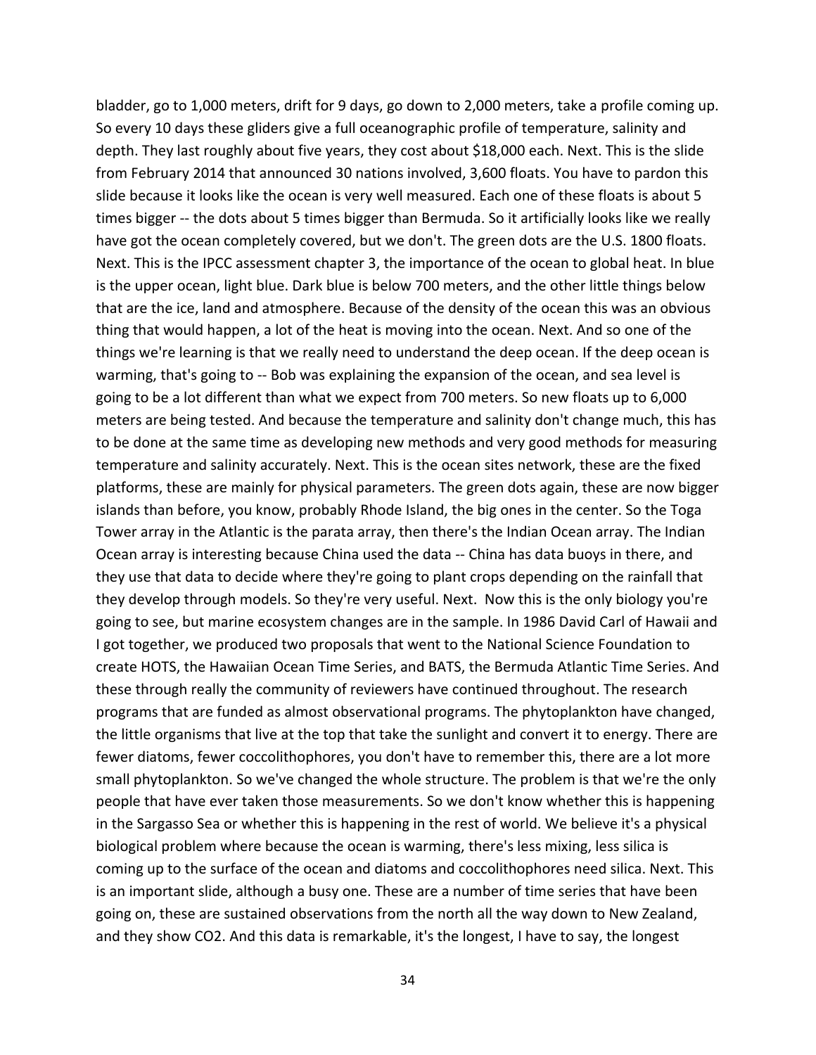bladder, go to 1,000 meters, drift for 9 days, go down to 2,000 meters, take a profile coming up. So every 10 days these gliders give a full oceanographic profile of temperature, salinity and depth. They last roughly about five years, they cost about $18,000 each. Next. This is the slide from February 2014 that announced 30 nations involved, 3,600 floats. You have to pardon this slide because it looks like the ocean is very well measured. Each one of these floats is about 5 times bigger -- the dots about 5 times bigger than Bermuda. So it artificially looks like we really have got the ocean completely covered, but we don't. The green dots are the U.S. 1800 floats. Next. This is the IPCC assessment chapter 3, the importance of the ocean to global heat. In blue is the upper ocean, light blue. Dark blue is below 700 meters, and the other little things below that are the ice, land and atmosphere. Because of the density of the ocean this was an obvious thing that would happen, a lot of the heat is moving into the ocean. Next. And so one of the things we're learning is that we really need to understand the deep ocean. If the deep ocean is warming, that's going to -- Bob was explaining the expansion of the ocean, and sea level is going to be a lot different than what we expect from 700 meters. So new floats up to 6,000 meters are being tested. And because the temperature and salinity don't change much, this has to be done at the same time as developing new methods and very good methods for measuring temperature and salinity accurately. Next. This is the ocean sites network, these are the fixed platforms, these are mainly for physical parameters. The green dots again, these are now bigger islands than before, you know, probably Rhode Island, the big ones in the center. So the Toga Tower array in the Atlantic is the parata array, then there's the Indian Ocean array. The Indian Ocean array is interesting because China used the data -- China has data buoys in there, and they use that data to decide where they're going to plant crops depending on the rainfall that they develop through models. So they're very useful. Next. Now this is the only biology you're going to see, but marine ecosystem changes are in the sample. In 1986 David Carl of Hawaii and I got together, we produced two proposals that went to the National Science Foundation to create HOTS, the Hawaiian Ocean Time Series, and BATS, the Bermuda Atlantic Time Series. And these through really the community of reviewers have continued throughout. The research programs that are funded as almost observational programs. The phytoplankton have changed, the little organisms that live at the top that take the sunlight and convert it to energy. There are fewer diatoms, fewer coccolithophores, you don't have to remember this, there are a lot more small phytoplankton. So we've changed the whole structure. The problem is that we're the only people that have ever taken those measurements. So we don't know whether this is happening in the Sargasso Sea or whether this is happening in the rest of world. We believe it's a physical biological problem where because the ocean is warming, there's less mixing, less silica is coming up to the surface of the ocean and diatoms and coccolithophores need silica. Next. This is an important slide, although a busy one. These are a number of time series that have been going on, these are sustained observations from the north all the way down to New Zealand, and they show $CO_2$. And this data is remarkable, it's the longest, I have to say, the longest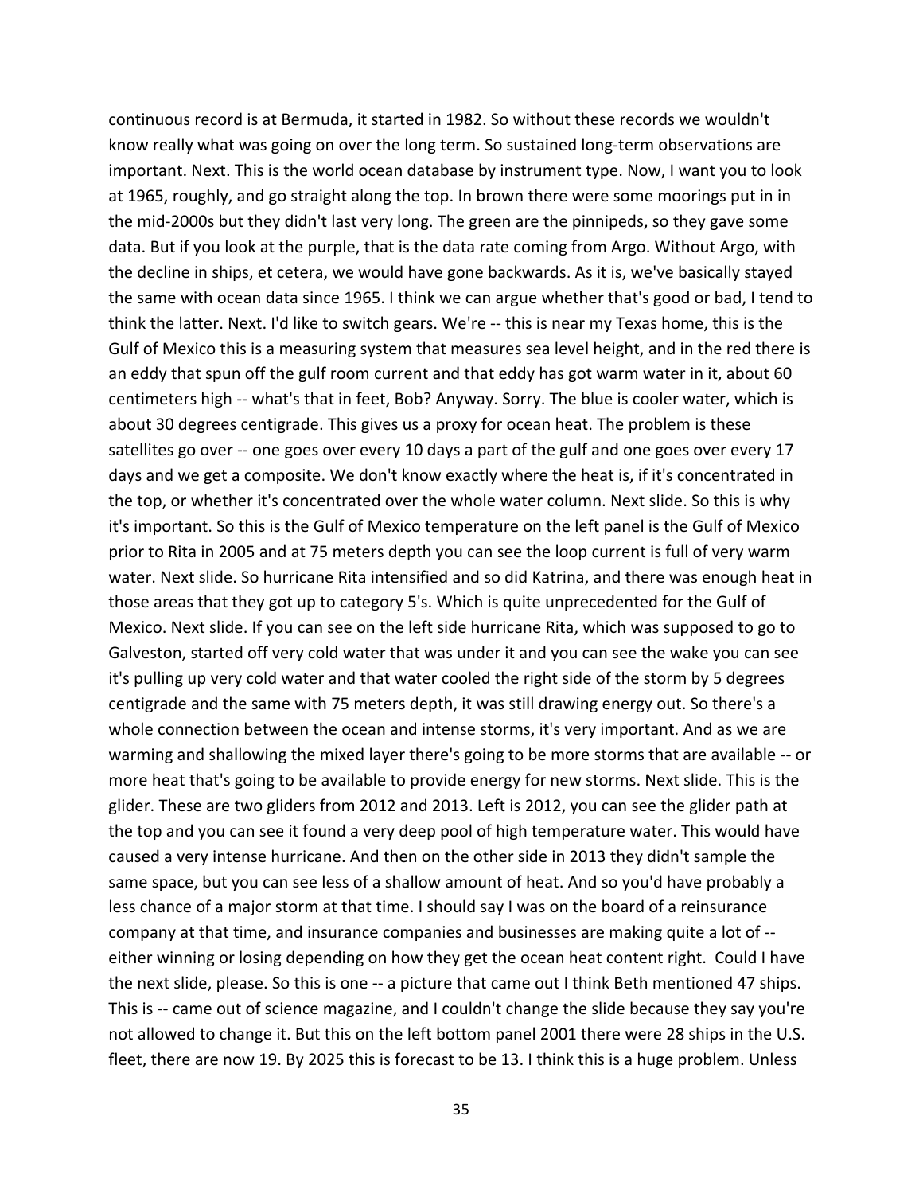continuous record is at Bermuda, it started in 1982. So without these records we wouldn't know really what was going on over the long term. So sustained long-term observations are important. Next. This is the world ocean database by instrument type. Now, I want you to look at 1965, roughly, and go straight along the top. In brown there were some moorings put in in the mid-2000s but they didn't last very long. The green are the pinnipeds, so they gave some data. But if you look at the purple, that is the data rate coming from Argo. Without Argo, with the decline in ships, et cetera, we would have gone backwards. As it is, we've basically stayed the same with ocean data since 1965. I think we can argue whether that's good or bad, I tend to think the latter. Next. I'd like to switch gears. We're -- this is near my Texas home, this is the Gulf of Mexico this is a measuring system that measures sea level height, and in the red there is an eddy that spun off the gulf room current and that eddy has got warm water in it, about 60 centimeters high -- what's that in feet, Bob? Anyway. Sorry. The blue is cooler water, which is about 30 degrees centigrade. This gives us a proxy for ocean heat. The problem is these satellites go over -- one goes over every 10 days a part of the gulf and one goes over every 17 days and we get a composite. We don't know exactly where the heat is, if it's concentrated in the top, or whether it's concentrated over the whole water column. Next slide. So this is why it's important. So this is the Gulf of Mexico temperature on the left panel is the Gulf of Mexico prior to Rita in 2005 and at 75 meters depth you can see the loop current is full of very warm water. Next slide. So hurricane Rita intensified and so did Katrina, and there was enough heat in those areas that they got up to category 5's. Which is quite unprecedented for the Gulf of Mexico. Next slide. If you can see on the left side hurricane Rita, which was supposed to go to Galveston, started off very cold water that was under it and you can see the wake you can see it's pulling up very cold water and that water cooled the right side of the storm by 5 degrees centigrade and the same with 75 meters depth, it was still drawing energy out. So there's a whole connection between the ocean and intense storms, it's very important. And as we are warming and shallowing the mixed layer there's going to be more storms that are available -- or more heat that's going to be available to provide energy for new storms. Next slide. This is the glider. These are two gliders from 2012 and 2013. Left is 2012, you can see the glider path at the top and you can see it found a very deep pool of high temperature water. This would have caused a very intense hurricane. And then on the other side in 2013 they didn't sample the same space, but you can see less of a shallow amount of heat. And so you'd have probably a less chance of a major storm at that time. I should say I was on the board of a reinsurance company at that time, and insurance companies and businesses are making quite a lot of -- either winning or losing depending on how they get the ocean heat content right. Could I have the next slide, please. So this is one -- a picture that came out I think Beth mentioned 47 ships. This is -- came out of science magazine, and I couldn't change the slide because they say you're not allowed to change it. But this on the left bottom panel 2001 there were 28 ships in the U.S. fleet, there are now 19. By 2025 this is forecast to be 13. I think this is a huge problem. Unless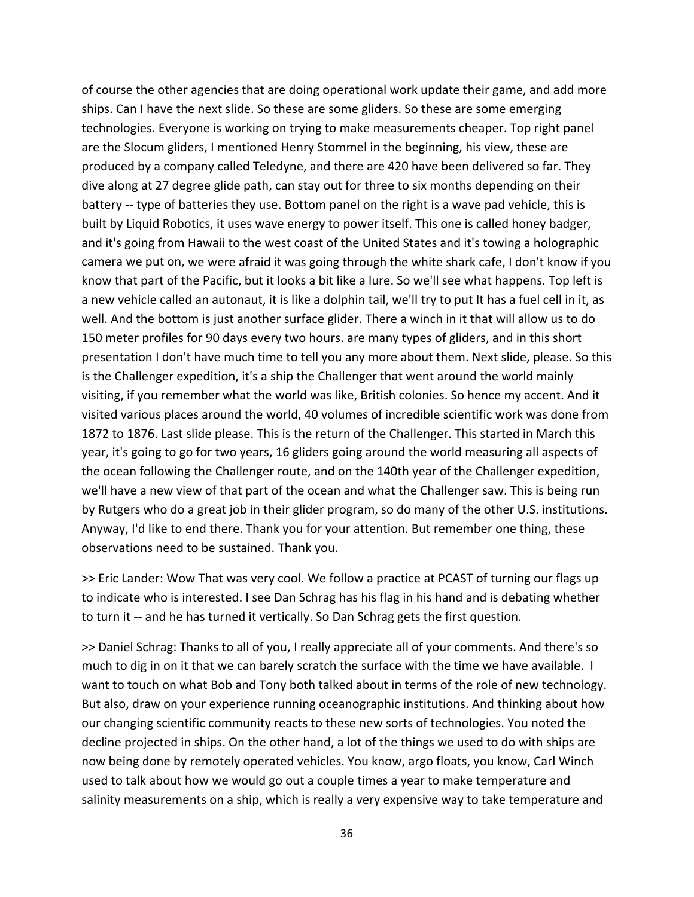of course the other agencies that are doing operational work update their game, and add more ships. Can I have the next slide. So these are some gliders. So these are some emerging technologies. Everyone is working on trying to make measurements cheaper. Top right panel are the Slocum gliders, I mentioned Henry Stommel in the beginning, his view, these are produced by a company called Teledyne, and there are 420 have been delivered so far. They dive along at 27 degree glide path, can stay out for three to six months depending on their battery -- type of batteries they use. Bottom panel on the right is a wave pad vehicle, this is built by Liquid Robotics, it uses wave energy to power itself. This one is called honey badger, and it's going from Hawaii to the west coast of the United States and it's towing a holographic camera we put on, we were afraid it was going through the white shark cafe, I don't know if you know that part of the Pacific, but it looks a bit like a lure. So we'll see what happens. Top left is a new vehicle called an autonaut, it is like a dolphin tail, we'll try to put It has a fuel cell in it, as well. And the bottom is just another surface glider. There a winch in it that will allow us to do 150 meter profiles for 90 days every two hours. are many types of gliders, and in this short presentation I don't have much time to tell you any more about them. Next slide, please. So this is the Challenger expedition, it's a ship the Challenger that went around the world mainly visiting, if you remember what the world was like, British colonies. So hence my accent. And it visited various places around the world, 40 volumes of incredible scientific work was done from 1872 to 1876. Last slide please. This is the return of the Challenger. This started in March this year, it's going to go for two years, 16 gliders going around the world measuring all aspects of the ocean following the Challenger route, and on the 140th year of the Challenger expedition, we'll have a new view of that part of the ocean and what the Challenger saw. This is being run by Rutgers who do a great job in their glider program, so do many of the other U.S. institutions. Anyway, I'd like to end there. Thank you for your attention. But remember one thing, these observations need to be sustained. Thank you.

>> Eric Lander: Wow That was very cool. We follow a practice at PCAST of turning our flags up to indicate who is interested. I see Dan Schrag has his flag in his hand and is debating whether to turn it -- and he has turned it vertically. So Dan Schrag gets the first question.

>> Daniel Schrag: Thanks to all of you, I really appreciate all of your comments. And there's so much to dig in on it that we can barely scratch the surface with the time we have available. I want to touch on what Bob and Tony both talked about in terms of the role of new technology. But also, draw on your experience running oceanographic institutions. And thinking about how our changing scientific community reacts to these new sorts of technologies. You noted the decline projected in ships. On the other hand, a lot of the things we used to do with ships are now being done by remotely operated vehicles. You know, argo floats, you know, Carl Winch used to talk about how we would go out a couple times a year to make temperature and salinity measurements on a ship, which is really a very expensive way to take temperature and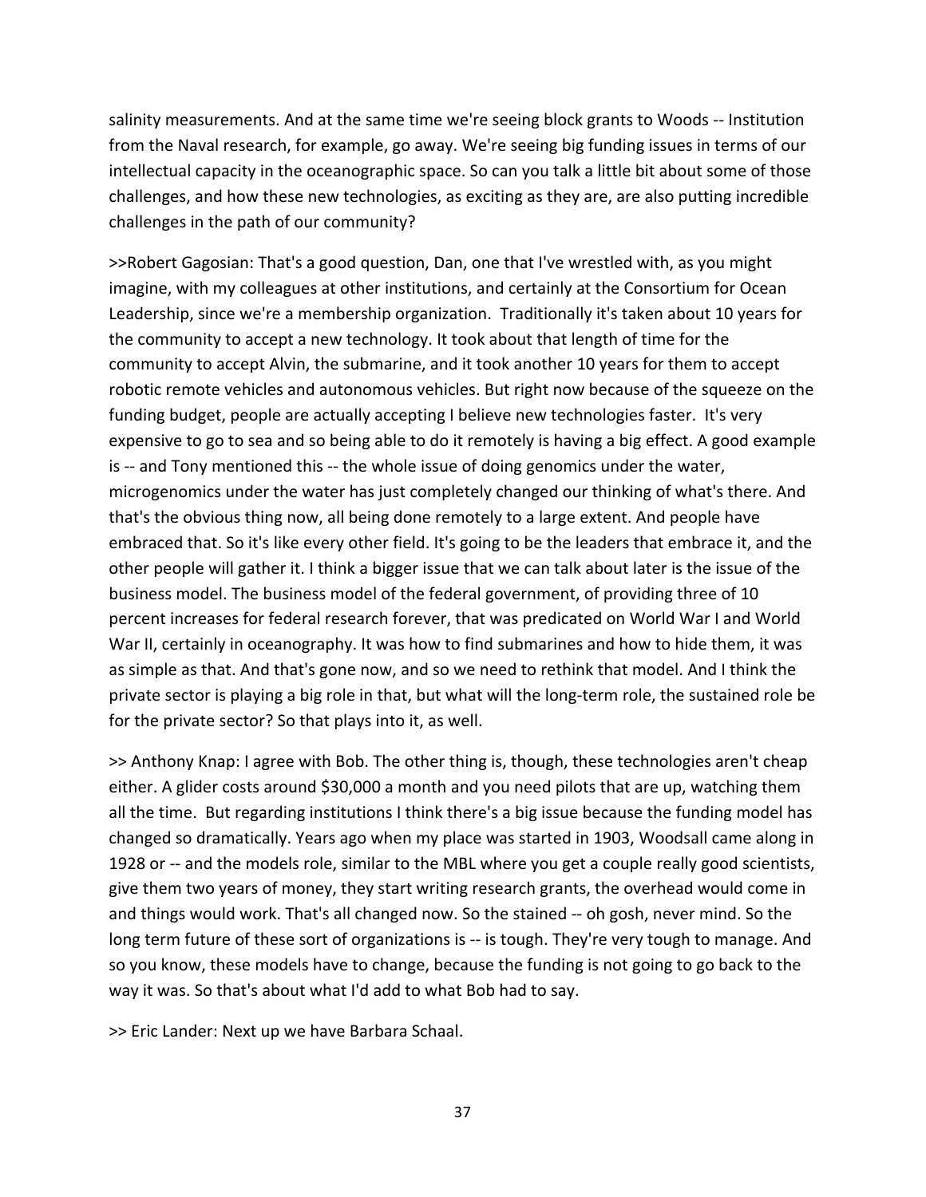salinity measurements. And at the same time we're seeing block grants to Woods -- Institution from the Naval research, for example, go away. We're seeing big funding issues in terms of our intellectual capacity in the oceanographic space. So can you talk a little bit about some of those challenges, and how these new technologies, as exciting as they are, are also putting incredible challenges in the path of our community?

>>Robert Gagosian: That's a good question, Dan, one that I've wrestled with, as you might imagine, with my colleagues at other institutions, and certainly at the Consortium for Ocean Leadership, since we're a membership organization.  Traditionally it's taken about 10 years for the community to accept a new technology. It took about that length of time for the community to accept Alvin, the submarine, and it took another 10 years for them to accept robotic remote vehicles and autonomous vehicles. But right now because of the squeeze on the funding budget, people are actually accepting I believe new technologies faster.  It's very expensive to go to sea and so being able to do it remotely is having a big effect. A good example is -- and Tony mentioned this -- the whole issue of doing genomics under the water, microgenomics under the water has just completely changed our thinking of what's there. And that's the obvious thing now, all being done remotely to a large extent. And people have embraced that. So it's like every other field. It's going to be the leaders that embrace it, and the other people will gather it. I think a bigger issue that we can talk about later is the issue of the business model. The business model of the federal government, of providing three of 10 percent increases for federal research forever, that was predicated on World War I and World War II, certainly in oceanography. It was how to find submarines and how to hide them, it was as simple as that. And that's gone now, and so we need to rethink that model. And I think the private sector is playing a big role in that, but what will the long-term role, the sustained role be for the private sector? So that plays into it, as well.

>> Anthony Knap: I agree with Bob. The other thing is, though, these technologies aren't cheap either. A glider costs around $30,000 a month and you need pilots that are up, watching them all the time.  But regarding institutions I think there's a big issue because the funding model has changed so dramatically. Years ago when my place was started in 1903, Woodsall came along in 1928 or -- and the models role, similar to the MBL where you get a couple really good scientists, give them two years of money, they start writing research grants, the overhead would come in and things would work. That's all changed now. So the stained -- oh gosh, never mind. So the long term future of these sort of organizations is -- is tough. They're very tough to manage. And so you know, these models have to change, because the funding is not going to go back to the way it was. So that's about what I'd add to what Bob had to say.

>> Eric Lander: Next up we have Barbara Schaal.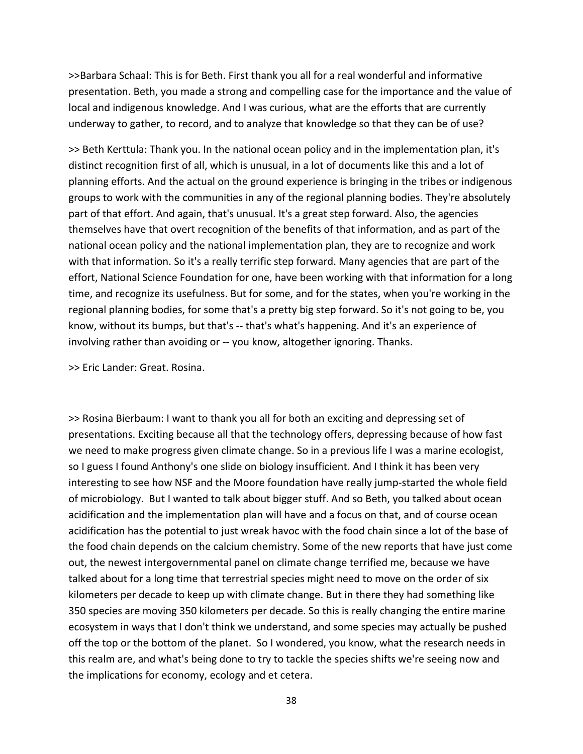>>Barbara Schaal: This is for Beth. First thank you all for a real wonderful and informative presentation. Beth, you made a strong and compelling case for the importance and the value of local and indigenous knowledge. And I was curious, what are the efforts that are currently underway to gather, to record, and to analyze that knowledge so that they can be of use?

>> Beth Kerttula: Thank you. In the national ocean policy and in the implementation plan, it's distinct recognition first of all, which is unusual, in a lot of documents like this and a lot of planning efforts. And the actual on the ground experience is bringing in the tribes or indigenous groups to work with the communities in any of the regional planning bodies. They're absolutely part of that effort. And again, that's unusual. It's a great step forward. Also, the agencies themselves have that overt recognition of the benefits of that information, and as part of the national ocean policy and the national implementation plan, they are to recognize and work with that information. So it's a really terrific step forward. Many agencies that are part of the effort, National Science Foundation for one, have been working with that information for a long time, and recognize its usefulness. But for some, and for the states, when you're working in the regional planning bodies, for some that's a pretty big step forward. So it's not going to be, you know, without its bumps, but that's -- that's what's happening. And it's an experience of involving rather than avoiding or -- you know, altogether ignoring. Thanks.

>> Eric Lander: Great. Rosina.

>> Rosina Bierbaum: I want to thank you all for both an exciting and depressing set of presentations. Exciting because all that the technology offers, depressing because of how fast we need to make progress given climate change. So in a previous life I was a marine ecologist, so I guess I found Anthony's one slide on biology insufficient. And I think it has been very interesting to see how NSF and the Moore foundation have really jump-started the whole field of microbiology. But I wanted to talk about bigger stuff. And so Beth, you talked about ocean acidification and the implementation plan will have and a focus on that, and of course ocean acidification has the potential to just wreak havoc with the food chain since a lot of the base of the food chain depends on the calcium chemistry. Some of the new reports that have just come out, the newest intergovernmental panel on climate change terrified me, because we have talked about for a long time that terrestrial species might need to move on the order of six kilometers per decade to keep up with climate change. But in there they had something like 350 species are moving 350 kilometers per decade. So this is really changing the entire marine ecosystem in ways that I don't think we understand, and some species may actually be pushed off the top or the bottom of the planet. So I wondered, you know, what the research needs in this realm are, and what's being done to try to tackle the species shifts we're seeing now and the implications for economy, ecology and et cetera.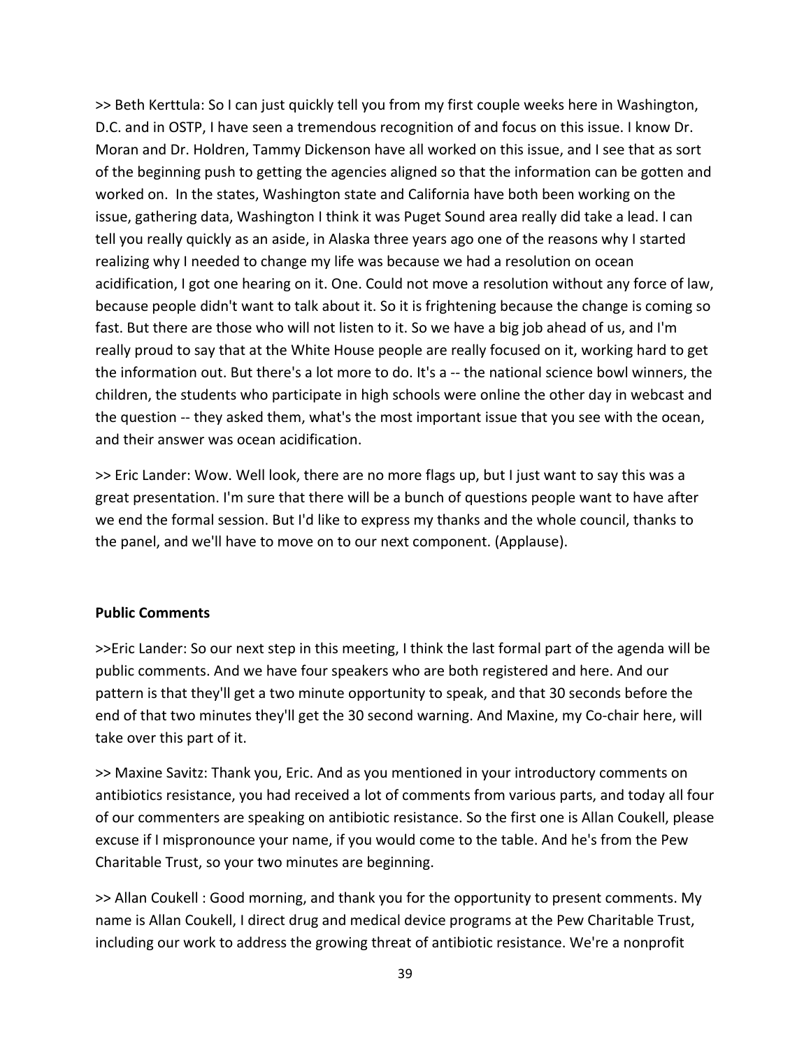>> Beth Kerttula: So I can just quickly tell you from my first couple weeks here in Washington, D.C. and in OSTP, I have seen a tremendous recognition of and focus on this issue. I know Dr. Moran and Dr. Holdren, Tammy Dickenson have all worked on this issue, and I see that as sort of the beginning push to getting the agencies aligned so that the information can be gotten and worked on. In the states, Washington state and California have both been working on the issue, gathering data, Washington I think it was Puget Sound area really did take a lead. I can tell you really quickly as an aside, in Alaska three years ago one of the reasons why I started realizing why I needed to change my life was because we had a resolution on ocean acidification, I got one hearing on it. One. Could not move a resolution without any force of law, because people didn't want to talk about it. So it is frightening because the change is coming so fast. But there are those who will not listen to it. So we have a big job ahead of us, and I'm really proud to say that at the White House people are really focused on it, working hard to get the information out. But there's a lot more to do. It's a -- the national science bowl winners, the children, the students who participate in high schools were online the other day in webcast and the question -- they asked them, what's the most important issue that you see with the ocean, and their answer was ocean acidification.

>> Eric Lander: Wow. Well look, there are no more flags up, but I just want to say this was a great presentation. I'm sure that there will be a bunch of questions people want to have after we end the formal session. But I'd like to express my thanks and the whole council, thanks to the panel, and we'll have to move on to our next component. (Applause).

**Public Comments**

>>Eric Lander: So our next step in this meeting, I think the last formal part of the agenda will be public comments. And we have four speakers who are both registered and here. And our pattern is that they'll get a two minute opportunity to speak, and that 30 seconds before the end of that two minutes they'll get the 30 second warning. And Maxine, my Co-chair here, will take over this part of it.

>> Maxine Savitz: Thank you, Eric. And as you mentioned in your introductory comments on antibiotics resistance, you had received a lot of comments from various parts, and today all four of our commenters are speaking on antibiotic resistance. So the first one is Allan Coukell, please excuse if I mispronounce your name, if you would come to the table. And he's from the Pew Charitable Trust, so your two minutes are beginning.

>> Allan Coukell : Good morning, and thank you for the opportunity to present comments. My name is Allan Coukell, I direct drug and medical device programs at the Pew Charitable Trust, including our work to address the growing threat of antibiotic resistance. We're a nonprofit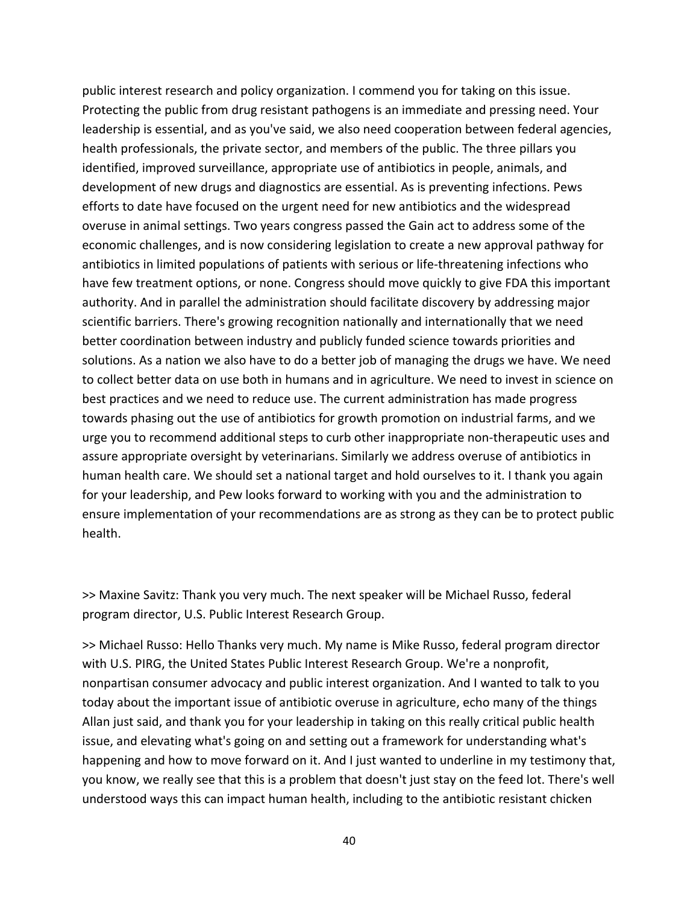public interest research and policy organization. I commend you for taking on this issue. Protecting the public from drug resistant pathogens is an immediate and pressing need. Your leadership is essential, and as you've said, we also need cooperation between federal agencies, health professionals, the private sector, and members of the public. The three pillars you identified, improved surveillance, appropriate use of antibiotics in people, animals, and development of new drugs and diagnostics are essential. As is preventing infections. Pews efforts to date have focused on the urgent need for new antibiotics and the widespread overuse in animal settings. Two years congress passed the Gain act to address some of the economic challenges, and is now considering legislation to create a new approval pathway for antibiotics in limited populations of patients with serious or life-threatening infections who have few treatment options, or none. Congress should move quickly to give FDA this important authority. And in parallel the administration should facilitate discovery by addressing major scientific barriers. There's growing recognition nationally and internationally that we need better coordination between industry and publicly funded science towards priorities and solutions. As a nation we also have to do a better job of managing the drugs we have. We need to collect better data on use both in humans and in agriculture. We need to invest in science on best practices and we need to reduce use. The current administration has made progress towards phasing out the use of antibiotics for growth promotion on industrial farms, and we urge you to recommend additional steps to curb other inappropriate non-therapeutic uses and assure appropriate oversight by veterinarians. Similarly we address overuse of antibiotics in human health care. We should set a national target and hold ourselves to it. I thank you again for your leadership, and Pew looks forward to working with you and the administration to ensure implementation of your recommendations are as strong as they can be to protect public health.

>> Maxine Savitz: Thank you very much. The next speaker will be Michael Russo, federal program director, U.S. Public Interest Research Group.

>> Michael Russo: Hello Thanks very much. My name is Mike Russo, federal program director with U.S. PIRG, the United States Public Interest Research Group. We're a nonprofit, nonpartisan consumer advocacy and public interest organization. And I wanted to talk to you today about the important issue of antibiotic overuse in agriculture, echo many of the things Allan just said, and thank you for your leadership in taking on this really critical public health issue, and elevating what's going on and setting out a framework for understanding what's happening and how to move forward on it. And I just wanted to underline in my testimony that, you know, we really see that this is a problem that doesn't just stay on the feed lot. There's well understood ways this can impact human health, including to the antibiotic resistant chicken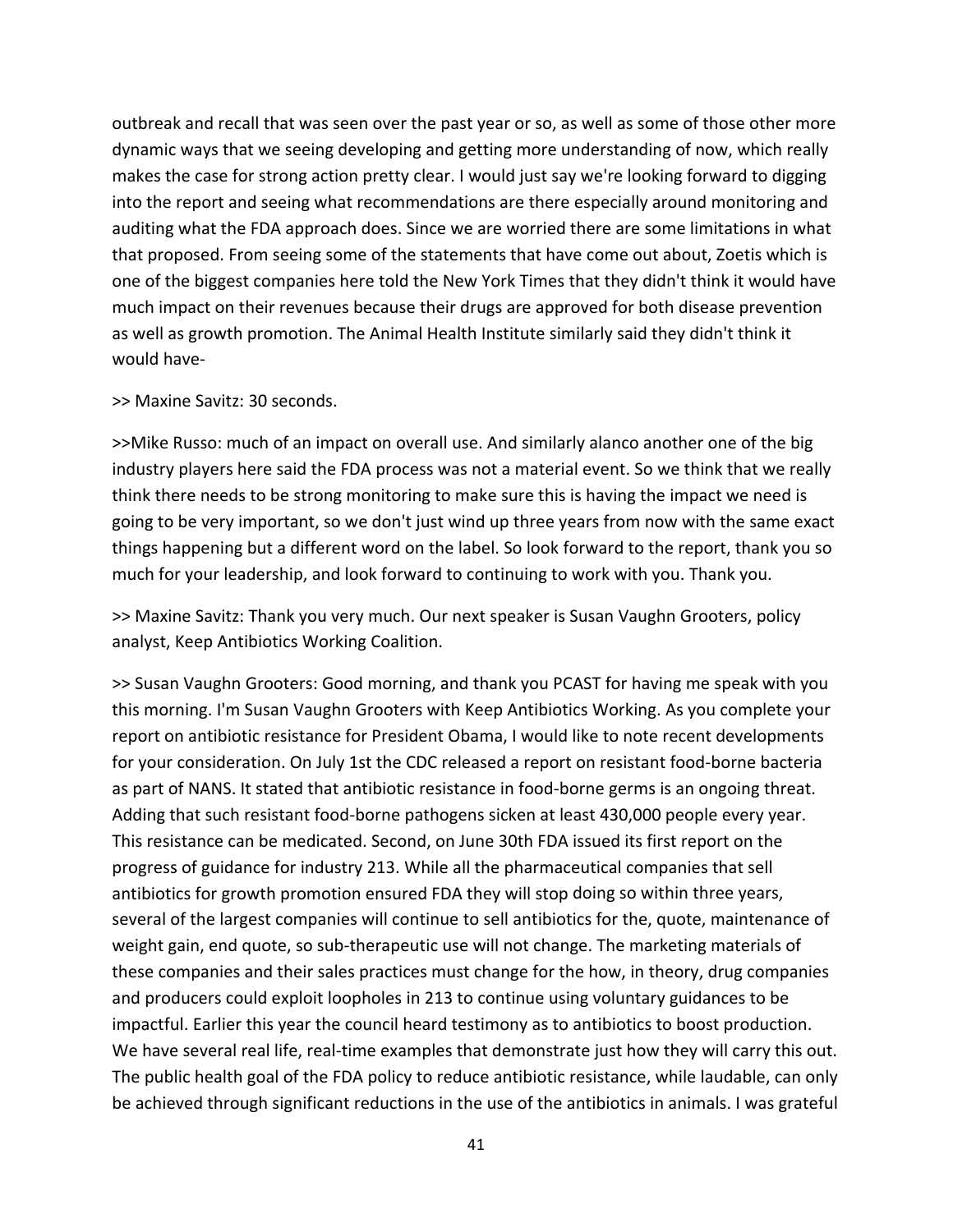outbreak and recall that was seen over the past year or so, as well as some of those other more dynamic ways that we seeing developing and getting more understanding of now, which really makes the case for strong action pretty clear. I would just say we're looking forward to digging into the report and seeing what recommendations are there especially around monitoring and auditing what the FDA approach does. Since we are worried there are some limitations in what that proposed. From seeing some of the statements that have come out about, Zoetis which is one of the biggest companies here told the New York Times that they didn't think it would have much impact on their revenues because their drugs are approved for both disease prevention as well as growth promotion. The Animal Health Institute similarly said they didn't think it would have-

>> Maxine Savitz: 30 seconds.

>>Mike Russo: much of an impact on overall use. And similarly alanco another one of the big industry players here said the FDA process was not a material event. So we think that we really think there needs to be strong monitoring to make sure this is having the impact we need is going to be very important, so we don't just wind up three years from now with the same exact things happening but a different word on the label. So look forward to the report, thank you so much for your leadership, and look forward to continuing to work with you. Thank you.

>> Maxine Savitz: Thank you very much. Our next speaker is Susan Vaughn Grooters, policy analyst, Keep Antibiotics Working Coalition.

>> Susan Vaughn Grooters: Good morning, and thank you PCAST for having me speak with you this morning. I'm Susan Vaughn Grooters with Keep Antibiotics Working. As you complete your report on antibiotic resistance for President Obama, I would like to note recent developments for your consideration. On July 1st the CDC released a report on resistant food-borne bacteria as part of NANS. It stated that antibiotic resistance in food-borne germs is an ongoing threat. Adding that such resistant food-borne pathogens sicken at least 430,000 people every year. This resistance can be medicated. Second, on June 30th FDA issued its first report on the progress of guidance for industry 213. While all the pharmaceutical companies that sell antibiotics for growth promotion ensured FDA they will stop doing so within three years, several of the largest companies will continue to sell antibiotics for the, quote, maintenance of weight gain, end quote, so sub-therapeutic use will not change. The marketing materials of these companies and their sales practices must change for the how, in theory, drug companies and producers could exploit loopholes in 213 to continue using voluntary guidances to be impactful. Earlier this year the council heard testimony as to antibiotics to boost production. We have several real life, real-time examples that demonstrate just how they will carry this out. The public health goal of the FDA policy to reduce antibiotic resistance, while laudable, can only be achieved through significant reductions in the use of the antibiotics in animals. I was grateful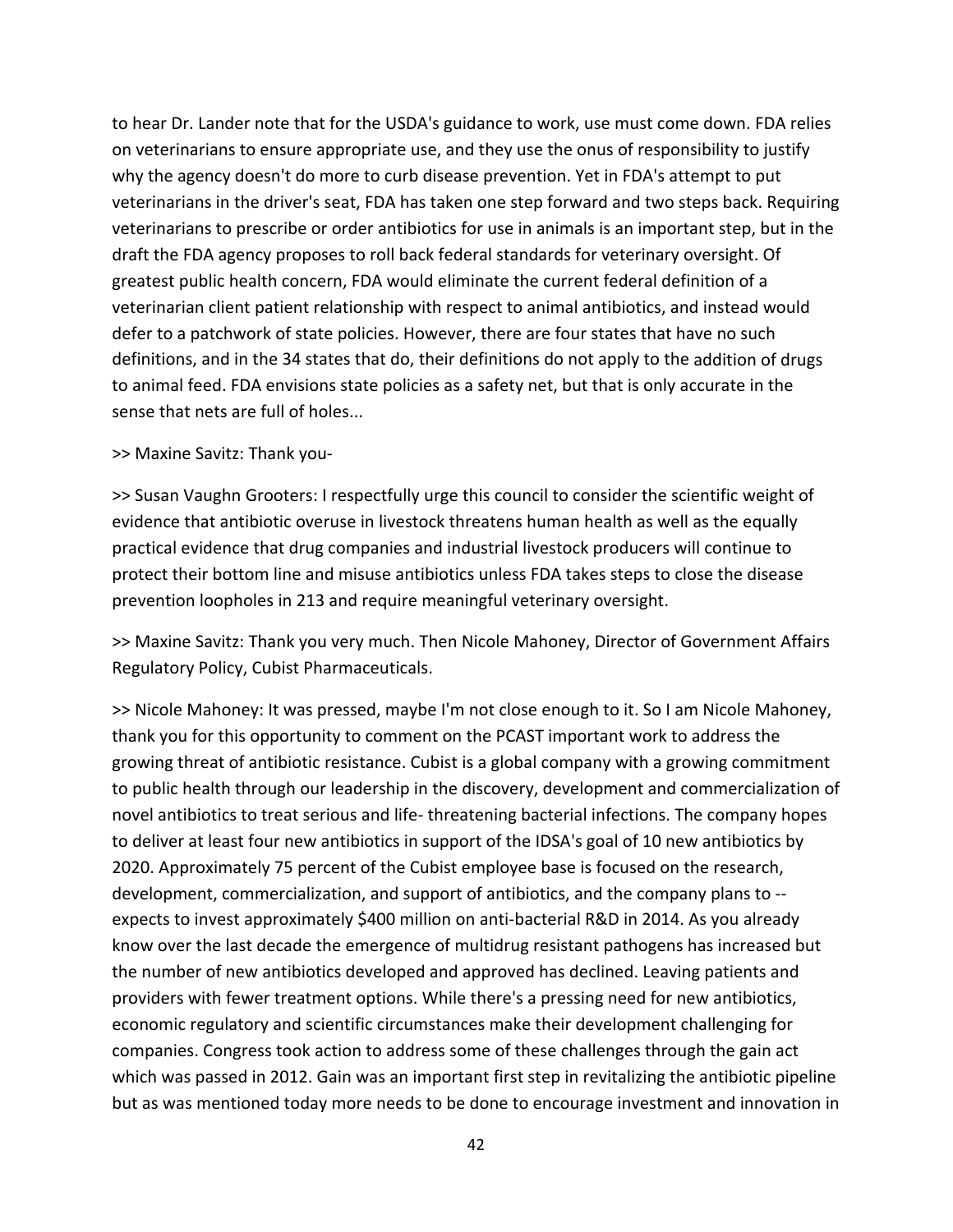to hear Dr. Lander note that for the USDA's guidance to work, use must come down. FDA relies on veterinarians to ensure appropriate use, and they use the onus of responsibility to justify why the agency doesn't do more to curb disease prevention. Yet in FDA's attempt to put veterinarians in the driver's seat, FDA has taken one step forward and two steps back. Requiring veterinarians to prescribe or order antibiotics for use in animals is an important step, but in the draft the FDA agency proposes to roll back federal standards for veterinary oversight. Of greatest public health concern, FDA would eliminate the current federal definition of a veterinarian client patient relationship with respect to animal antibiotics, and instead would defer to a patchwork of state policies. However, there are four states that have no such definitions, and in the 34 states that do, their definitions do not apply to the addition of drugs to animal feed. FDA envisions state policies as a safety net, but that is only accurate in the sense that nets are full of holes...

>> Maxine Savitz: Thank you-

>> Susan Vaughn Grooters: I respectfully urge this council to consider the scientific weight of evidence that antibiotic overuse in livestock threatens human health as well as the equally practical evidence that drug companies and industrial livestock producers will continue to protect their bottom line and misuse antibiotics unless FDA takes steps to close the disease prevention loopholes in 213 and require meaningful veterinary oversight.

>> Maxine Savitz: Thank you very much. Then Nicole Mahoney, Director of Government Affairs Regulatory Policy, Cubist Pharmaceuticals.

>> Nicole Mahoney: It was pressed, maybe I'm not close enough to it. So I am Nicole Mahoney, thank you for this opportunity to comment on the PCAST important work to address the growing threat of antibiotic resistance. Cubist is a global company with a growing commitment to public health through our leadership in the discovery, development and commercialization of novel antibiotics to treat serious and life- threatening bacterial infections. The company hopes to deliver at least four new antibiotics in support of the IDSA's goal of 10 new antibiotics by 2020. Approximately 75 percent of the Cubist employee base is focused on the research, development, commercialization, and support of antibiotics, and the company plans to -- expects to invest approximately $400 million on anti-bacterial R&D in 2014. As you already know over the last decade the emergence of multidrug resistant pathogens has increased but the number of new antibiotics developed and approved has declined. Leaving patients and providers with fewer treatment options. While there's a pressing need for new antibiotics, economic regulatory and scientific circumstances make their development challenging for companies. Congress took action to address some of these challenges through the gain act which was passed in 2012. Gain was an important first step in revitalizing the antibiotic pipeline but as was mentioned today more needs to be done to encourage investment and innovation in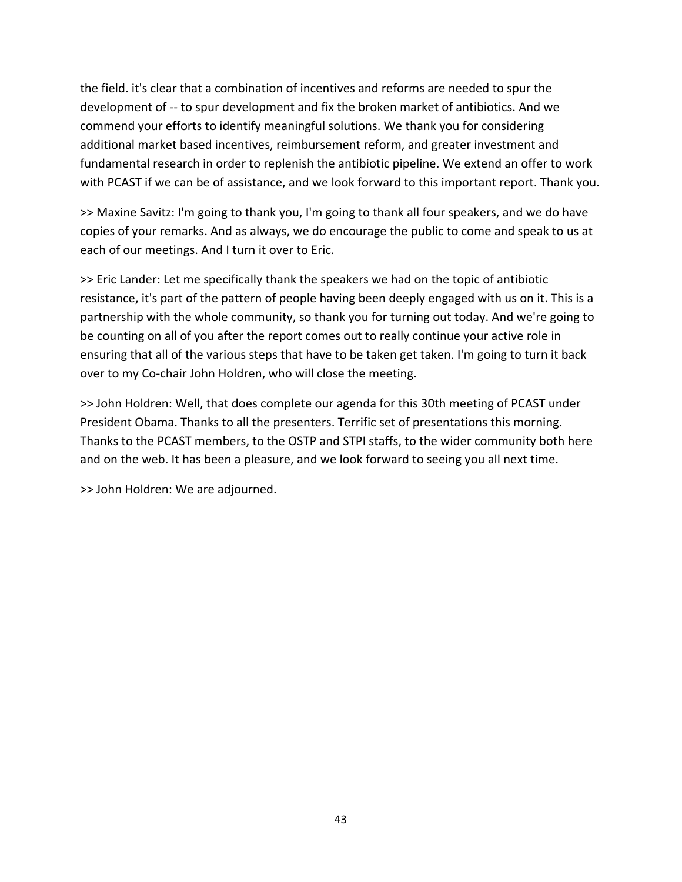the field. it's clear that a combination of incentives and reforms are needed to spur the development of -- to spur development and fix the broken market of antibiotics. And we commend your efforts to identify meaningful solutions. We thank you for considering additional market based incentives, reimbursement reform, and greater investment and fundamental research in order to replenish the antibiotic pipeline. We extend an offer to work with PCAST if we can be of assistance, and we look forward to this important report. Thank you.

>> Maxine Savitz: I'm going to thank you, I'm going to thank all four speakers, and we do have copies of your remarks. And as always, we do encourage the public to come and speak to us at each of our meetings. And I turn it over to Eric.

>> Eric Lander: Let me specifically thank the speakers we had on the topic of antibiotic resistance, it's part of the pattern of people having been deeply engaged with us on it. This is a partnership with the whole community, so thank you for turning out today. And we're going to be counting on all of you after the report comes out to really continue your active role in ensuring that all of the various steps that have to be taken get taken. I'm going to turn it back over to my Co-chair John Holdren, who will close the meeting.

>> John Holdren: Well, that does complete our agenda for this 30th meeting of PCAST under President Obama. Thanks to all the presenters. Terrific set of presentations this morning. Thanks to the PCAST members, to the OSTP and STPI staffs, to the wider community both here and on the web. It has been a pleasure, and we look forward to seeing you all next time.

>> John Holdren: We are adjourned.